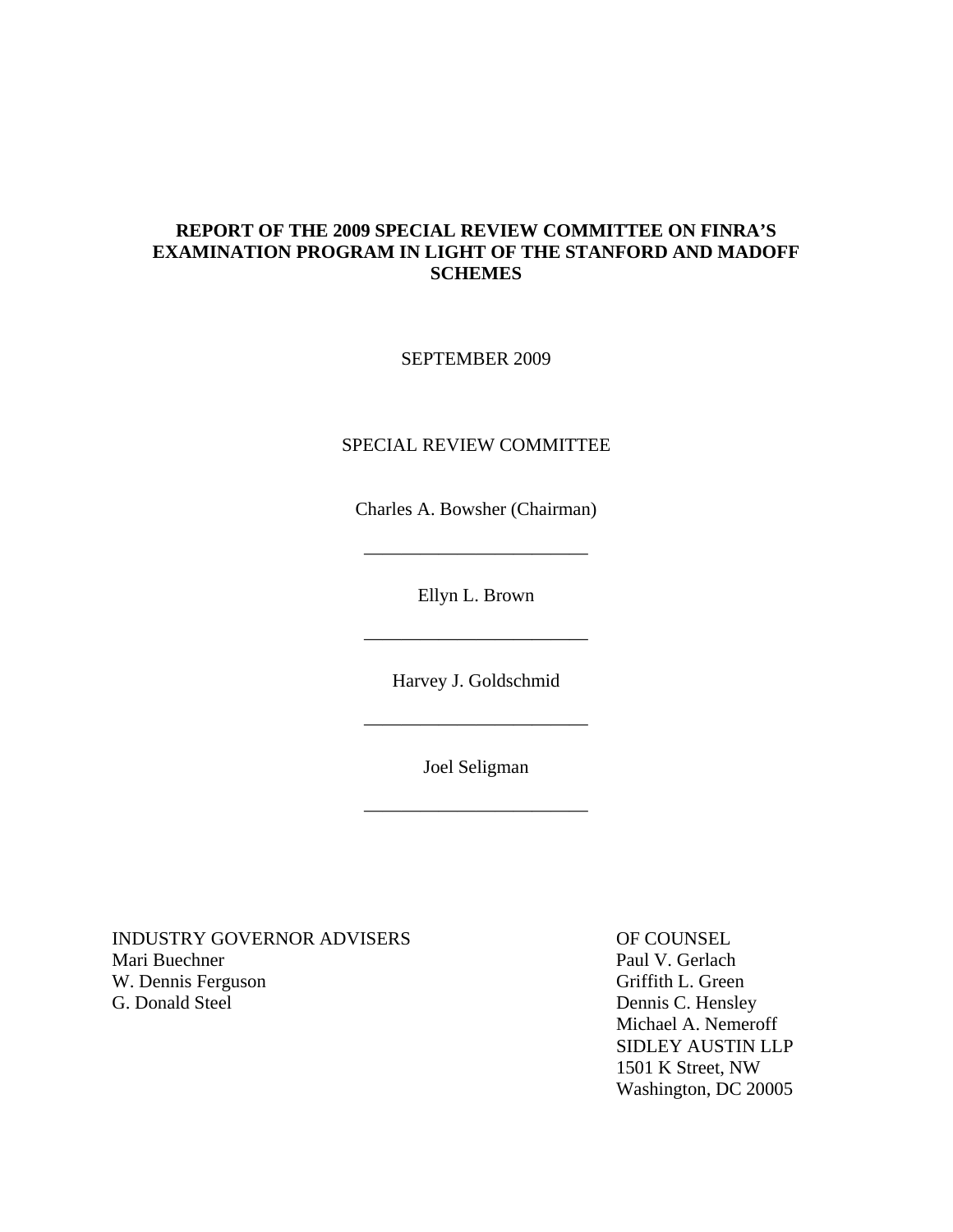# REPORT OF THE 2009 SPECIAL REVIEW COMMITTEE ON FINRA'S EXAMINATION PROGRAM IN LIGHT OF THE STANFORD AND MADOFF SCHEMES

SEPTEMBER 2009

SPECIAL REVIEW COMMITTEE

Charles A. Bowsher (Chairman)

________________________

Ellyn L. Brown

________________________

Harvey J. Goldschmid

________________________

Joel Seligman

________________________

INDUSTRY GOVERNOR ADVISERS
Mari Buechner
W. Dennis Ferguson
G. Donald Steel

OF COUNSEL
Paul V. Gerlach
Griffith L. Green
Dennis C. Hensley
Michael A. Nemeroff
SIDLEY AUSTIN LLP
1501 K Street, NW
Washington, DC 20005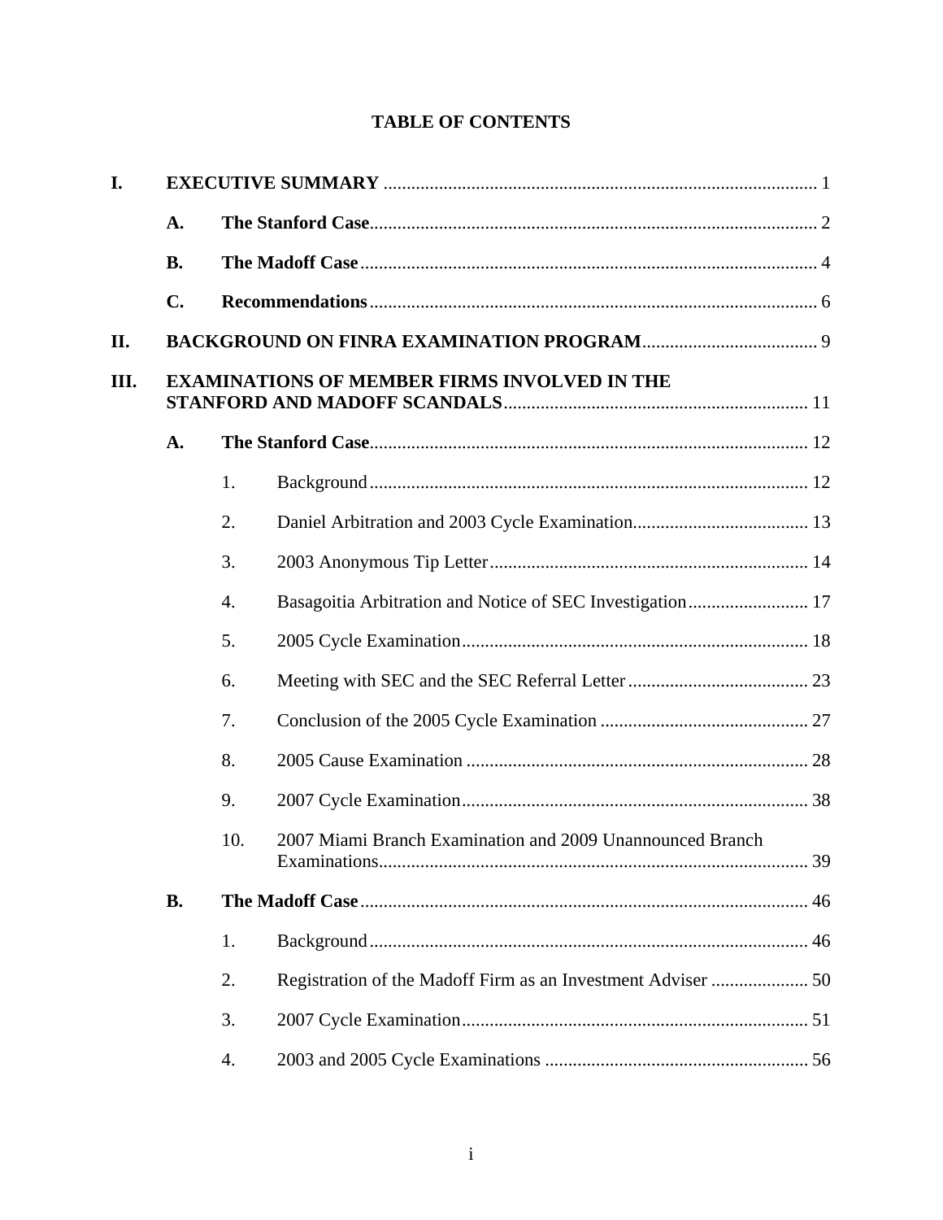# TABLE OF CONTENTS

**I. EXECUTIVE SUMMARY** ..... 1

- **A. The Stanford Case** ..... 2
- **B. The Madoff Case** ..... 4
- **C. Recommendations** ..... 6

**II. BACKGROUND ON FINRA EXAMINATION PROGRAM** ..... 9

**III. EXAMINATIONS OF MEMBER FIRMS INVOLVED IN THE STANFORD AND MADOFF SCANDALS** ..... 11

- **A. The Stanford Case** ..... 12
  1. Background ..... 12
  2. Daniel Arbitration and 2003 Cycle Examination ..... 13
  3. 2003 Anonymous Tip Letter ..... 14
  4. Basagoitia Arbitration and Notice of SEC Investigation ..... 17
  5. 2005 Cycle Examination ..... 18
  6. Meeting with SEC and the SEC Referral Letter ..... 23
  7. Conclusion of the 2005 Cycle Examination ..... 27
  8. 2005 Cause Examination ..... 28
  9. 2007 Cycle Examination ..... 38
  10. 2007 Miami Branch Examination and 2009 Unannounced Branch Examinations ..... 39
- **B. The Madoff Case** ..... 46
  1. Background ..... 46
  2. Registration of the Madoff Firm as an Investment Adviser ..... 50
  3. 2007 Cycle Examination ..... 51
  4. 2003 and 2005 Cycle Examinations ..... 56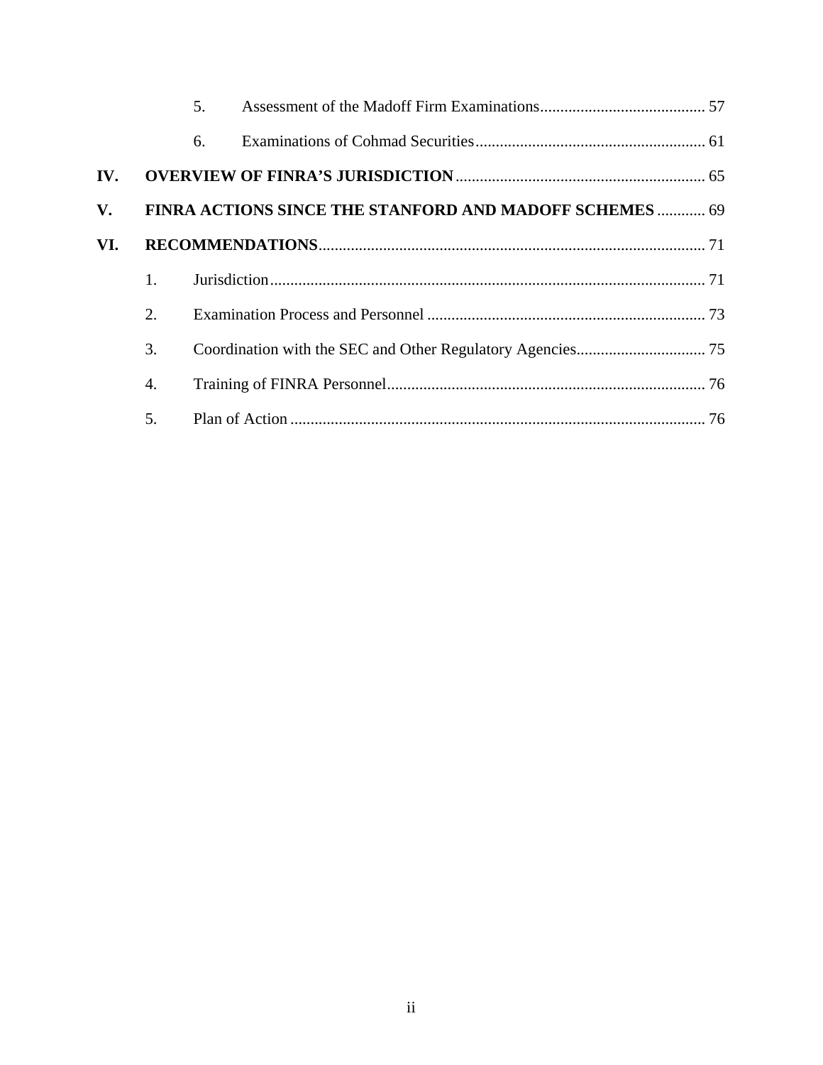5. Assessment of the Madoff Firm Examinations ........................................ 57

6. Examinations of Cohmad Securities ........................................................ 61

**IV. OVERVIEW OF FINRA'S JURISDICTION** ............................................................ 65

**V. FINRA ACTIONS SINCE THE STANFORD AND MADOFF SCHEMES** ............ 69

**VI. RECOMMENDATIONS** ............................................................................................ 71

1. Jurisdiction .......................................................................................................... 71

2. Examination Process and Personnel .................................................................... 73

3. Coordination with the SEC and Other Regulatory Agencies ................................ 75

4. Training of FINRA Personnel .............................................................................. 76

5. Plan of Action ...................................................................................................... 76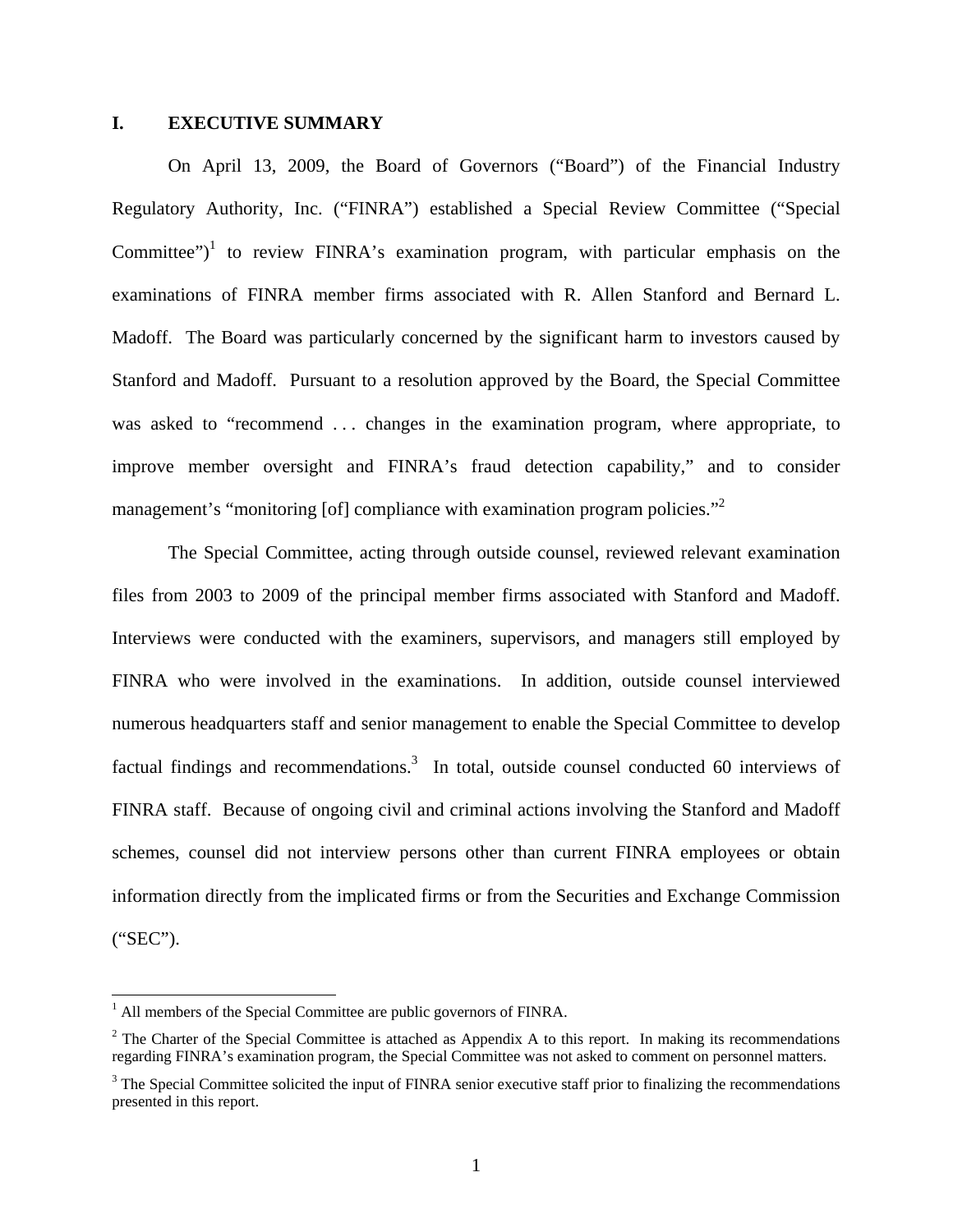## I. EXECUTIVE SUMMARY

On April 13, 2009, the Board of Governors ("Board") of the Financial Industry Regulatory Authority, Inc. ("FINRA") established a Special Review Committee ("Special Committee")[1] to review FINRA's examination program, with particular emphasis on the examinations of FINRA member firms associated with R. Allen Stanford and Bernard L. Madoff. The Board was particularly concerned by the significant harm to investors caused by Stanford and Madoff. Pursuant to a resolution approved by the Board, the Special Committee was asked to "recommend . . . changes in the examination program, where appropriate, to improve member oversight and FINRA's fraud detection capability," and to consider management's "monitoring [of] compliance with examination program policies."[2]

The Special Committee, acting through outside counsel, reviewed relevant examination files from 2003 to 2009 of the principal member firms associated with Stanford and Madoff. Interviews were conducted with the examiners, supervisors, and managers still employed by FINRA who were involved in the examinations. In addition, outside counsel interviewed numerous headquarters staff and senior management to enable the Special Committee to develop factual findings and recommendations.[3] In total, outside counsel conducted 60 interviews of FINRA staff. Because of ongoing civil and criminal actions involving the Stanford and Madoff schemes, counsel did not interview persons other than current FINRA employees or obtain information directly from the implicated firms or from the Securities and Exchange Commission ("SEC").

---

[1] All members of the Special Committee are public governors of FINRA.

[2] The Charter of the Special Committee is attached as Appendix A to this report. In making its recommendations regarding FINRA's examination program, the Special Committee was not asked to comment on personnel matters.

[3] The Special Committee solicited the input of FINRA senior executive staff prior to finalizing the recommendations presented in this report.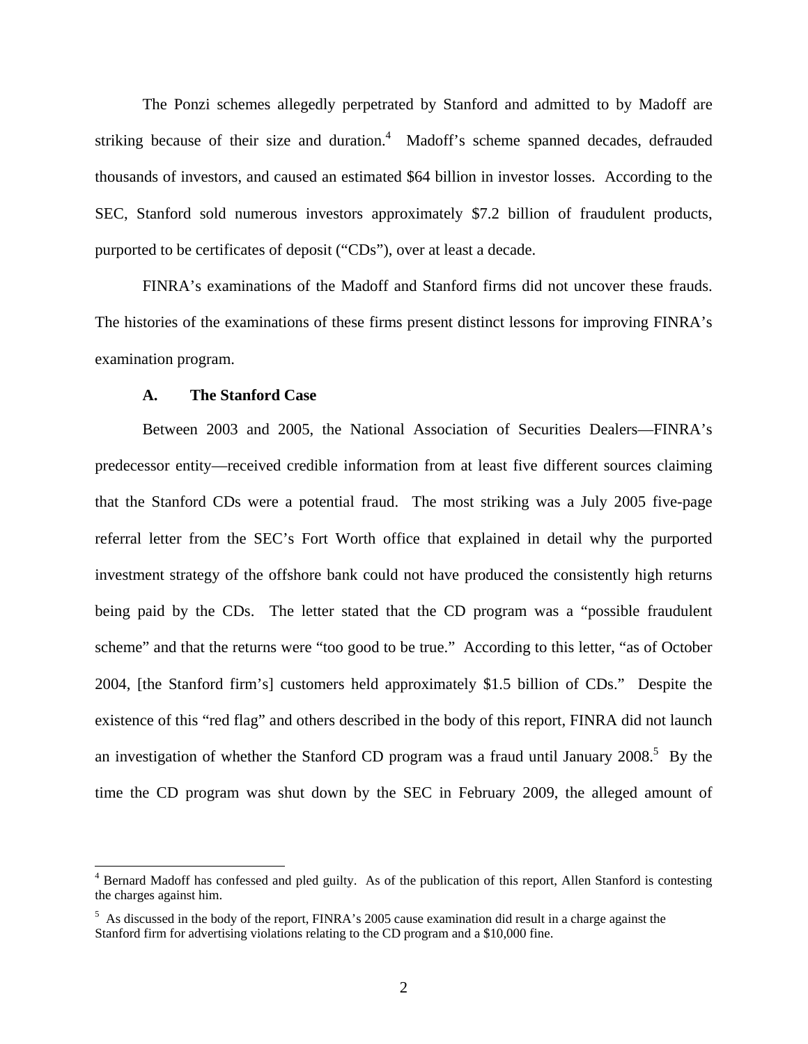The Ponzi schemes allegedly perpetrated by Stanford and admitted to by Madoff are striking because of their size and duration.[4] Madoff's scheme spanned decades, defrauded thousands of investors, and caused an estimated $64 billion in investor losses. According to the SEC, Stanford sold numerous investors approximately $7.2 billion of fraudulent products, purported to be certificates of deposit ("CDs"), over at least a decade.

FINRA's examinations of the Madoff and Stanford firms did not uncover these frauds. The histories of the examinations of these firms present distinct lessons for improving FINRA's examination program.

### A. The Stanford Case

Between 2003 and 2005, the National Association of Securities Dealers—FINRA's predecessor entity—received credible information from at least five different sources claiming that the Stanford CDs were a potential fraud. The most striking was a July 2005 five-page referral letter from the SEC's Fort Worth office that explained in detail why the purported investment strategy of the offshore bank could not have produced the consistently high returns being paid by the CDs. The letter stated that the CD program was a "possible fraudulent scheme" and that the returns were "too good to be true." According to this letter, "as of October 2004, [the Stanford firm's] customers held approximately $1.5 billion of CDs." Despite the existence of this "red flag" and others described in the body of this report, FINRA did not launch an investigation of whether the Stanford CD program was a fraud until January 2008.[5] By the time the CD program was shut down by the SEC in February 2009, the alleged amount of

[4] Bernard Madoff has confessed and pled guilty. As of the publication of this report, Allen Stanford is contesting the charges against him.

[5] As discussed in the body of the report, FINRA's 2005 cause examination did result in a charge against the Stanford firm for advertising violations relating to the CD program and a $10,000 fine.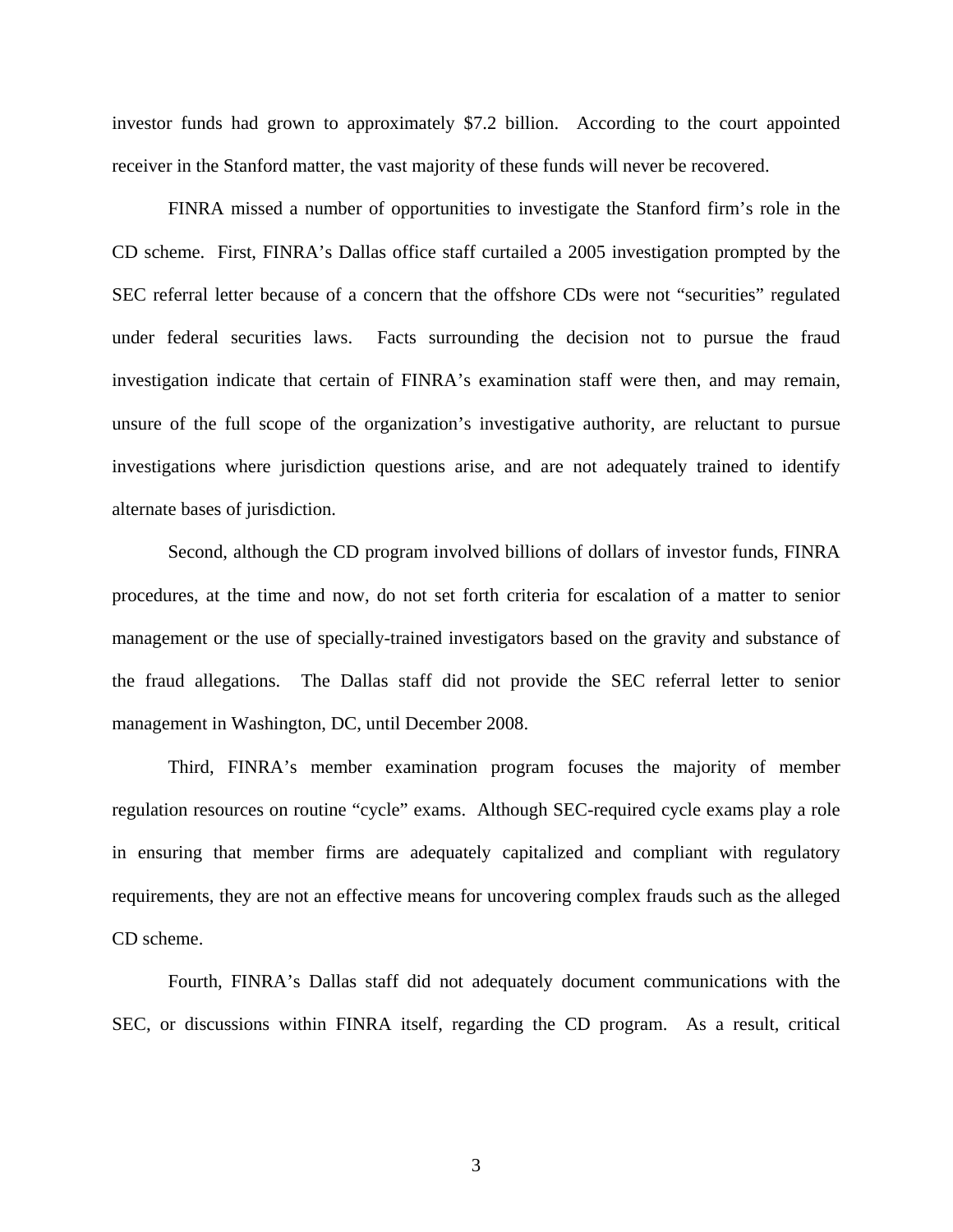investor funds had grown to approximately $7.2 billion. According to the court appointed receiver in the Stanford matter, the vast majority of these funds will never be recovered.

FINRA missed a number of opportunities to investigate the Stanford firm's role in the CD scheme. First, FINRA's Dallas office staff curtailed a 2005 investigation prompted by the SEC referral letter because of a concern that the offshore CDs were not "securities" regulated under federal securities laws. Facts surrounding the decision not to pursue the fraud investigation indicate that certain of FINRA's examination staff were then, and may remain, unsure of the full scope of the organization's investigative authority, are reluctant to pursue investigations where jurisdiction questions arise, and are not adequately trained to identify alternate bases of jurisdiction.

Second, although the CD program involved billions of dollars of investor funds, FINRA procedures, at the time and now, do not set forth criteria for escalation of a matter to senior management or the use of specially-trained investigators based on the gravity and substance of the fraud allegations. The Dallas staff did not provide the SEC referral letter to senior management in Washington, DC, until December 2008.

Third, FINRA's member examination program focuses the majority of member regulation resources on routine "cycle" exams. Although SEC-required cycle exams play a role in ensuring that member firms are adequately capitalized and compliant with regulatory requirements, they are not an effective means for uncovering complex frauds such as the alleged CD scheme.

Fourth, FINRA's Dallas staff did not adequately document communications with the SEC, or discussions within FINRA itself, regarding the CD program. As a result, critical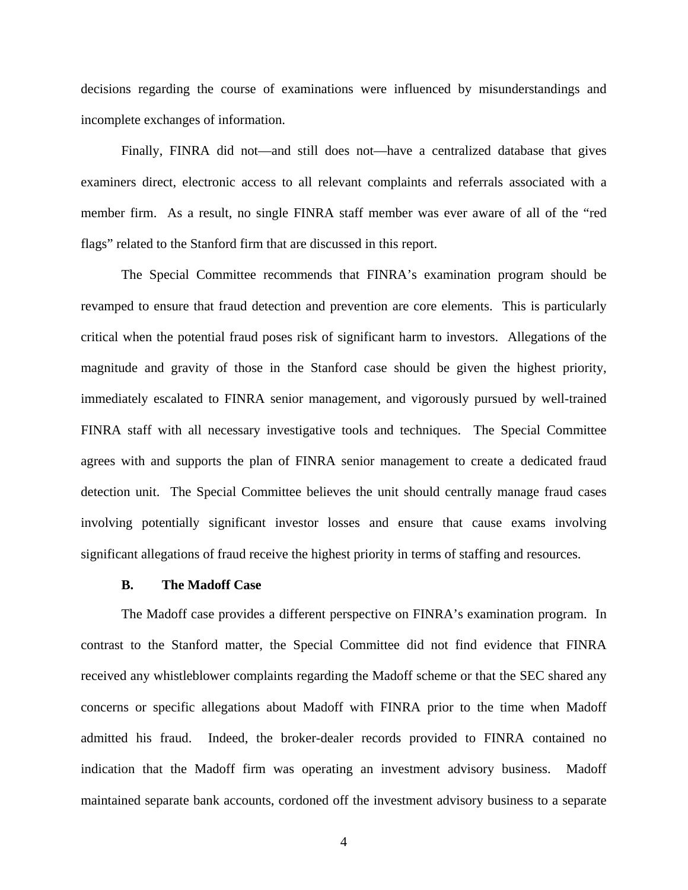decisions regarding the course of examinations were influenced by misunderstandings and incomplete exchanges of information.

Finally, FINRA did not—and still does not—have a centralized database that gives examiners direct, electronic access to all relevant complaints and referrals associated with a member firm. As a result, no single FINRA staff member was ever aware of all of the "red flags" related to the Stanford firm that are discussed in this report.

The Special Committee recommends that FINRA's examination program should be revamped to ensure that fraud detection and prevention are core elements. This is particularly critical when the potential fraud poses risk of significant harm to investors. Allegations of the magnitude and gravity of those in the Stanford case should be given the highest priority, immediately escalated to FINRA senior management, and vigorously pursued by well-trained FINRA staff with all necessary investigative tools and techniques. The Special Committee agrees with and supports the plan of FINRA senior management to create a dedicated fraud detection unit. The Special Committee believes the unit should centrally manage fraud cases involving potentially significant investor losses and ensure that cause exams involving significant allegations of fraud receive the highest priority in terms of staffing and resources.

### B. The Madoff Case

The Madoff case provides a different perspective on FINRA's examination program. In contrast to the Stanford matter, the Special Committee did not find evidence that FINRA received any whistleblower complaints regarding the Madoff scheme or that the SEC shared any concerns or specific allegations about Madoff with FINRA prior to the time when Madoff admitted his fraud. Indeed, the broker-dealer records provided to FINRA contained no indication that the Madoff firm was operating an investment advisory business. Madoff maintained separate bank accounts, cordoned off the investment advisory business to a separate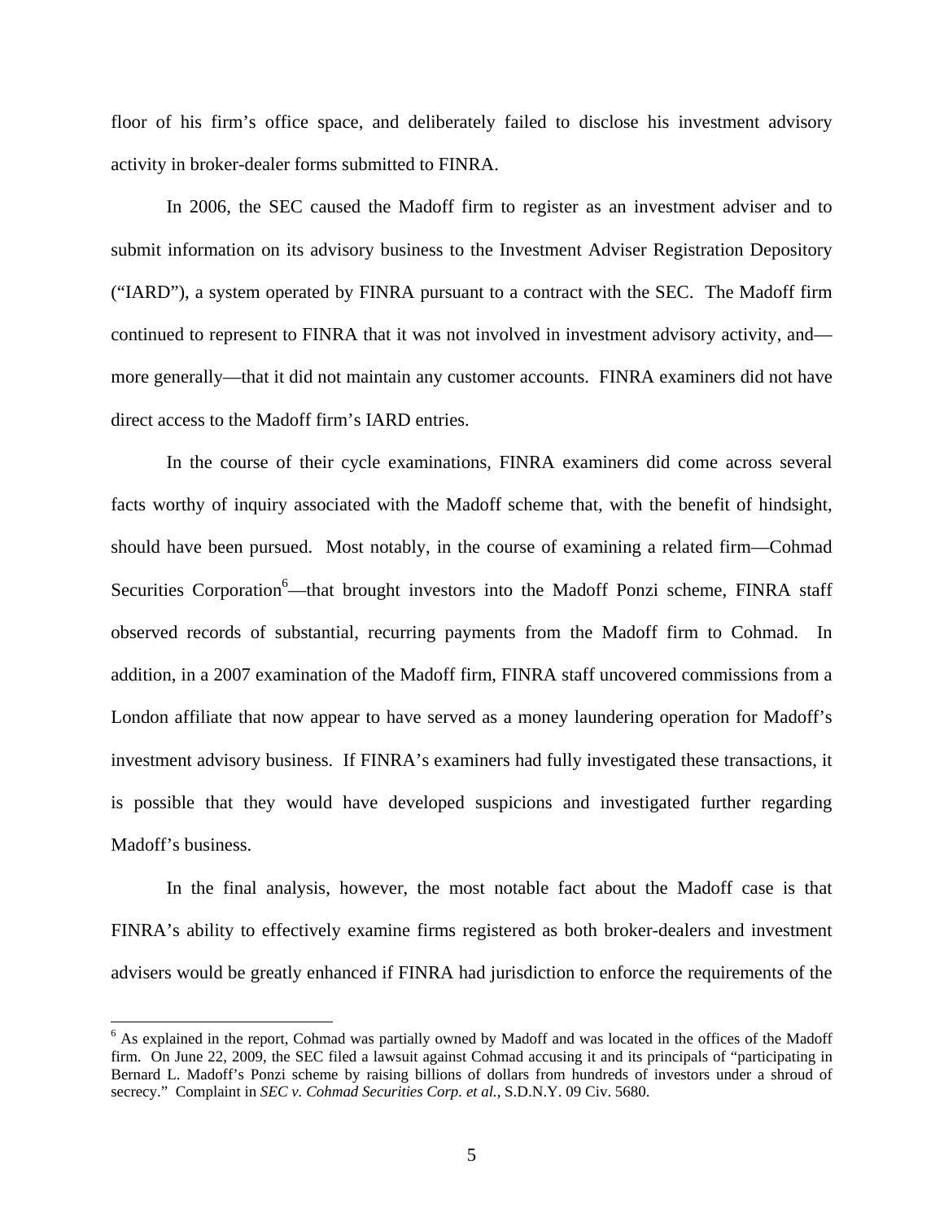floor of his firm's office space, and deliberately failed to disclose his investment advisory activity in broker-dealer forms submitted to FINRA.

In 2006, the SEC caused the Madoff firm to register as an investment adviser and to submit information on its advisory business to the Investment Adviser Registration Depository ("IARD"), a system operated by FINRA pursuant to a contract with the SEC. The Madoff firm continued to represent to FINRA that it was not involved in investment advisory activity, and—more generally—that it did not maintain any customer accounts. FINRA examiners did not have direct access to the Madoff firm's IARD entries.

In the course of their cycle examinations, FINRA examiners did come across several facts worthy of inquiry associated with the Madoff scheme that, with the benefit of hindsight, should have been pursued. Most notably, in the course of examining a related firm—Cohmad Securities Corporation[6]—that brought investors into the Madoff Ponzi scheme, FINRA staff observed records of substantial, recurring payments from the Madoff firm to Cohmad. In addition, in a 2007 examination of the Madoff firm, FINRA staff uncovered commissions from a London affiliate that now appear to have served as a money laundering operation for Madoff's investment advisory business. If FINRA's examiners had fully investigated these transactions, it is possible that they would have developed suspicions and investigated further regarding Madoff's business.

In the final analysis, however, the most notable fact about the Madoff case is that FINRA's ability to effectively examine firms registered as both broker-dealers and investment advisers would be greatly enhanced if FINRA had jurisdiction to enforce the requirements of the

[6] As explained in the report, Cohmad was partially owned by Madoff and was located in the offices of the Madoff firm. On June 22, 2009, the SEC filed a lawsuit against Cohmad accusing it and its principals of "participating in Bernard L. Madoff's Ponzi scheme by raising billions of dollars from hundreds of investors under a shroud of secrecy." Complaint in *SEC v. Cohmad Securities Corp. et al.*, S.D.N.Y. 09 Civ. 5680.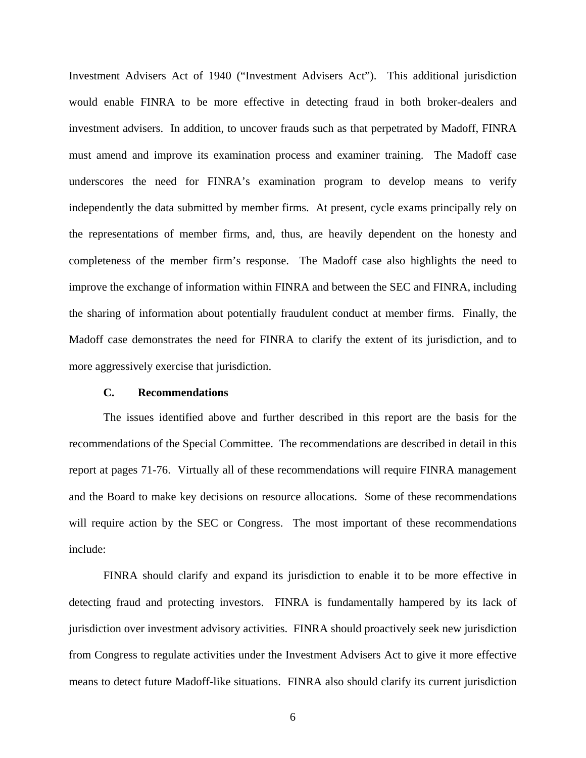Investment Advisers Act of 1940 ("Investment Advisers Act"). This additional jurisdiction would enable FINRA to be more effective in detecting fraud in both broker-dealers and investment advisers. In addition, to uncover frauds such as that perpetrated by Madoff, FINRA must amend and improve its examination process and examiner training. The Madoff case underscores the need for FINRA's examination program to develop means to verify independently the data submitted by member firms. At present, cycle exams principally rely on the representations of member firms, and, thus, are heavily dependent on the honesty and completeness of the member firm's response. The Madoff case also highlights the need to improve the exchange of information within FINRA and between the SEC and FINRA, including the sharing of information about potentially fraudulent conduct at member firms. Finally, the Madoff case demonstrates the need for FINRA to clarify the extent of its jurisdiction, and to more aggressively exercise that jurisdiction.

### C. Recommendations

The issues identified above and further described in this report are the basis for the recommendations of the Special Committee. The recommendations are described in detail in this report at pages 71-76. Virtually all of these recommendations will require FINRA management and the Board to make key decisions on resource allocations. Some of these recommendations will require action by the SEC or Congress. The most important of these recommendations include:

FINRA should clarify and expand its jurisdiction to enable it to be more effective in detecting fraud and protecting investors. FINRA is fundamentally hampered by its lack of jurisdiction over investment advisory activities. FINRA should proactively seek new jurisdiction from Congress to regulate activities under the Investment Advisers Act to give it more effective means to detect future Madoff-like situations. FINRA also should clarify its current jurisdiction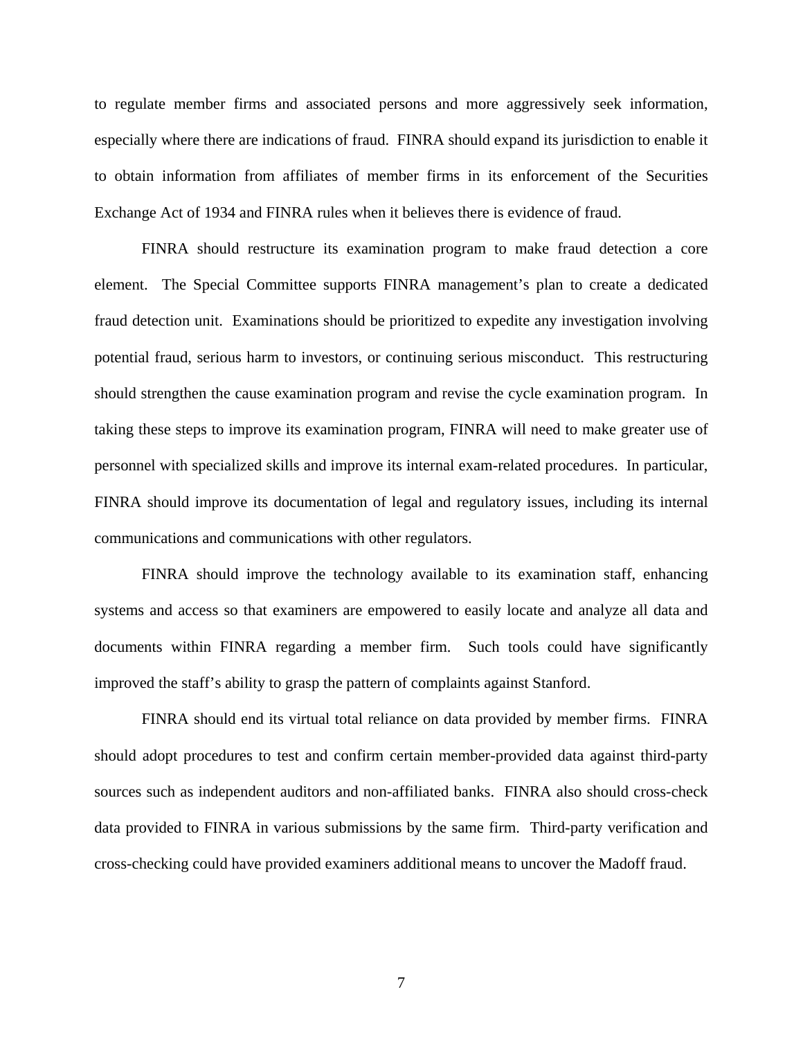to regulate member firms and associated persons and more aggressively seek information, especially where there are indications of fraud. FINRA should expand its jurisdiction to enable it to obtain information from affiliates of member firms in its enforcement of the Securities Exchange Act of 1934 and FINRA rules when it believes there is evidence of fraud.

FINRA should restructure its examination program to make fraud detection a core element. The Special Committee supports FINRA management's plan to create a dedicated fraud detection unit. Examinations should be prioritized to expedite any investigation involving potential fraud, serious harm to investors, or continuing serious misconduct. This restructuring should strengthen the cause examination program and revise the cycle examination program. In taking these steps to improve its examination program, FINRA will need to make greater use of personnel with specialized skills and improve its internal exam-related procedures. In particular, FINRA should improve its documentation of legal and regulatory issues, including its internal communications and communications with other regulators.

FINRA should improve the technology available to its examination staff, enhancing systems and access so that examiners are empowered to easily locate and analyze all data and documents within FINRA regarding a member firm. Such tools could have significantly improved the staff's ability to grasp the pattern of complaints against Stanford.

FINRA should end its virtual total reliance on data provided by member firms. FINRA should adopt procedures to test and confirm certain member-provided data against third-party sources such as independent auditors and non-affiliated banks. FINRA also should cross-check data provided to FINRA in various submissions by the same firm. Third-party verification and cross-checking could have provided examiners additional means to uncover the Madoff fraud.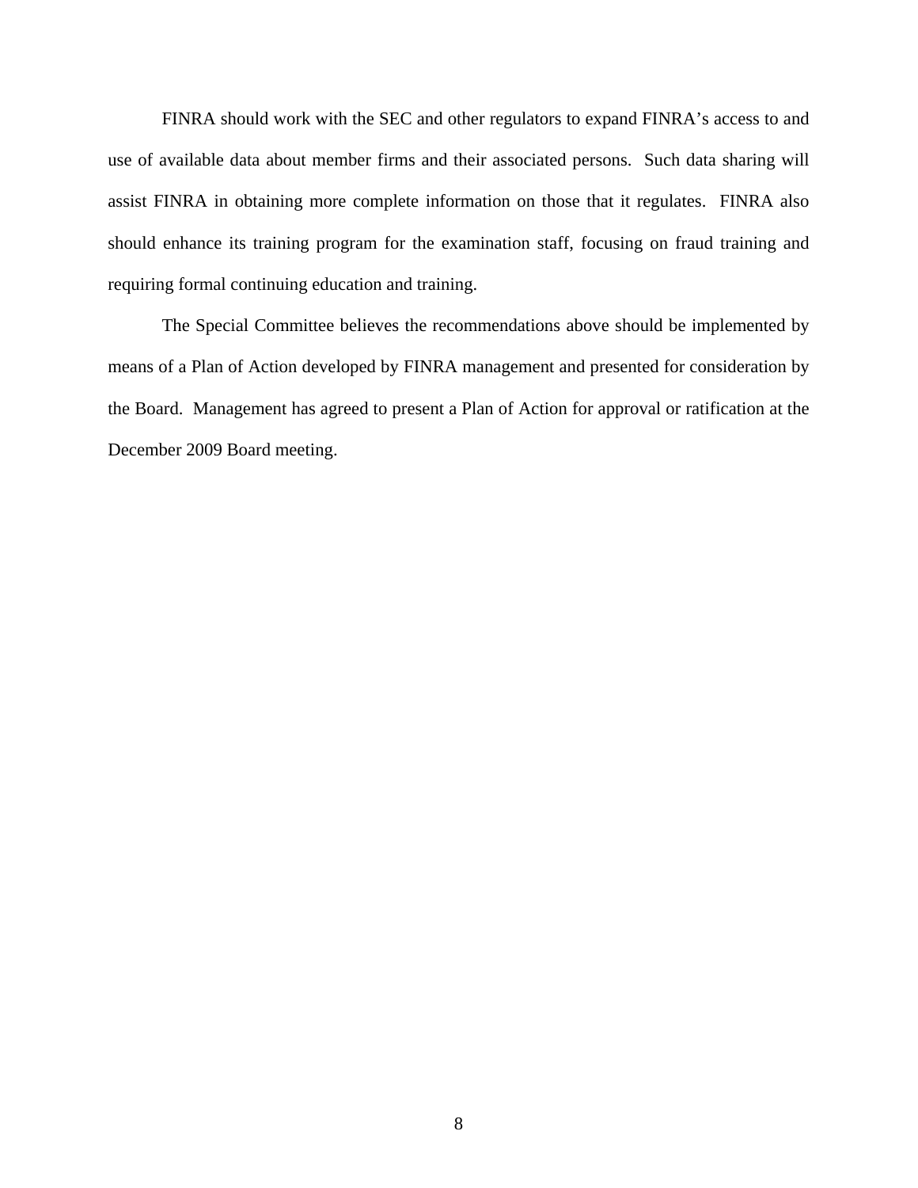FINRA should work with the SEC and other regulators to expand FINRA's access to and use of available data about member firms and their associated persons. Such data sharing will assist FINRA in obtaining more complete information on those that it regulates. FINRA also should enhance its training program for the examination staff, focusing on fraud training and requiring formal continuing education and training.

The Special Committee believes the recommendations above should be implemented by means of a Plan of Action developed by FINRA management and presented for consideration by the Board. Management has agreed to present a Plan of Action for approval or ratification at the December 2009 Board meeting.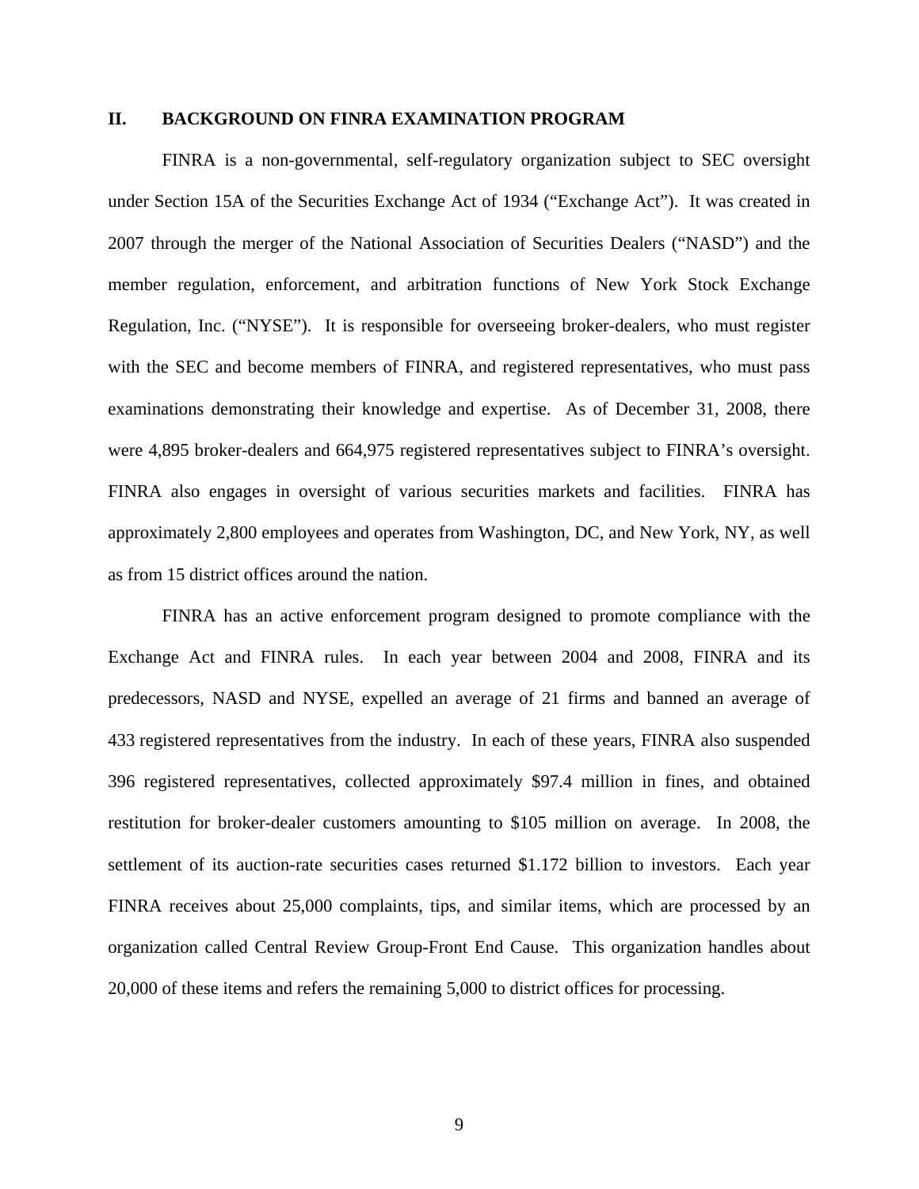## II. BACKGROUND ON FINRA EXAMINATION PROGRAM

FINRA is a non-governmental, self-regulatory organization subject to SEC oversight under Section 15A of the Securities Exchange Act of 1934 ("Exchange Act"). It was created in 2007 through the merger of the National Association of Securities Dealers ("NASD") and the member regulation, enforcement, and arbitration functions of New York Stock Exchange Regulation, Inc. ("NYSE"). It is responsible for overseeing broker-dealers, who must register with the SEC and become members of FINRA, and registered representatives, who must pass examinations demonstrating their knowledge and expertise. As of December 31, 2008, there were 4,895 broker-dealers and 664,975 registered representatives subject to FINRA's oversight. FINRA also engages in oversight of various securities markets and facilities. FINRA has approximately 2,800 employees and operates from Washington, DC, and New York, NY, as well as from 15 district offices around the nation.

FINRA has an active enforcement program designed to promote compliance with the Exchange Act and FINRA rules. In each year between 2004 and 2008, FINRA and its predecessors, NASD and NYSE, expelled an average of 21 firms and banned an average of 433 registered representatives from the industry. In each of these years, FINRA also suspended 396 registered representatives, collected approximately $97.4 million in fines, and obtained restitution for broker-dealer customers amounting to $105 million on average. In 2008, the settlement of its auction-rate securities cases returned $1.172 billion to investors. Each year FINRA receives about 25,000 complaints, tips, and similar items, which are processed by an organization called Central Review Group-Front End Cause. This organization handles about 20,000 of these items and refers the remaining 5,000 to district offices for processing.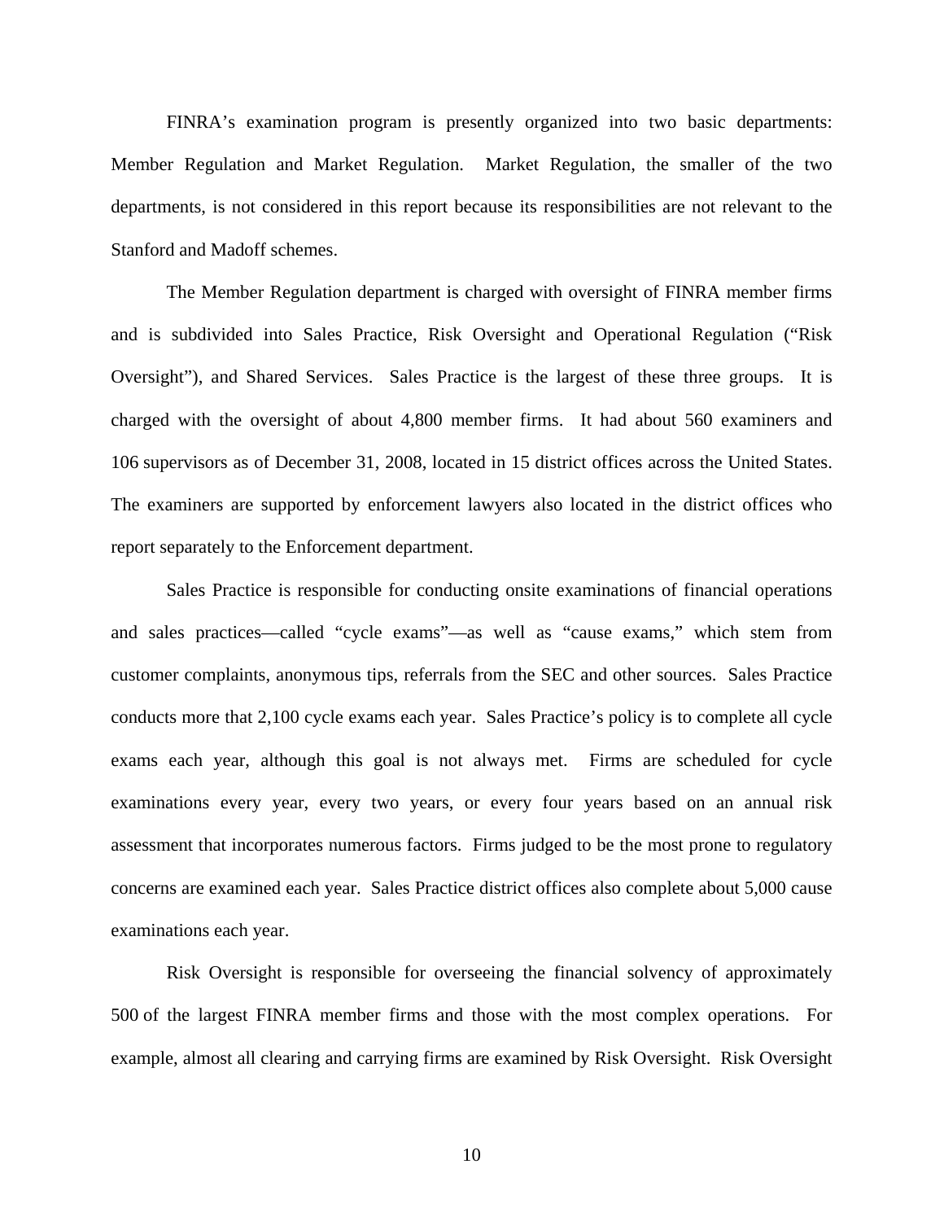FINRA's examination program is presently organized into two basic departments: Member Regulation and Market Regulation. Market Regulation, the smaller of the two departments, is not considered in this report because its responsibilities are not relevant to the Stanford and Madoff schemes.

The Member Regulation department is charged with oversight of FINRA member firms and is subdivided into Sales Practice, Risk Oversight and Operational Regulation ("Risk Oversight"), and Shared Services. Sales Practice is the largest of these three groups. It is charged with the oversight of about 4,800 member firms. It had about 560 examiners and 106 supervisors as of December 31, 2008, located in 15 district offices across the United States. The examiners are supported by enforcement lawyers also located in the district offices who report separately to the Enforcement department.

Sales Practice is responsible for conducting onsite examinations of financial operations and sales practices—called "cycle exams"—as well as "cause exams," which stem from customer complaints, anonymous tips, referrals from the SEC and other sources. Sales Practice conducts more that 2,100 cycle exams each year. Sales Practice's policy is to complete all cycle exams each year, although this goal is not always met. Firms are scheduled for cycle examinations every year, every two years, or every four years based on an annual risk assessment that incorporates numerous factors. Firms judged to be the most prone to regulatory concerns are examined each year. Sales Practice district offices also complete about 5,000 cause examinations each year.

Risk Oversight is responsible for overseeing the financial solvency of approximately 500 of the largest FINRA member firms and those with the most complex operations. For example, almost all clearing and carrying firms are examined by Risk Oversight. Risk Oversight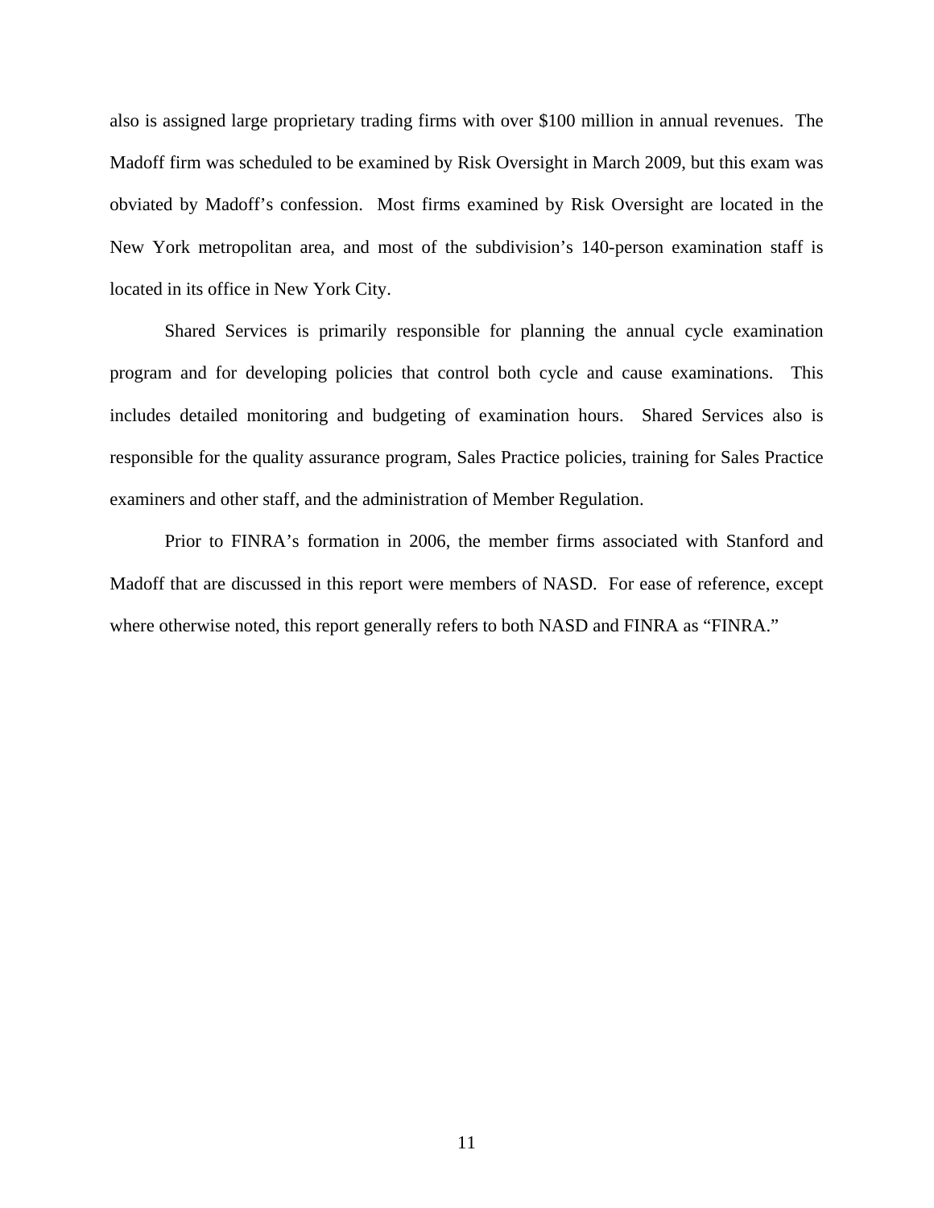also is assigned large proprietary trading firms with over $100 million in annual revenues. The Madoff firm was scheduled to be examined by Risk Oversight in March 2009, but this exam was obviated by Madoff's confession. Most firms examined by Risk Oversight are located in the New York metropolitan area, and most of the subdivision's 140-person examination staff is located in its office in New York City.

Shared Services is primarily responsible for planning the annual cycle examination program and for developing policies that control both cycle and cause examinations. This includes detailed monitoring and budgeting of examination hours. Shared Services also is responsible for the quality assurance program, Sales Practice policies, training for Sales Practice examiners and other staff, and the administration of Member Regulation.

Prior to FINRA's formation in 2006, the member firms associated with Stanford and Madoff that are discussed in this report were members of NASD. For ease of reference, except where otherwise noted, this report generally refers to both NASD and FINRA as "FINRA."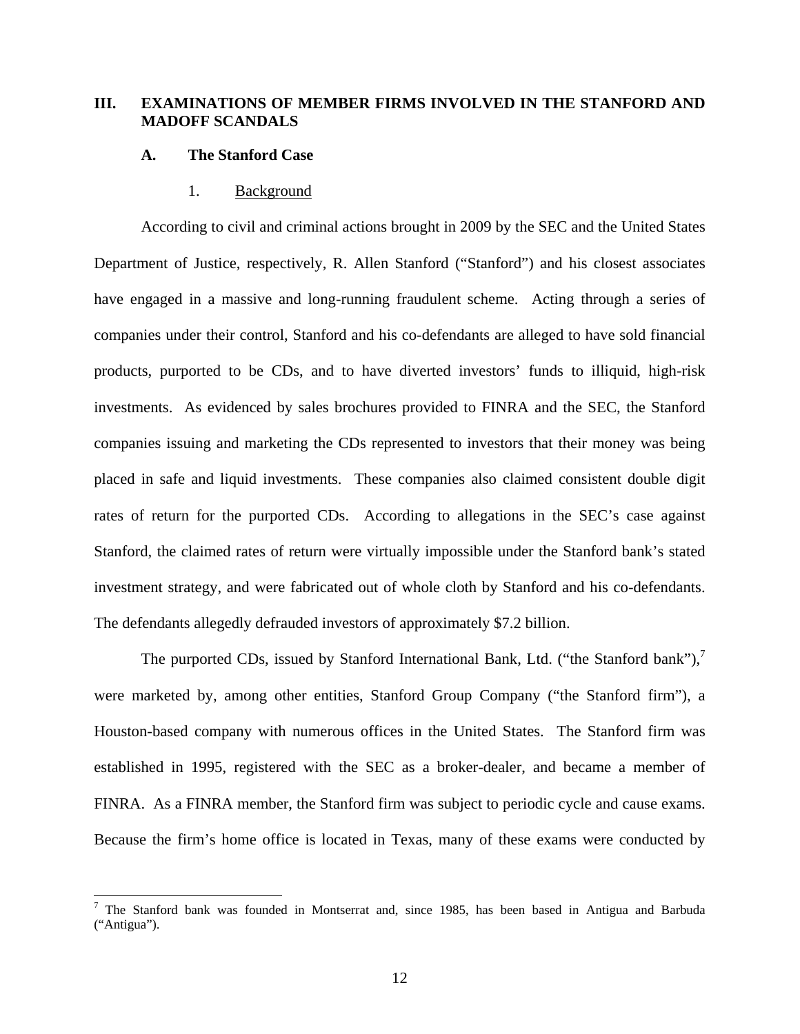## III. EXAMINATIONS OF MEMBER FIRMS INVOLVED IN THE STANFORD AND MADOFF SCANDALS

### A. The Stanford Case

#### 1. Background

According to civil and criminal actions brought in 2009 by the SEC and the United States Department of Justice, respectively, R. Allen Stanford ("Stanford") and his closest associates have engaged in a massive and long-running fraudulent scheme. Acting through a series of companies under their control, Stanford and his co-defendants are alleged to have sold financial products, purported to be CDs, and to have diverted investors' funds to illiquid, high-risk investments. As evidenced by sales brochures provided to FINRA and the SEC, the Stanford companies issuing and marketing the CDs represented to investors that their money was being placed in safe and liquid investments. These companies also claimed consistent double digit rates of return for the purported CDs. According to allegations in the SEC's case against Stanford, the claimed rates of return were virtually impossible under the Stanford bank's stated investment strategy, and were fabricated out of whole cloth by Stanford and his co-defendants. The defendants allegedly defrauded investors of approximately $7.2 billion.

The purported CDs, issued by Stanford International Bank, Ltd. ("the Stanford bank"),[7] were marketed by, among other entities, Stanford Group Company ("the Stanford firm"), a Houston-based company with numerous offices in the United States. The Stanford firm was established in 1995, registered with the SEC as a broker-dealer, and became a member of FINRA. As a FINRA member, the Stanford firm was subject to periodic cycle and cause exams. Because the firm's home office is located in Texas, many of these exams were conducted by

[7] The Stanford bank was founded in Montserrat and, since 1985, has been based in Antigua and Barbuda ("Antigua").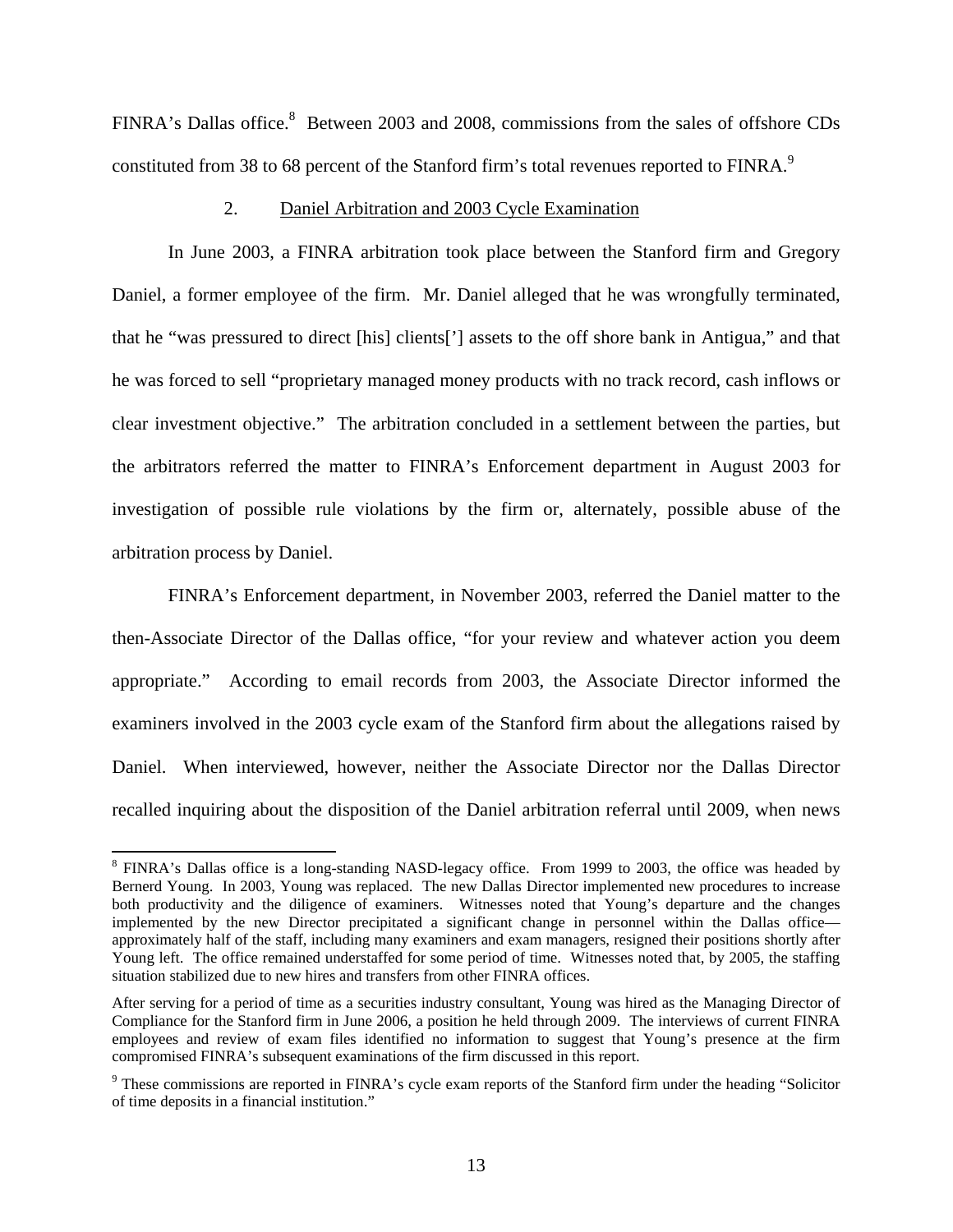FINRA's Dallas office.[8] Between 2003 and 2008, commissions from the sales of offshore CDs constituted from 38 to 68 percent of the Stanford firm's total revenues reported to FINRA.[9]

### 2. Daniel Arbitration and 2003 Cycle Examination

In June 2003, a FINRA arbitration took place between the Stanford firm and Gregory Daniel, a former employee of the firm. Mr. Daniel alleged that he was wrongfully terminated, that he "was pressured to direct [his] clients['] assets to the off shore bank in Antigua," and that he was forced to sell "proprietary managed money products with no track record, cash inflows or clear investment objective." The arbitration concluded in a settlement between the parties, but the arbitrators referred the matter to FINRA's Enforcement department in August 2003 for investigation of possible rule violations by the firm or, alternately, possible abuse of the arbitration process by Daniel.

FINRA's Enforcement department, in November 2003, referred the Daniel matter to the then-Associate Director of the Dallas office, "for your review and whatever action you deem appropriate." According to email records from 2003, the Associate Director informed the examiners involved in the 2003 cycle exam of the Stanford firm about the allegations raised by Daniel. When interviewed, however, neither the Associate Director nor the Dallas Director recalled inquiring about the disposition of the Daniel arbitration referral until 2009, when news

---

[8] FINRA's Dallas office is a long-standing NASD-legacy office. From 1999 to 2003, the office was headed by Bernerd Young. In 2003, Young was replaced. The new Dallas Director implemented new procedures to increase both productivity and the diligence of examiners. Witnesses noted that Young's departure and the changes implemented by the new Director precipitated a significant change in personnel within the Dallas office—approximately half of the staff, including many examiners and exam managers, resigned their positions shortly after Young left. The office remained understaffed for some period of time. Witnesses noted that, by 2005, the staffing situation stabilized due to new hires and transfers from other FINRA offices.

After serving for a period of time as a securities industry consultant, Young was hired as the Managing Director of Compliance for the Stanford firm in June 2006, a position he held through 2009. The interviews of current FINRA employees and review of exam files identified no information to suggest that Young's presence at the firm compromised FINRA's subsequent examinations of the firm discussed in this report.

[9] These commissions are reported in FINRA's cycle exam reports of the Stanford firm under the heading "Solicitor of time deposits in a financial institution."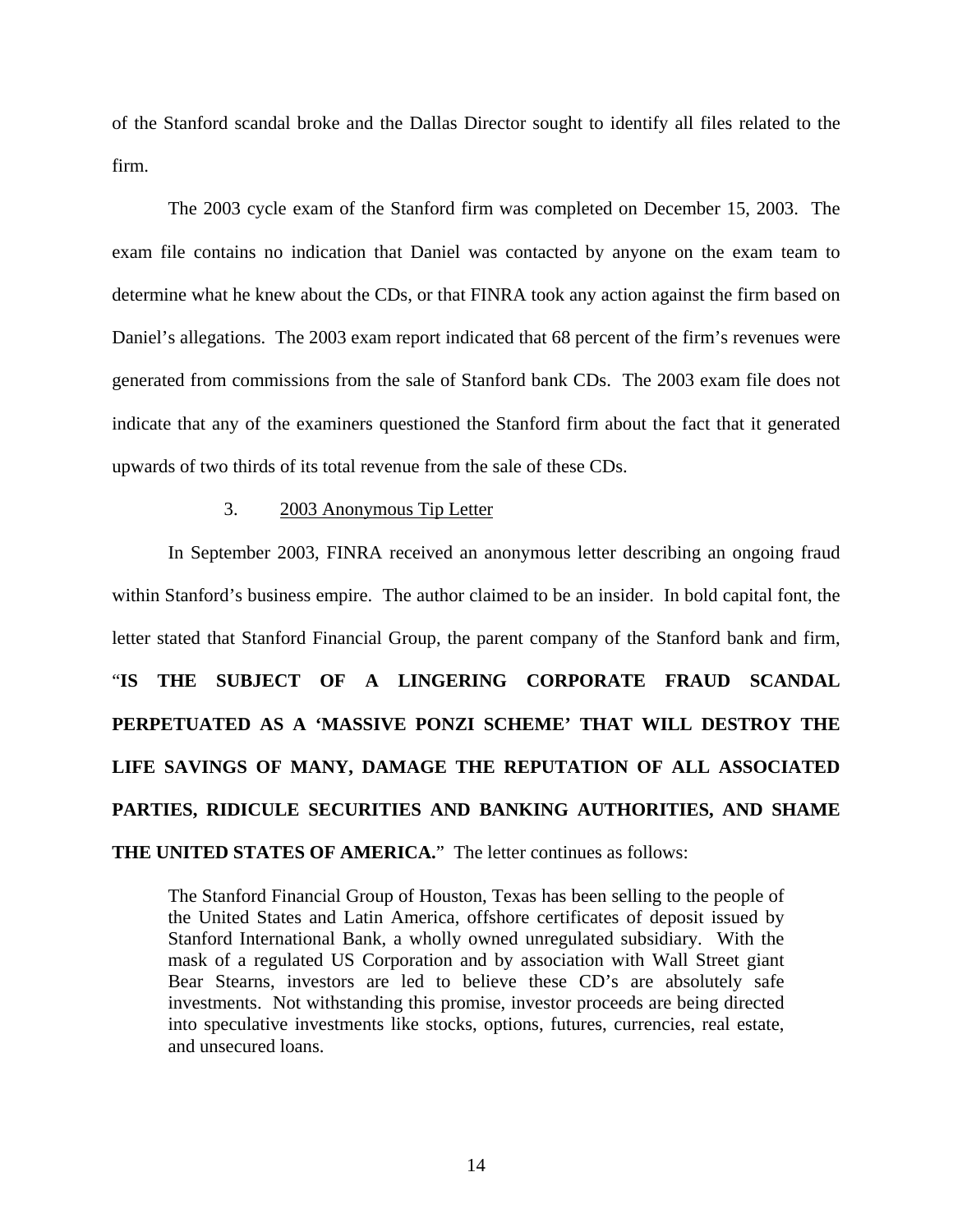of the Stanford scandal broke and the Dallas Director sought to identify all files related to the firm.

The 2003 cycle exam of the Stanford firm was completed on December 15, 2003. The exam file contains no indication that Daniel was contacted by anyone on the exam team to determine what he knew about the CDs, or that FINRA took any action against the firm based on Daniel's allegations. The 2003 exam report indicated that 68 percent of the firm's revenues were generated from commissions from the sale of Stanford bank CDs. The 2003 exam file does not indicate that any of the examiners questioned the Stanford firm about the fact that it generated upwards of two thirds of its total revenue from the sale of these CDs.

3. <u>2003 Anonymous Tip Letter</u>

In September 2003, FINRA received an anonymous letter describing an ongoing fraud within Stanford's business empire. The author claimed to be an insider. In bold capital font, the letter stated that Stanford Financial Group, the parent company of the Stanford bank and firm, "**IS THE SUBJECT OF A LINGERING CORPORATE FRAUD SCANDAL PERPETUATED AS A 'MASSIVE PONZI SCHEME' THAT WILL DESTROY THE LIFE SAVINGS OF MANY, DAMAGE THE REPUTATION OF ALL ASSOCIATED PARTIES, RIDICULE SECURITIES AND BANKING AUTHORITIES, AND SHAME THE UNITED STATES OF AMERICA.**" The letter continues as follows:

> The Stanford Financial Group of Houston, Texas has been selling to the people of the United States and Latin America, offshore certificates of deposit issued by Stanford International Bank, a wholly owned unregulated subsidiary. With the mask of a regulated US Corporation and by association with Wall Street giant Bear Stearns, investors are led to believe these CD's are absolutely safe investments. Not withstanding this promise, investor proceeds are being directed into speculative investments like stocks, options, futures, currencies, real estate, and unsecured loans.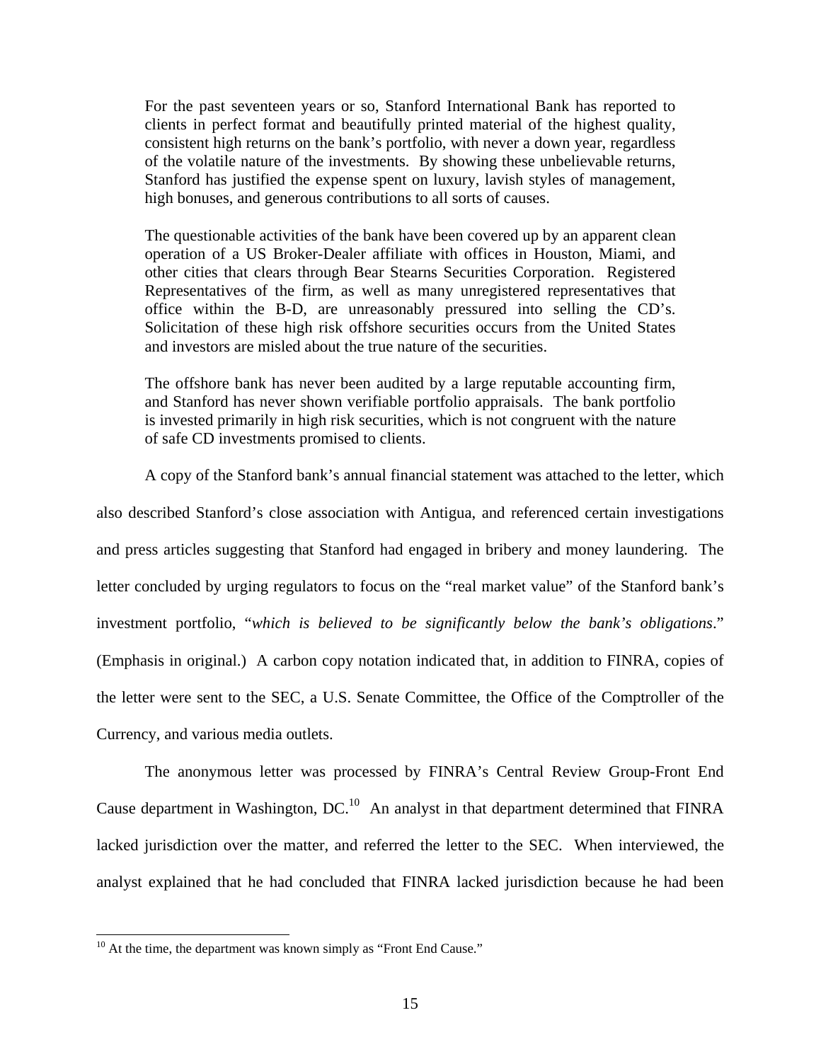> For the past seventeen years or so, Stanford International Bank has reported to clients in perfect format and beautifully printed material of the highest quality, consistent high returns on the bank's portfolio, with never a down year, regardless of the volatile nature of the investments. By showing these unbelievable returns, Stanford has justified the expense spent on luxury, lavish styles of management, high bonuses, and generous contributions to all sorts of causes.
>
> The questionable activities of the bank have been covered up by an apparent clean operation of a US Broker-Dealer affiliate with offices in Houston, Miami, and other cities that clears through Bear Stearns Securities Corporation. Registered Representatives of the firm, as well as many unregistered representatives that office within the B-D, are unreasonably pressured into selling the CD's. Solicitation of these high risk offshore securities occurs from the United States and investors are misled about the true nature of the securities.
>
> The offshore bank has never been audited by a large reputable accounting firm, and Stanford has never shown verifiable portfolio appraisals. The bank portfolio is invested primarily in high risk securities, which is not congruent with the nature of safe CD investments promised to clients.

A copy of the Stanford bank's annual financial statement was attached to the letter, which also described Stanford's close association with Antigua, and referenced certain investigations and press articles suggesting that Stanford had engaged in bribery and money laundering. The letter concluded by urging regulators to focus on the "real market value" of the Stanford bank's investment portfolio, "*which is believed to be significantly below the bank's obligations*." (Emphasis in original.) A carbon copy notation indicated that, in addition to FINRA, copies of the letter were sent to the SEC, a U.S. Senate Committee, the Office of the Comptroller of the Currency, and various media outlets.

The anonymous letter was processed by FINRA's Central Review Group-Front End Cause department in Washington, DC.[10] An analyst in that department determined that FINRA lacked jurisdiction over the matter, and referred the letter to the SEC. When interviewed, the analyst explained that he had concluded that FINRA lacked jurisdiction because he had been

[10] At the time, the department was known simply as "Front End Cause."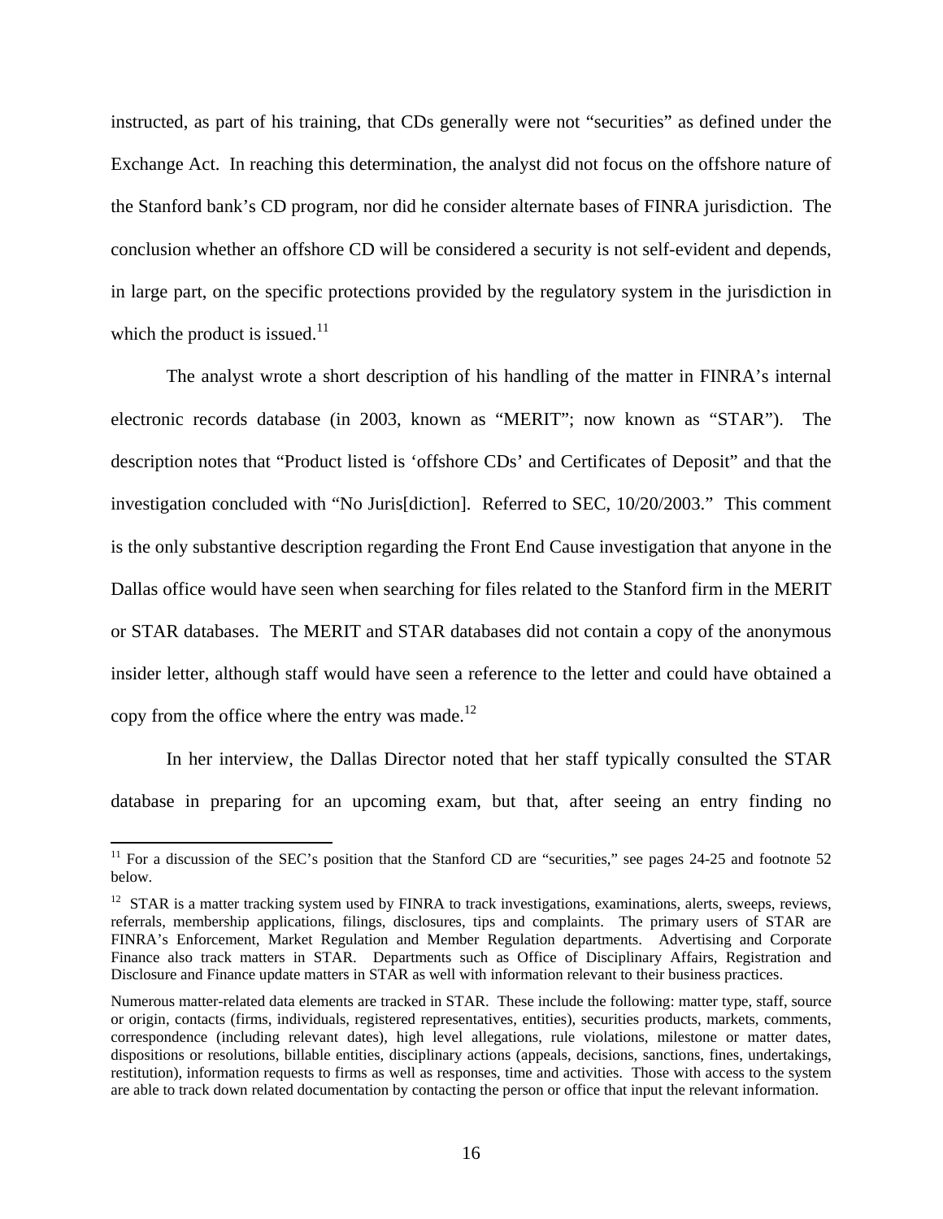instructed, as part of his training, that CDs generally were not "securities" as defined under the Exchange Act. In reaching this determination, the analyst did not focus on the offshore nature of the Stanford bank's CD program, nor did he consider alternate bases of FINRA jurisdiction. The conclusion whether an offshore CD will be considered a security is not self-evident and depends, in large part, on the specific protections provided by the regulatory system in the jurisdiction in which the product is issued.[11]

The analyst wrote a short description of his handling of the matter in FINRA's internal electronic records database (in 2003, known as "MERIT"; now known as "STAR"). The description notes that "Product listed is 'offshore CDs' and Certificates of Deposit" and that the investigation concluded with "No Juris[diction]. Referred to SEC, 10/20/2003." This comment is the only substantive description regarding the Front End Cause investigation that anyone in the Dallas office would have seen when searching for files related to the Stanford firm in the MERIT or STAR databases. The MERIT and STAR databases did not contain a copy of the anonymous insider letter, although staff would have seen a reference to the letter and could have obtained a copy from the office where the entry was made.[12]

In her interview, the Dallas Director noted that her staff typically consulted the STAR database in preparing for an upcoming exam, but that, after seeing an entry finding no

---

[11] For a discussion of the SEC's position that the Stanford CD are "securities," see pages 24-25 and footnote 52 below.

[12] STAR is a matter tracking system used by FINRA to track investigations, examinations, alerts, sweeps, reviews, referrals, membership applications, filings, disclosures, tips and complaints. The primary users of STAR are FINRA's Enforcement, Market Regulation and Member Regulation departments. Advertising and Corporate Finance also track matters in STAR. Departments such as Office of Disciplinary Affairs, Registration and Disclosure and Finance update matters in STAR as well with information relevant to their business practices.

Numerous matter-related data elements are tracked in STAR. These include the following: matter type, staff, source or origin, contacts (firms, individuals, registered representatives, entities), securities products, markets, comments, correspondence (including relevant dates), high level allegations, rule violations, milestone or matter dates, dispositions or resolutions, billable entities, disciplinary actions (appeals, decisions, sanctions, fines, undertakings, restitution), information requests to firms as well as responses, time and activities. Those with access to the system are able to track down related documentation by contacting the person or office that input the relevant information.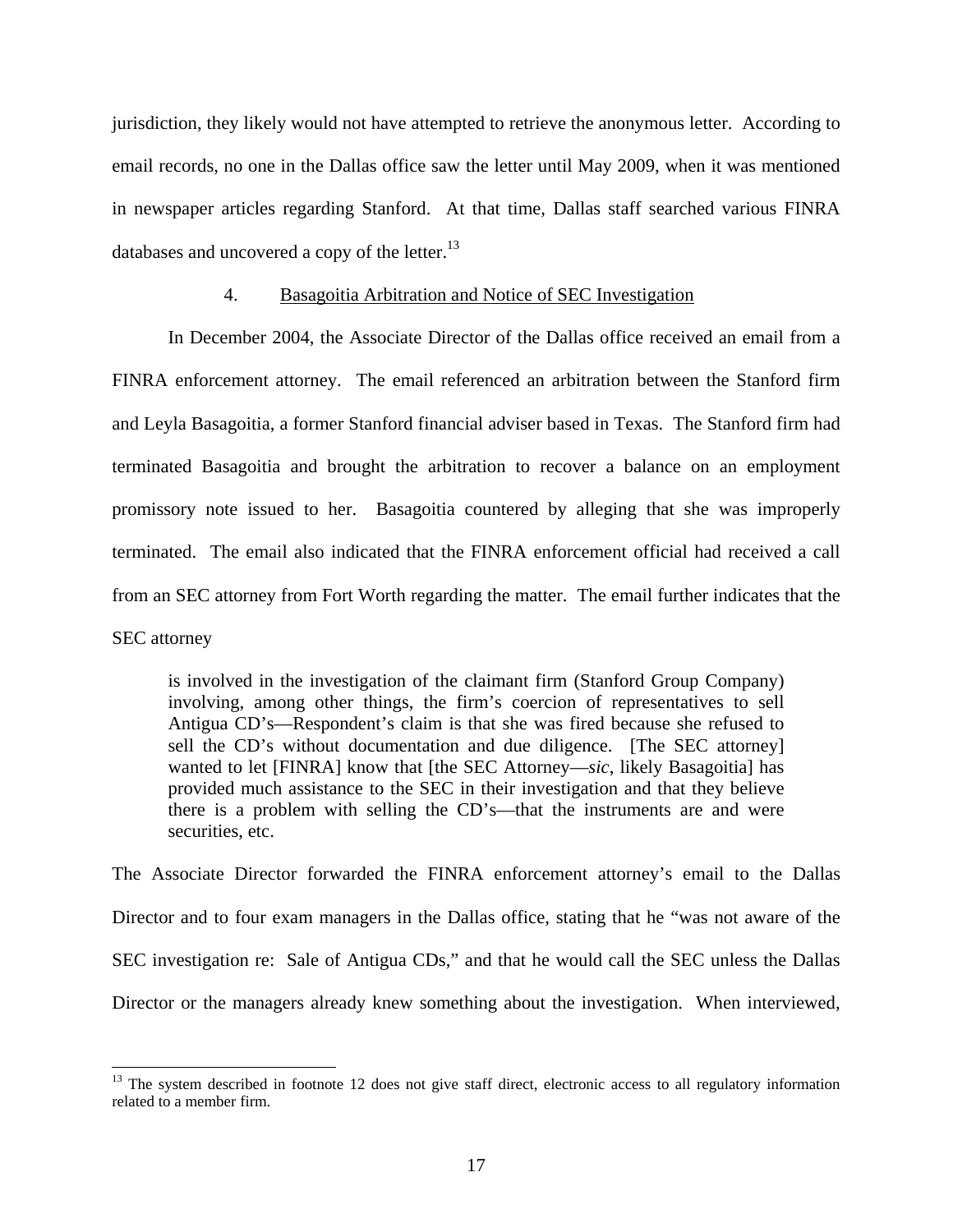jurisdiction, they likely would not have attempted to retrieve the anonymous letter. According to email records, no one in the Dallas office saw the letter until May 2009, when it was mentioned in newspaper articles regarding Stanford. At that time, Dallas staff searched various FINRA databases and uncovered a copy of the letter.[13]

#### 4. Basagoitia Arbitration and Notice of SEC Investigation

In December 2004, the Associate Director of the Dallas office received an email from a FINRA enforcement attorney. The email referenced an arbitration between the Stanford firm and Leyla Basagoitia, a former Stanford financial adviser based in Texas. The Stanford firm had terminated Basagoitia and brought the arbitration to recover a balance on an employment promissory note issued to her. Basagoitia countered by alleging that she was improperly terminated. The email also indicated that the FINRA enforcement official had received a call from an SEC attorney from Fort Worth regarding the matter. The email further indicates that the SEC attorney

> is involved in the investigation of the claimant firm (Stanford Group Company) involving, among other things, the firm's coercion of representatives to sell Antigua CD's—Respondent's claim is that she was fired because she refused to sell the CD's without documentation and due diligence. [The SEC attorney] wanted to let [FINRA] know that [the SEC Attorney—*sic*, likely Basagoitia] has provided much assistance to the SEC in their investigation and that they believe there is a problem with selling the CD's—that the instruments are and were securities, etc.

The Associate Director forwarded the FINRA enforcement attorney's email to the Dallas Director and to four exam managers in the Dallas office, stating that he "was not aware of the SEC investigation re: Sale of Antigua CDs," and that he would call the SEC unless the Dallas Director or the managers already knew something about the investigation. When interviewed,

[13] The system described in footnote 12 does not give staff direct, electronic access to all regulatory information related to a member firm.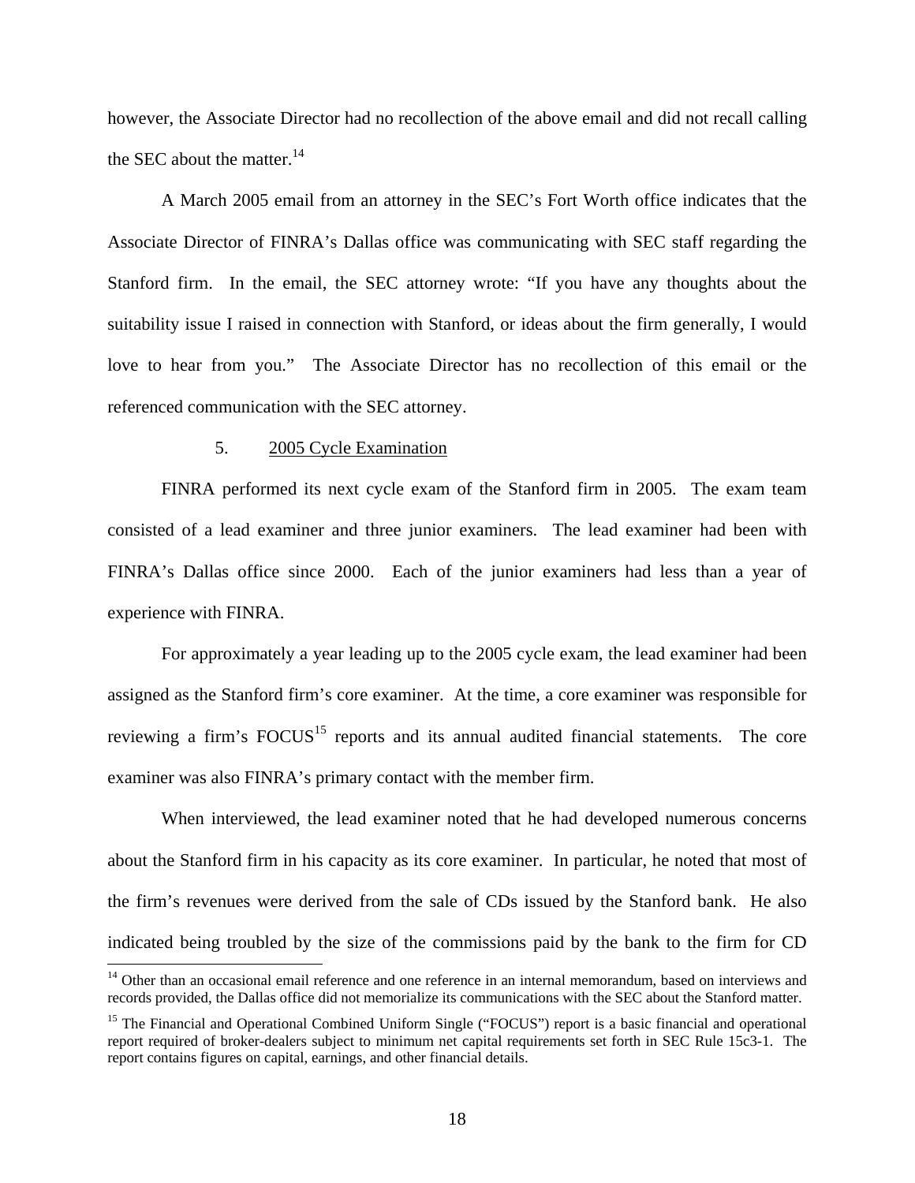however, the Associate Director had no recollection of the above email and did not recall calling the SEC about the matter.[14]

A March 2005 email from an attorney in the SEC's Fort Worth office indicates that the Associate Director of FINRA's Dallas office was communicating with SEC staff regarding the Stanford firm. In the email, the SEC attorney wrote: "If you have any thoughts about the suitability issue I raised in connection with Stanford, or ideas about the firm generally, I would love to hear from you." The Associate Director has no recollection of this email or the referenced communication with the SEC attorney.

5. <u>2005 Cycle Examination</u>

FINRA performed its next cycle exam of the Stanford firm in 2005. The exam team consisted of a lead examiner and three junior examiners. The lead examiner had been with FINRA's Dallas office since 2000. Each of the junior examiners had less than a year of experience with FINRA.

For approximately a year leading up to the 2005 cycle exam, the lead examiner had been assigned as the Stanford firm's core examiner. At the time, a core examiner was responsible for reviewing a firm's FOCUS[15] reports and its annual audited financial statements. The core examiner was also FINRA's primary contact with the member firm.

When interviewed, the lead examiner noted that he had developed numerous concerns about the Stanford firm in his capacity as its core examiner. In particular, he noted that most of the firm's revenues were derived from the sale of CDs issued by the Stanford bank. He also indicated being troubled by the size of the commissions paid by the bank to the firm for CD

[14] Other than an occasional email reference and one reference in an internal memorandum, based on interviews and records provided, the Dallas office did not memorialize its communications with the SEC about the Stanford matter.

[15] The Financial and Operational Combined Uniform Single ("FOCUS") report is a basic financial and operational report required of broker-dealers subject to minimum net capital requirements set forth in SEC Rule 15c3-1. The report contains figures on capital, earnings, and other financial details.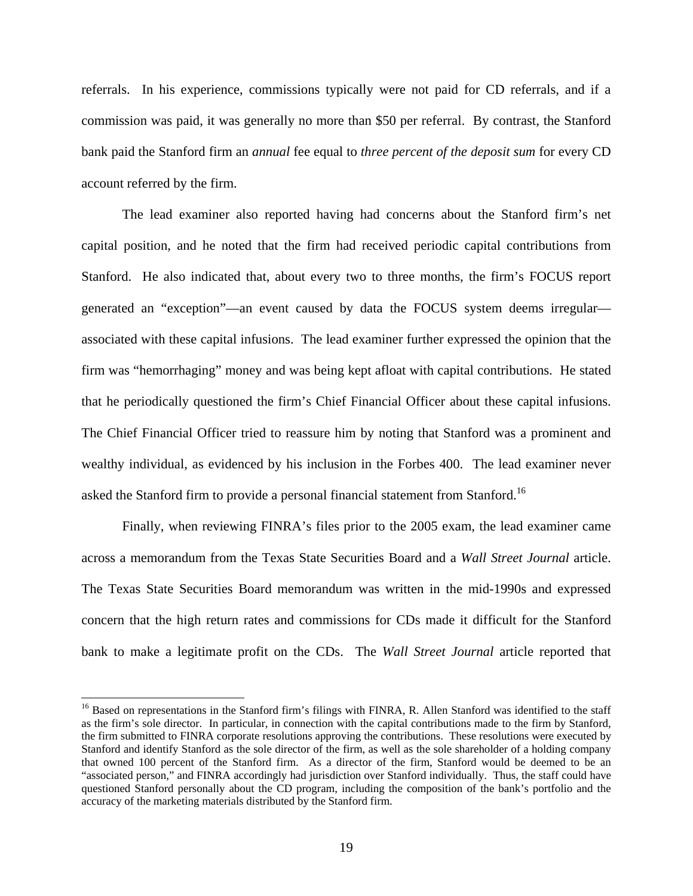referrals. In his experience, commissions typically were not paid for CD referrals, and if a commission was paid, it was generally no more than $50 per referral. By contrast, the Stanford bank paid the Stanford firm an *annual* fee equal to *three percent of the deposit sum* for every CD account referred by the firm.

The lead examiner also reported having had concerns about the Stanford firm's net capital position, and he noted that the firm had received periodic capital contributions from Stanford. He also indicated that, about every two to three months, the firm's FOCUS report generated an "exception"—an event caused by data the FOCUS system deems irregular—associated with these capital infusions. The lead examiner further expressed the opinion that the firm was "hemorrhaging" money and was being kept afloat with capital contributions. He stated that he periodically questioned the firm's Chief Financial Officer about these capital infusions. The Chief Financial Officer tried to reassure him by noting that Stanford was a prominent and wealthy individual, as evidenced by his inclusion in the Forbes 400. The lead examiner never asked the Stanford firm to provide a personal financial statement from Stanford.[16]

Finally, when reviewing FINRA's files prior to the 2005 exam, the lead examiner came across a memorandum from the Texas State Securities Board and a *Wall Street Journal* article. The Texas State Securities Board memorandum was written in the mid-1990s and expressed concern that the high return rates and commissions for CDs made it difficult for the Stanford bank to make a legitimate profit on the CDs. The *Wall Street Journal* article reported that

---

[16] Based on representations in the Stanford firm's filings with FINRA, R. Allen Stanford was identified to the staff as the firm's sole director. In particular, in connection with the capital contributions made to the firm by Stanford, the firm submitted to FINRA corporate resolutions approving the contributions. These resolutions were executed by Stanford and identify Stanford as the sole director of the firm, as well as the sole shareholder of a holding company that owned 100 percent of the Stanford firm. As a director of the firm, Stanford would be deemed to be an "associated person," and FINRA accordingly had jurisdiction over Stanford individually. Thus, the staff could have questioned Stanford personally about the CD program, including the composition of the bank's portfolio and the accuracy of the marketing materials distributed by the Stanford firm.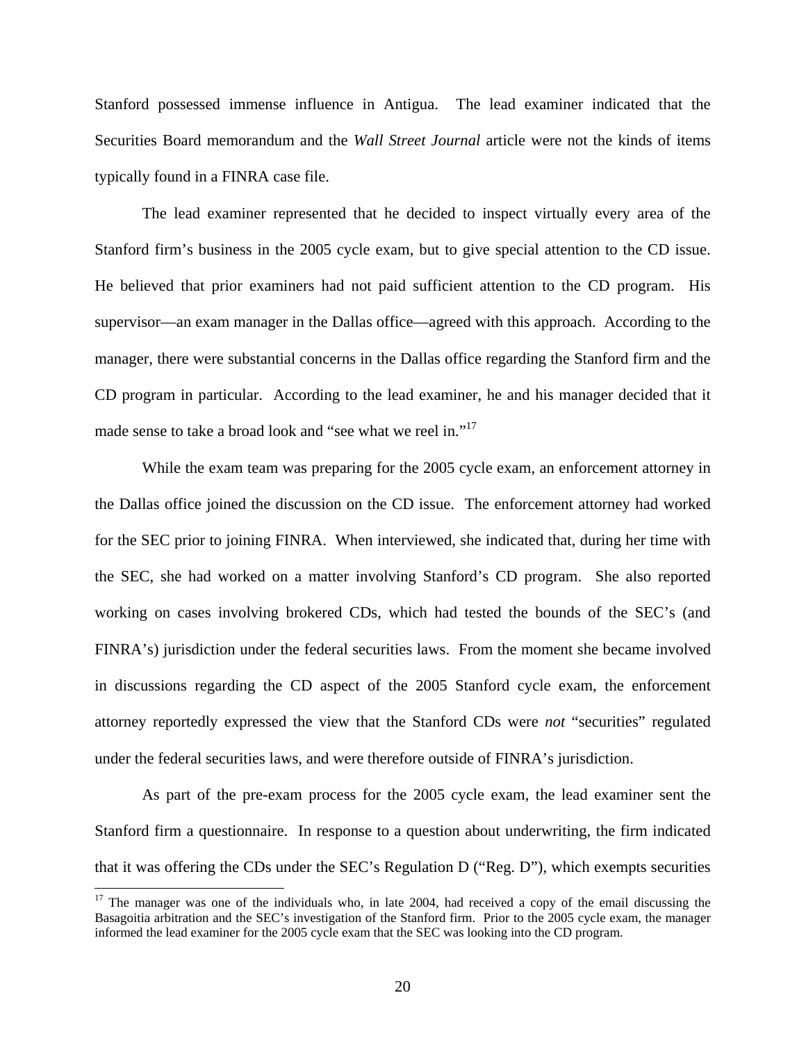Stanford possessed immense influence in Antigua. The lead examiner indicated that the Securities Board memorandum and the *Wall Street Journal* article were not the kinds of items typically found in a FINRA case file.

The lead examiner represented that he decided to inspect virtually every area of the Stanford firm's business in the 2005 cycle exam, but to give special attention to the CD issue. He believed that prior examiners had not paid sufficient attention to the CD program. His supervisor—an exam manager in the Dallas office—agreed with this approach. According to the manager, there were substantial concerns in the Dallas office regarding the Stanford firm and the CD program in particular. According to the lead examiner, he and his manager decided that it made sense to take a broad look and "see what we reel in."[17]

While the exam team was preparing for the 2005 cycle exam, an enforcement attorney in the Dallas office joined the discussion on the CD issue. The enforcement attorney had worked for the SEC prior to joining FINRA. When interviewed, she indicated that, during her time with the SEC, she had worked on a matter involving Stanford's CD program. She also reported working on cases involving brokered CDs, which had tested the bounds of the SEC's (and FINRA's) jurisdiction under the federal securities laws. From the moment she became involved in discussions regarding the CD aspect of the 2005 Stanford cycle exam, the enforcement attorney reportedly expressed the view that the Stanford CDs were *not* "securities" regulated under the federal securities laws, and were therefore outside of FINRA's jurisdiction.

As part of the pre-exam process for the 2005 cycle exam, the lead examiner sent the Stanford firm a questionnaire. In response to a question about underwriting, the firm indicated that it was offering the CDs under the SEC's Regulation D ("Reg. D"), which exempts securities

---

[17] The manager was one of the individuals who, in late 2004, had received a copy of the email discussing the Basagoitia arbitration and the SEC's investigation of the Stanford firm. Prior to the 2005 cycle exam, the manager informed the lead examiner for the 2005 cycle exam that the SEC was looking into the CD program.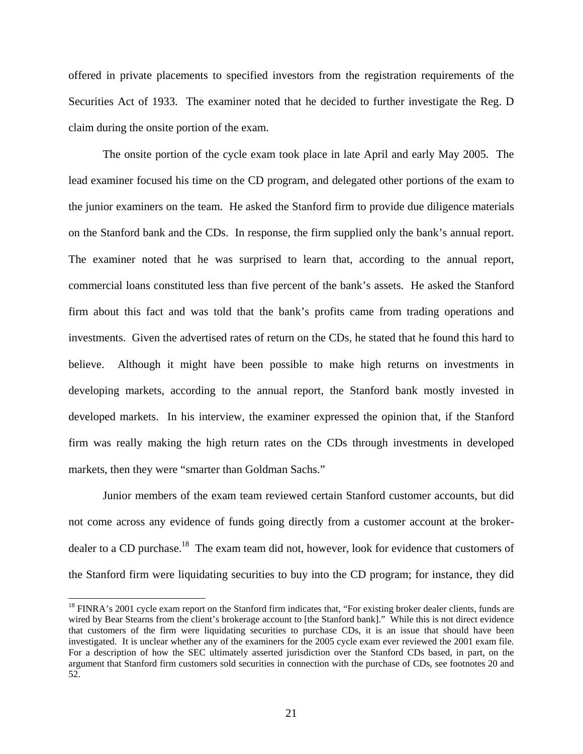offered in private placements to specified investors from the registration requirements of the Securities Act of 1933. The examiner noted that he decided to further investigate the Reg. D claim during the onsite portion of the exam.

The onsite portion of the cycle exam took place in late April and early May 2005. The lead examiner focused his time on the CD program, and delegated other portions of the exam to the junior examiners on the team. He asked the Stanford firm to provide due diligence materials on the Stanford bank and the CDs. In response, the firm supplied only the bank's annual report. The examiner noted that he was surprised to learn that, according to the annual report, commercial loans constituted less than five percent of the bank's assets. He asked the Stanford firm about this fact and was told that the bank's profits came from trading operations and investments. Given the advertised rates of return on the CDs, he stated that he found this hard to believe. Although it might have been possible to make high returns on investments in developing markets, according to the annual report, the Stanford bank mostly invested in developed markets. In his interview, the examiner expressed the opinion that, if the Stanford firm was really making the high return rates on the CDs through investments in developed markets, then they were "smarter than Goldman Sachs."

Junior members of the exam team reviewed certain Stanford customer accounts, but did not come across any evidence of funds going directly from a customer account at the broker-dealer to a CD purchase.[18] The exam team did not, however, look for evidence that customers of the Stanford firm were liquidating securities to buy into the CD program; for instance, they did

---

[18] FINRA's 2001 cycle exam report on the Stanford firm indicates that, "For existing broker dealer clients, funds are wired by Bear Stearns from the client's brokerage account to [the Stanford bank]." While this is not direct evidence that customers of the firm were liquidating securities to purchase CDs, it is an issue that should have been investigated. It is unclear whether any of the examiners for the 2005 cycle exam ever reviewed the 2001 exam file. For a description of how the SEC ultimately asserted jurisdiction over the Stanford CDs based, in part, on the argument that Stanford firm customers sold securities in connection with the purchase of CDs, see footnotes 20 and 52.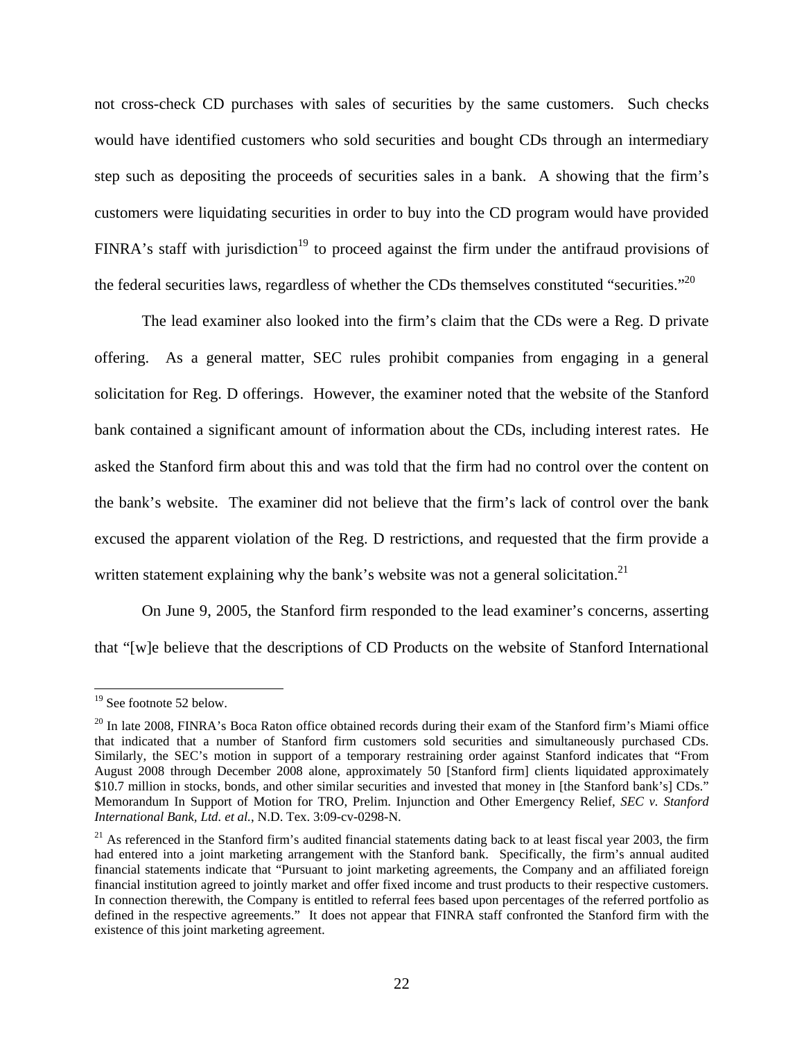not cross-check CD purchases with sales of securities by the same customers. Such checks would have identified customers who sold securities and bought CDs through an intermediary step such as depositing the proceeds of securities sales in a bank. A showing that the firm's customers were liquidating securities in order to buy into the CD program would have provided FINRA's staff with jurisdiction[19] to proceed against the firm under the antifraud provisions of the federal securities laws, regardless of whether the CDs themselves constituted "securities."[20]

The lead examiner also looked into the firm's claim that the CDs were a Reg. D private offering. As a general matter, SEC rules prohibit companies from engaging in a general solicitation for Reg. D offerings. However, the examiner noted that the website of the Stanford bank contained a significant amount of information about the CDs, including interest rates. He asked the Stanford firm about this and was told that the firm had no control over the content on the bank's website. The examiner did not believe that the firm's lack of control over the bank excused the apparent violation of the Reg. D restrictions, and requested that the firm provide a written statement explaining why the bank's website was not a general solicitation.[21]

On June 9, 2005, the Stanford firm responded to the lead examiner's concerns, asserting that "[w]e believe that the descriptions of CD Products on the website of Stanford International

---

[19] See footnote 52 below.

[20] In late 2008, FINRA's Boca Raton office obtained records during their exam of the Stanford firm's Miami office that indicated that a number of Stanford firm customers sold securities and simultaneously purchased CDs. Similarly, the SEC's motion in support of a temporary restraining order against Stanford indicates that "From August 2008 through December 2008 alone, approximately 50 [Stanford firm] clients liquidated approximately \$10.7 million in stocks, bonds, and other similar securities and invested that money in [the Stanford bank's] CDs." Memorandum In Support of Motion for TRO, Prelim. Injunction and Other Emergency Relief, *SEC v. Stanford International Bank, Ltd. et al.*, N.D. Tex. 3:09-cv-0298-N.

[21] As referenced in the Stanford firm's audited financial statements dating back to at least fiscal year 2003, the firm had entered into a joint marketing arrangement with the Stanford bank. Specifically, the firm's annual audited financial statements indicate that "Pursuant to joint marketing agreements, the Company and an affiliated foreign financial institution agreed to jointly market and offer fixed income and trust products to their respective customers. In connection therewith, the Company is entitled to referral fees based upon percentages of the referred portfolio as defined in the respective agreements." It does not appear that FINRA staff confronted the Stanford firm with the existence of this joint marketing agreement.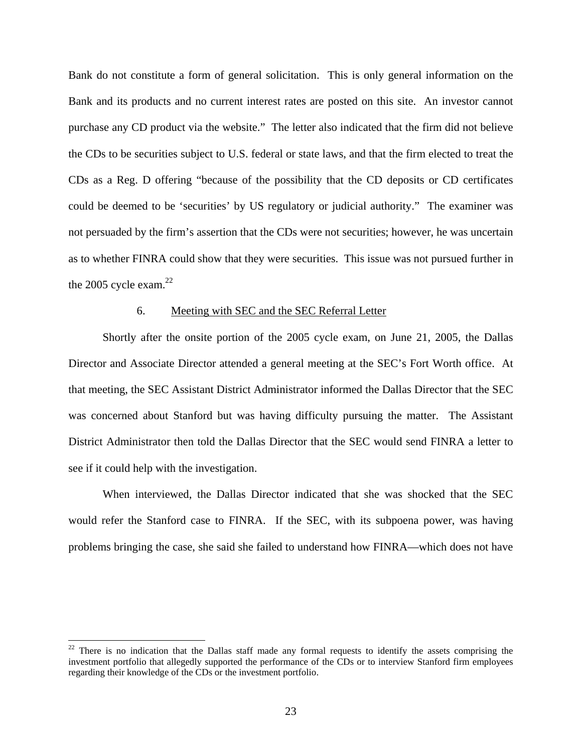Bank do not constitute a form of general solicitation. This is only general information on the Bank and its products and no current interest rates are posted on this site. An investor cannot purchase any CD product via the website." The letter also indicated that the firm did not believe the CDs to be securities subject to U.S. federal or state laws, and that the firm elected to treat the CDs as a Reg. D offering "because of the possibility that the CD deposits or CD certificates could be deemed to be 'securities' by US regulatory or judicial authority." The examiner was not persuaded by the firm's assertion that the CDs were not securities; however, he was uncertain as to whether FINRA could show that they were securities. This issue was not pursued further in the 2005 cycle exam.[22]

6. Meeting with SEC and the SEC Referral Letter

Shortly after the onsite portion of the 2005 cycle exam, on June 21, 2005, the Dallas Director and Associate Director attended a general meeting at the SEC's Fort Worth office. At that meeting, the SEC Assistant District Administrator informed the Dallas Director that the SEC was concerned about Stanford but was having difficulty pursuing the matter. The Assistant District Administrator then told the Dallas Director that the SEC would send FINRA a letter to see if it could help with the investigation.

When interviewed, the Dallas Director indicated that she was shocked that the SEC would refer the Stanford case to FINRA. If the SEC, with its subpoena power, was having problems bringing the case, she said she failed to understand how FINRA—which does not have

[22] There is no indication that the Dallas staff made any formal requests to identify the assets comprising the investment portfolio that allegedly supported the performance of the CDs or to interview Stanford firm employees regarding their knowledge of the CDs or the investment portfolio.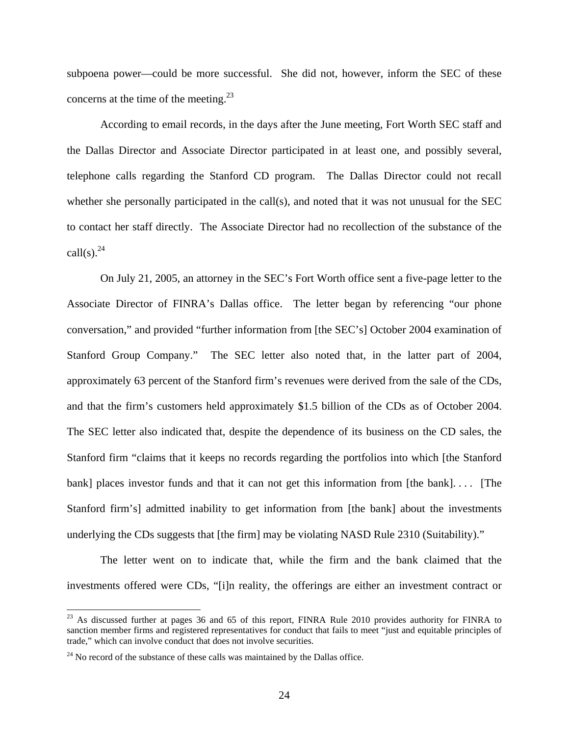subpoena power—could be more successful. She did not, however, inform the SEC of these concerns at the time of the meeting.[23]

According to email records, in the days after the June meeting, Fort Worth SEC staff and the Dallas Director and Associate Director participated in at least one, and possibly several, telephone calls regarding the Stanford CD program. The Dallas Director could not recall whether she personally participated in the call(s), and noted that it was not unusual for the SEC to contact her staff directly. The Associate Director had no recollection of the substance of the call(s).[24]

On July 21, 2005, an attorney in the SEC's Fort Worth office sent a five-page letter to the Associate Director of FINRA's Dallas office. The letter began by referencing "our phone conversation," and provided "further information from [the SEC's] October 2004 examination of Stanford Group Company." The SEC letter also noted that, in the latter part of 2004, approximately 63 percent of the Stanford firm's revenues were derived from the sale of the CDs, and that the firm's customers held approximately $1.5 billion of the CDs as of October 2004. The SEC letter also indicated that, despite the dependence of its business on the CD sales, the Stanford firm "claims that it keeps no records regarding the portfolios into which [the Stanford bank] places investor funds and that it can not get this information from [the bank]. . . . [The Stanford firm's] admitted inability to get information from [the bank] about the investments underlying the CDs suggests that [the firm] may be violating NASD Rule 2310 (Suitability)."

The letter went on to indicate that, while the firm and the bank claimed that the investments offered were CDs, "[i]n reality, the offerings are either an investment contract or

---

[23] As discussed further at pages 36 and 65 of this report, FINRA Rule 2010 provides authority for FINRA to sanction member firms and registered representatives for conduct that fails to meet "just and equitable principles of trade," which can involve conduct that does not involve securities.

[24] No record of the substance of these calls was maintained by the Dallas office.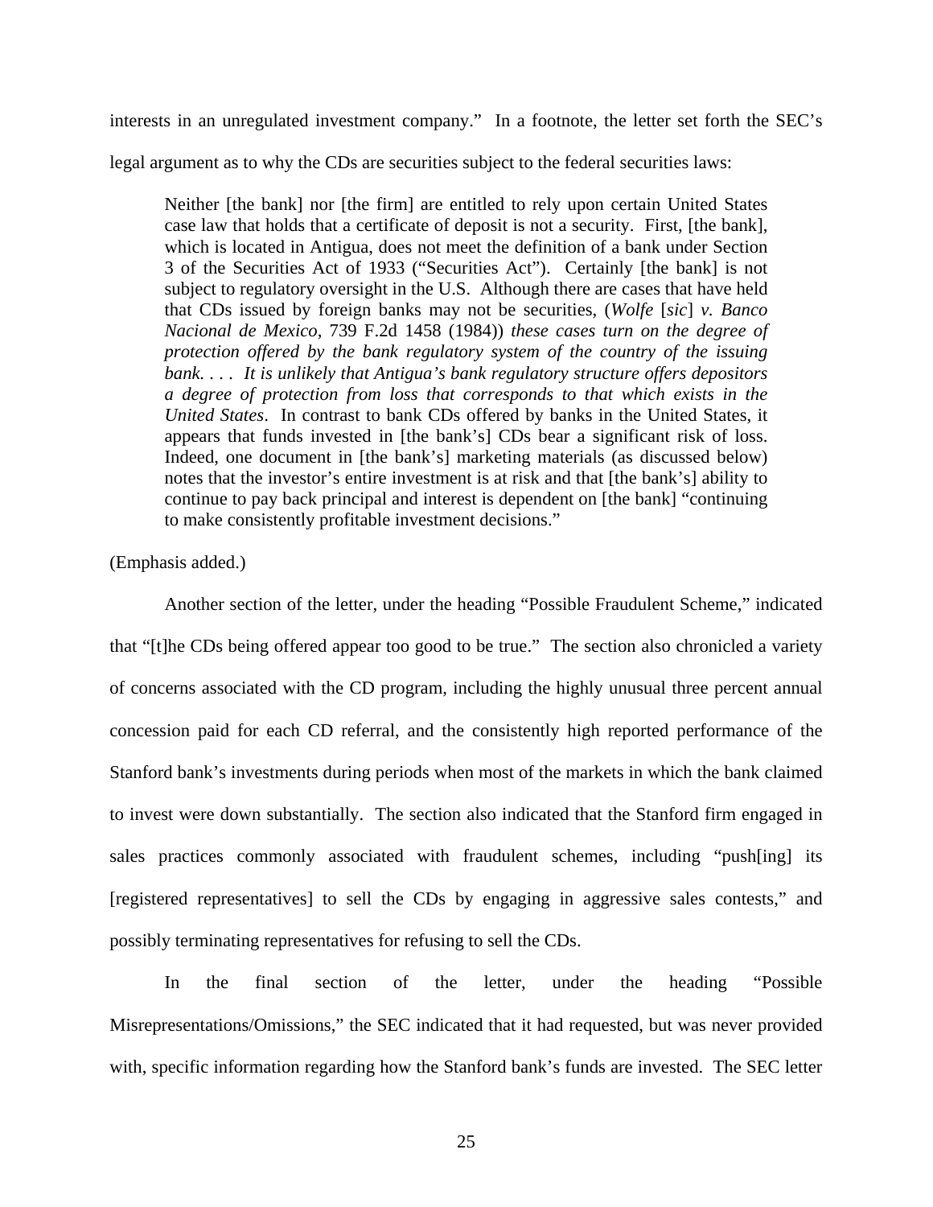interests in an unregulated investment company." In a footnote, the letter set forth the SEC's legal argument as to why the CDs are securities subject to the federal securities laws:

> Neither [the bank] nor [the firm] are entitled to rely upon certain United States case law that holds that a certificate of deposit is not a security. First, [the bank], which is located in Antigua, does not meet the definition of a bank under Section 3 of the Securities Act of 1933 ("Securities Act"). Certainly [the bank] is not subject to regulatory oversight in the U.S. Although there are cases that have held that CDs issued by foreign banks may not be securities, (*Wolfe* [*sic*] *v. Banco Nacional de Mexico*, 739 F.2d 1458 (1984)) *these cases turn on the degree of protection offered by the bank regulatory system of the country of the issuing bank. . . . It is unlikely that Antigua's bank regulatory structure offers depositors a degree of protection from loss that corresponds to that which exists in the United States*. In contrast to bank CDs offered by banks in the United States, it appears that funds invested in [the bank's] CDs bear a significant risk of loss. Indeed, one document in [the bank's] marketing materials (as discussed below) notes that the investor's entire investment is at risk and that [the bank's] ability to continue to pay back principal and interest is dependent on [the bank] "continuing to make consistently profitable investment decisions."

(Emphasis added.)

Another section of the letter, under the heading "Possible Fraudulent Scheme," indicated that "[t]he CDs being offered appear too good to be true." The section also chronicled a variety of concerns associated with the CD program, including the highly unusual three percent annual concession paid for each CD referral, and the consistently high reported performance of the Stanford bank's investments during periods when most of the markets in which the bank claimed to invest were down substantially. The section also indicated that the Stanford firm engaged in sales practices commonly associated with fraudulent schemes, including "push[ing] its [registered representatives] to sell the CDs by engaging in aggressive sales contests," and possibly terminating representatives for refusing to sell the CDs.

In the final section of the letter, under the heading "Possible Misrepresentations/Omissions," the SEC indicated that it had requested, but was never provided with, specific information regarding how the Stanford bank's funds are invested. The SEC letter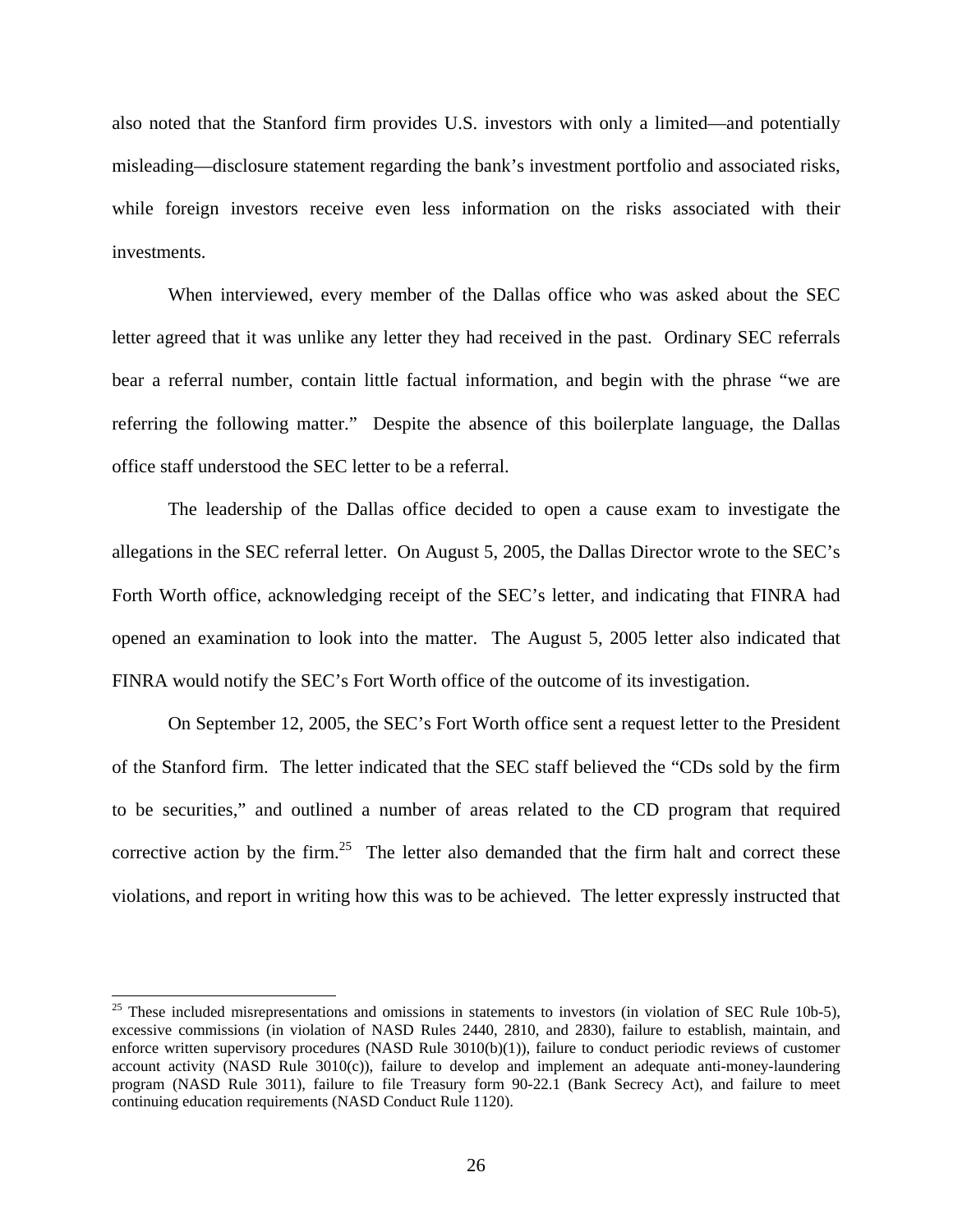also noted that the Stanford firm provides U.S. investors with only a limited—and potentially misleading—disclosure statement regarding the bank's investment portfolio and associated risks, while foreign investors receive even less information on the risks associated with their investments.

When interviewed, every member of the Dallas office who was asked about the SEC letter agreed that it was unlike any letter they had received in the past. Ordinary SEC referrals bear a referral number, contain little factual information, and begin with the phrase "we are referring the following matter." Despite the absence of this boilerplate language, the Dallas office staff understood the SEC letter to be a referral.

The leadership of the Dallas office decided to open a cause exam to investigate the allegations in the SEC referral letter. On August 5, 2005, the Dallas Director wrote to the SEC's Forth Worth office, acknowledging receipt of the SEC's letter, and indicating that FINRA had opened an examination to look into the matter. The August 5, 2005 letter also indicated that FINRA would notify the SEC's Fort Worth office of the outcome of its investigation.

On September 12, 2005, the SEC's Fort Worth office sent a request letter to the President of the Stanford firm. The letter indicated that the SEC staff believed the "CDs sold by the firm to be securities," and outlined a number of areas related to the CD program that required corrective action by the firm.[25] The letter also demanded that the firm halt and correct these violations, and report in writing how this was to be achieved. The letter expressly instructed that

[25] These included misrepresentations and omissions in statements to investors (in violation of SEC Rule 10b-5), excessive commissions (in violation of NASD Rules 2440, 2810, and 2830), failure to establish, maintain, and enforce written supervisory procedures (NASD Rule 3010(b)(1)), failure to conduct periodic reviews of customer account activity (NASD Rule 3010(c)), failure to develop and implement an adequate anti-money-laundering program (NASD Rule 3011), failure to file Treasury form 90-22.1 (Bank Secrecy Act), and failure to meet continuing education requirements (NASD Conduct Rule 1120).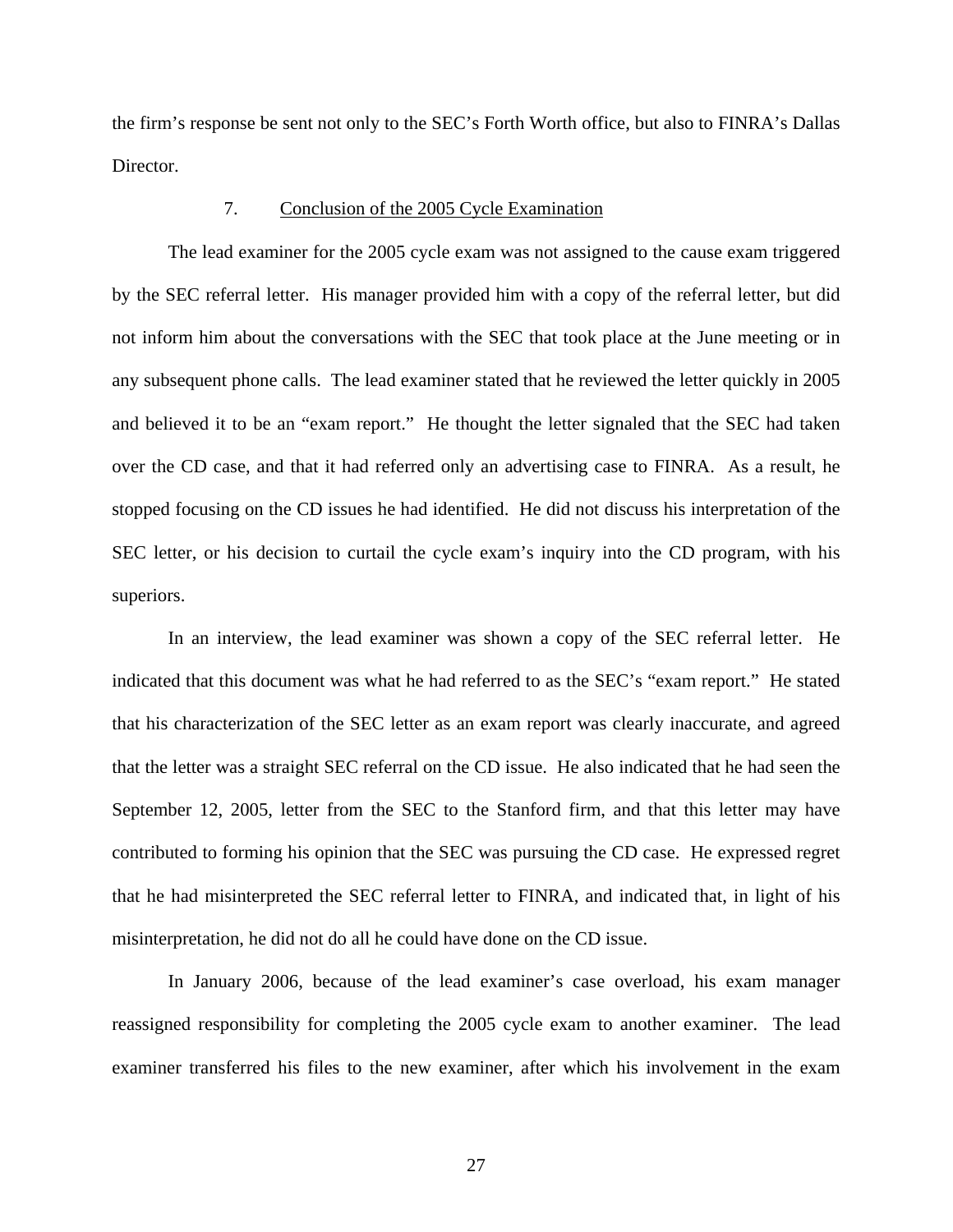the firm's response be sent not only to the SEC's Forth Worth office, but also to FINRA's Dallas Director.

### 7. Conclusion of the 2005 Cycle Examination

The lead examiner for the 2005 cycle exam was not assigned to the cause exam triggered by the SEC referral letter. His manager provided him with a copy of the referral letter, but did not inform him about the conversations with the SEC that took place at the June meeting or in any subsequent phone calls. The lead examiner stated that he reviewed the letter quickly in 2005 and believed it to be an "exam report." He thought the letter signaled that the SEC had taken over the CD case, and that it had referred only an advertising case to FINRA. As a result, he stopped focusing on the CD issues he had identified. He did not discuss his interpretation of the SEC letter, or his decision to curtail the cycle exam's inquiry into the CD program, with his superiors.

In an interview, the lead examiner was shown a copy of the SEC referral letter. He indicated that this document was what he had referred to as the SEC's "exam report." He stated that his characterization of the SEC letter as an exam report was clearly inaccurate, and agreed that the letter was a straight SEC referral on the CD issue. He also indicated that he had seen the September 12, 2005, letter from the SEC to the Stanford firm, and that this letter may have contributed to forming his opinion that the SEC was pursuing the CD case. He expressed regret that he had misinterpreted the SEC referral letter to FINRA, and indicated that, in light of his misinterpretation, he did not do all he could have done on the CD issue.

In January 2006, because of the lead examiner's case overload, his exam manager reassigned responsibility for completing the 2005 cycle exam to another examiner. The lead examiner transferred his files to the new examiner, after which his involvement in the exam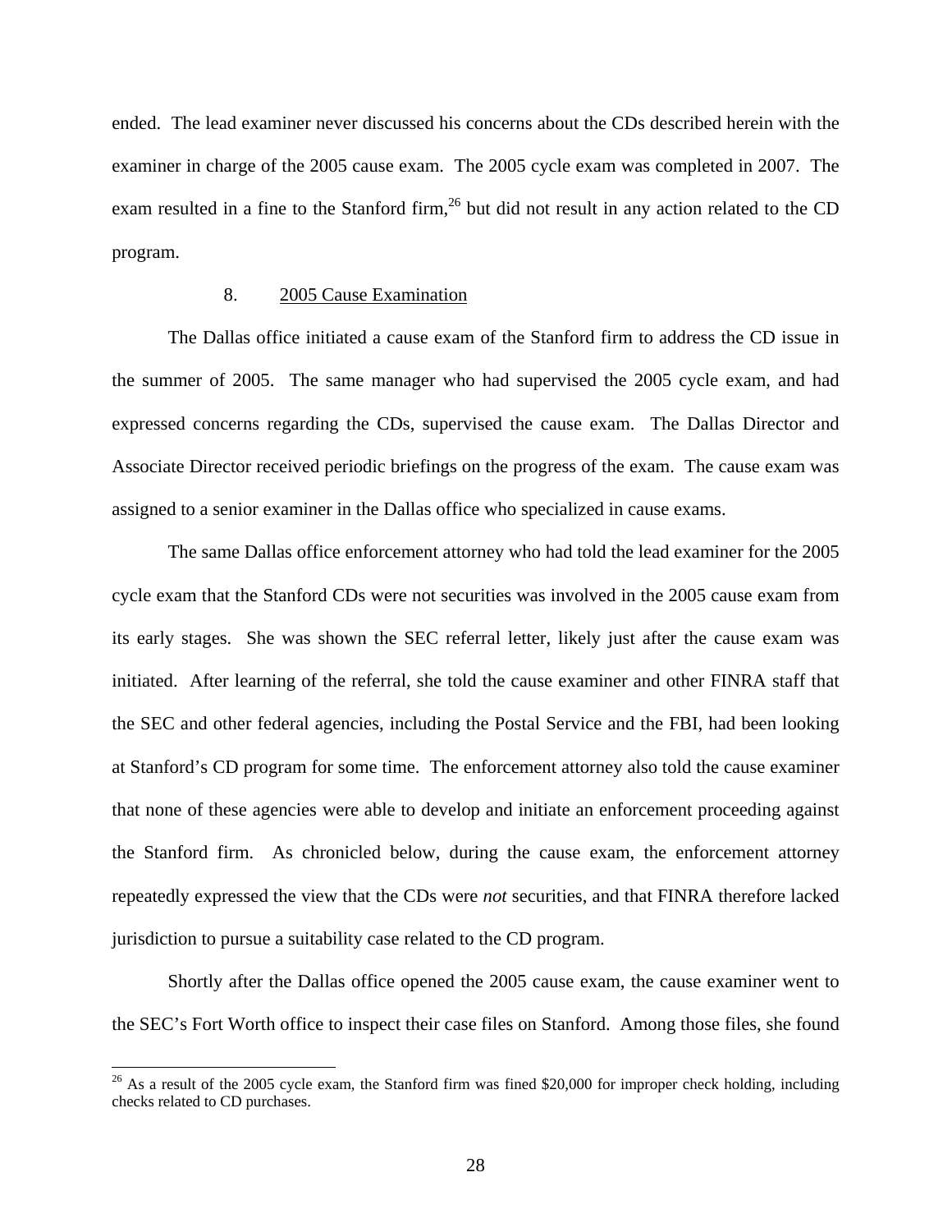ended. The lead examiner never discussed his concerns about the CDs described herein with the examiner in charge of the 2005 cause exam. The 2005 cycle exam was completed in 2007. The exam resulted in a fine to the Stanford firm,[26] but did not result in any action related to the CD program.

### 8. 2005 Cause Examination

The Dallas office initiated a cause exam of the Stanford firm to address the CD issue in the summer of 2005. The same manager who had supervised the 2005 cycle exam, and had expressed concerns regarding the CDs, supervised the cause exam. The Dallas Director and Associate Director received periodic briefings on the progress of the exam. The cause exam was assigned to a senior examiner in the Dallas office who specialized in cause exams.

The same Dallas office enforcement attorney who had told the lead examiner for the 2005 cycle exam that the Stanford CDs were not securities was involved in the 2005 cause exam from its early stages. She was shown the SEC referral letter, likely just after the cause exam was initiated. After learning of the referral, she told the cause examiner and other FINRA staff that the SEC and other federal agencies, including the Postal Service and the FBI, had been looking at Stanford's CD program for some time. The enforcement attorney also told the cause examiner that none of these agencies were able to develop and initiate an enforcement proceeding against the Stanford firm. As chronicled below, during the cause exam, the enforcement attorney repeatedly expressed the view that the CDs were *not* securities, and that FINRA therefore lacked jurisdiction to pursue a suitability case related to the CD program.

Shortly after the Dallas office opened the 2005 cause exam, the cause examiner went to the SEC's Fort Worth office to inspect their case files on Stanford. Among those files, she found

[26] As a result of the 2005 cycle exam, the Stanford firm was fined $20,000 for improper check holding, including checks related to CD purchases.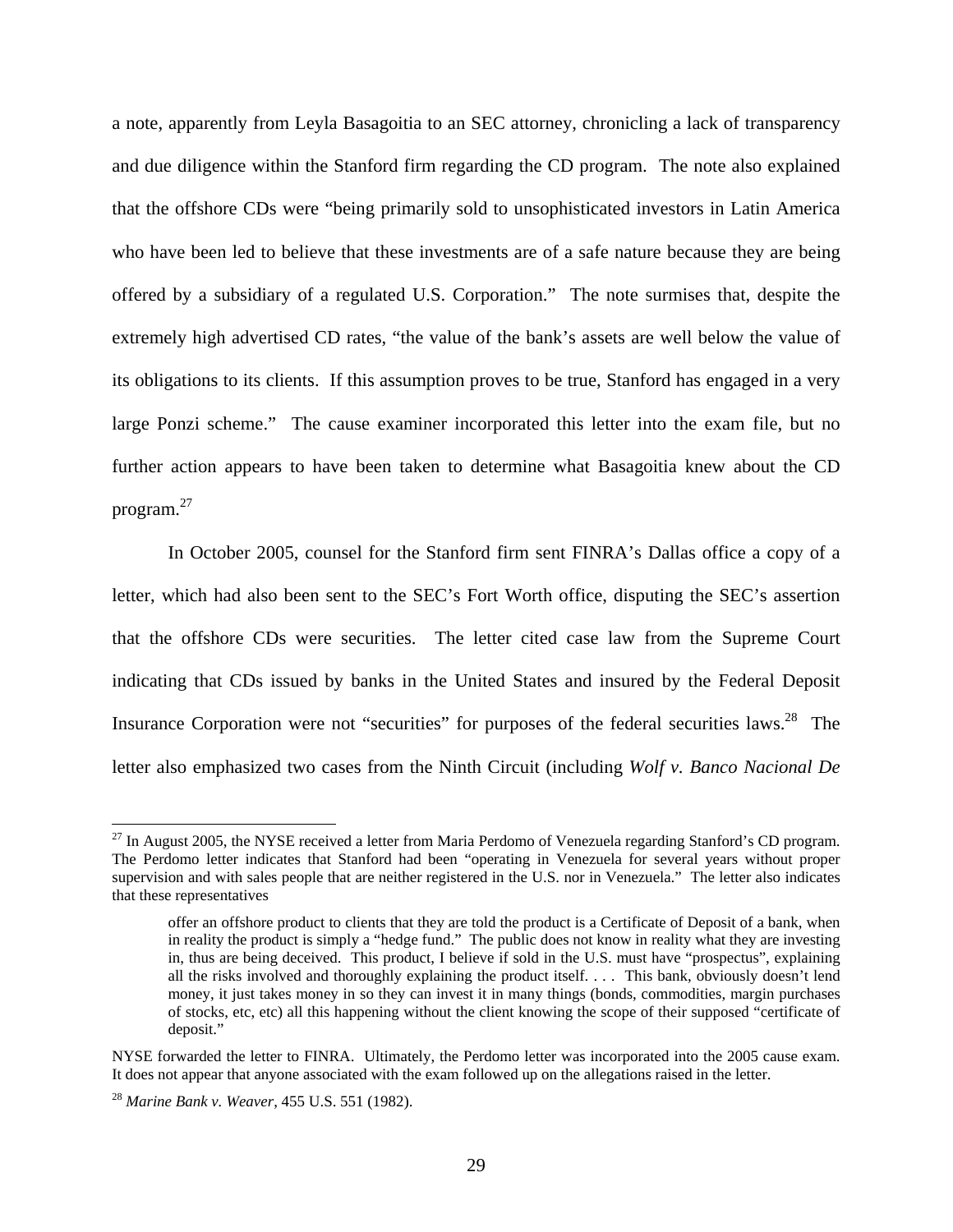a note, apparently from Leyla Basagoitia to an SEC attorney, chronicling a lack of transparency and due diligence within the Stanford firm regarding the CD program. The note also explained that the offshore CDs were "being primarily sold to unsophisticated investors in Latin America who have been led to believe that these investments are of a safe nature because they are being offered by a subsidiary of a regulated U.S. Corporation." The note surmises that, despite the extremely high advertised CD rates, "the value of the bank's assets are well below the value of its obligations to its clients. If this assumption proves to be true, Stanford has engaged in a very large Ponzi scheme." The cause examiner incorporated this letter into the exam file, but no further action appears to have been taken to determine what Basagoitia knew about the CD program.[27]

In October 2005, counsel for the Stanford firm sent FINRA's Dallas office a copy of a letter, which had also been sent to the SEC's Fort Worth office, disputing the SEC's assertion that the offshore CDs were securities. The letter cited case law from the Supreme Court indicating that CDs issued by banks in the United States and insured by the Federal Deposit Insurance Corporation were not "securities" for purposes of the federal securities laws.[28] The letter also emphasized two cases from the Ninth Circuit (including *Wolf v. Banco Nacional De*

---

[27] In August 2005, the NYSE received a letter from Maria Perdomo of Venezuela regarding Stanford's CD program. The Perdomo letter indicates that Stanford had been "operating in Venezuela for several years without proper supervision and with sales people that are neither registered in the U.S. nor in Venezuela." The letter also indicates that these representatives

> offer an offshore product to clients that they are told the product is a Certificate of Deposit of a bank, when in reality the product is simply a "hedge fund." The public does not know in reality what they are investing in, thus are being deceived. This product, I believe if sold in the U.S. must have "prospectus", explaining all the risks involved and thoroughly explaining the product itself. . . . This bank, obviously doesn't lend money, it just takes money in so they can invest it in many things (bonds, commodities, margin purchases of stocks, etc, etc) all this happening without the client knowing the scope of their supposed "certificate of deposit."

NYSE forwarded the letter to FINRA. Ultimately, the Perdomo letter was incorporated into the 2005 cause exam. It does not appear that anyone associated with the exam followed up on the allegations raised in the letter.

[28] *Marine Bank v. Weaver*, 455 U.S. 551 (1982).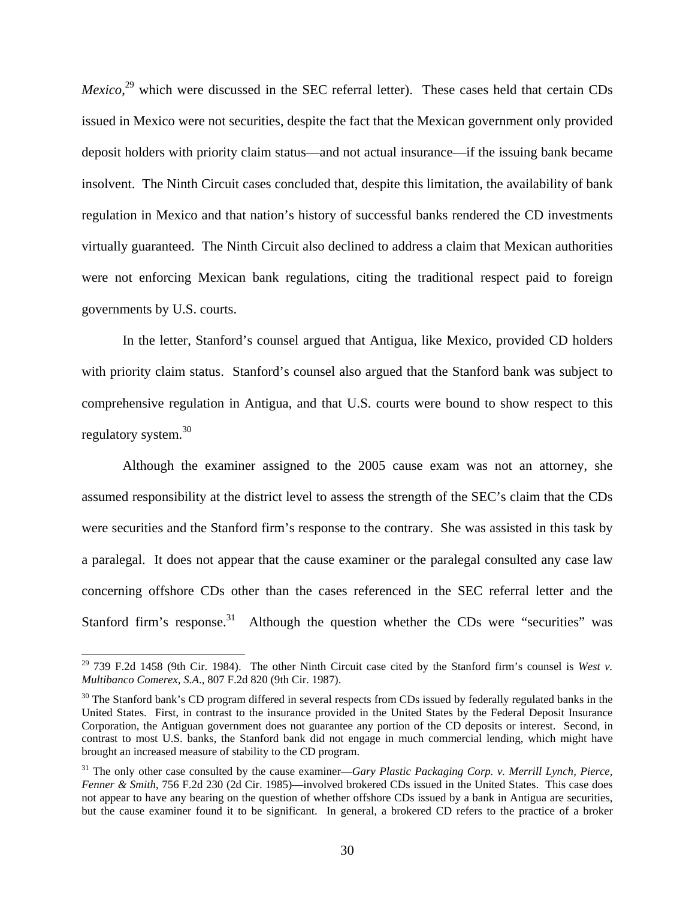*Mexico*,[29] which were discussed in the SEC referral letter). These cases held that certain CDs issued in Mexico were not securities, despite the fact that the Mexican government only provided deposit holders with priority claim status—and not actual insurance—if the issuing bank became insolvent. The Ninth Circuit cases concluded that, despite this limitation, the availability of bank regulation in Mexico and that nation's history of successful banks rendered the CD investments virtually guaranteed. The Ninth Circuit also declined to address a claim that Mexican authorities were not enforcing Mexican bank regulations, citing the traditional respect paid to foreign governments by U.S. courts.

In the letter, Stanford's counsel argued that Antigua, like Mexico, provided CD holders with priority claim status. Stanford's counsel also argued that the Stanford bank was subject to comprehensive regulation in Antigua, and that U.S. courts were bound to show respect to this regulatory system.[30]

Although the examiner assigned to the 2005 cause exam was not an attorney, she assumed responsibility at the district level to assess the strength of the SEC's claim that the CDs were securities and the Stanford firm's response to the contrary. She was assisted in this task by a paralegal. It does not appear that the cause examiner or the paralegal consulted any case law concerning offshore CDs other than the cases referenced in the SEC referral letter and the Stanford firm's response.[31] Although the question whether the CDs were "securities" was

---

[29] 739 F.2d 1458 (9th Cir. 1984). The other Ninth Circuit case cited by the Stanford firm's counsel is *West v. Multibanco Comerex, S.A.*, 807 F.2d 820 (9th Cir. 1987).

[30] The Stanford bank's CD program differed in several respects from CDs issued by federally regulated banks in the United States. First, in contrast to the insurance provided in the United States by the Federal Deposit Insurance Corporation, the Antiguan government does not guarantee any portion of the CD deposits or interest. Second, in contrast to most U.S. banks, the Stanford bank did not engage in much commercial lending, which might have brought an increased measure of stability to the CD program.

[31] The only other case consulted by the cause examiner—*Gary Plastic Packaging Corp. v. Merrill Lynch, Pierce, Fenner & Smith*, 756 F.2d 230 (2d Cir. 1985)—involved brokered CDs issued in the United States. This case does not appear to have any bearing on the question of whether offshore CDs issued by a bank in Antigua are securities, but the cause examiner found it to be significant. In general, a brokered CD refers to the practice of a broker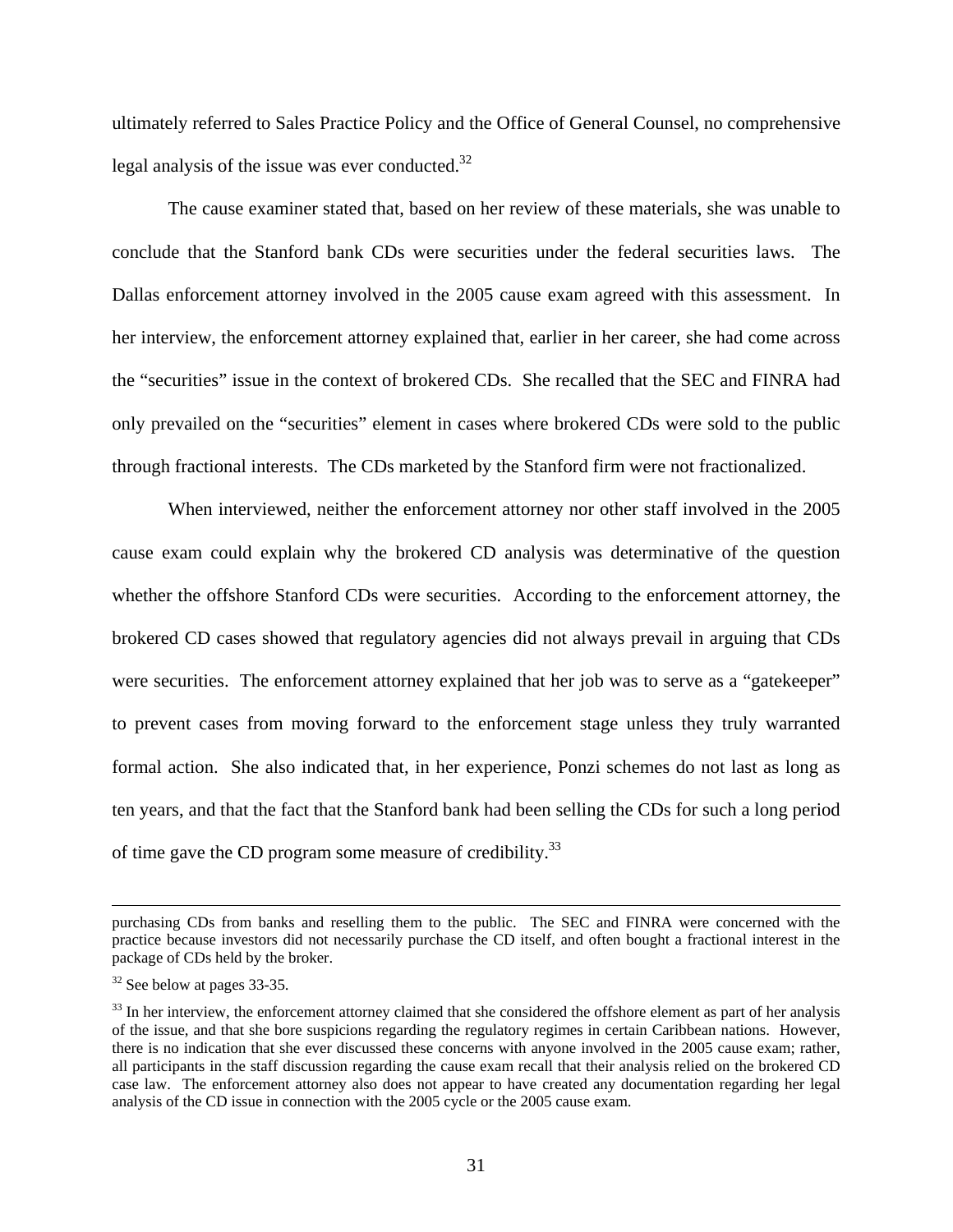ultimately referred to Sales Practice Policy and the Office of General Counsel, no comprehensive legal analysis of the issue was ever conducted.[32]

The cause examiner stated that, based on her review of these materials, she was unable to conclude that the Stanford bank CDs were securities under the federal securities laws. The Dallas enforcement attorney involved in the 2005 cause exam agreed with this assessment. In her interview, the enforcement attorney explained that, earlier in her career, she had come across the "securities" issue in the context of brokered CDs. She recalled that the SEC and FINRA had only prevailed on the "securities" element in cases where brokered CDs were sold to the public through fractional interests. The CDs marketed by the Stanford firm were not fractionalized.

When interviewed, neither the enforcement attorney nor other staff involved in the 2005 cause exam could explain why the brokered CD analysis was determinative of the question whether the offshore Stanford CDs were securities. According to the enforcement attorney, the brokered CD cases showed that regulatory agencies did not always prevail in arguing that CDs were securities. The enforcement attorney explained that her job was to serve as a "gatekeeper" to prevent cases from moving forward to the enforcement stage unless they truly warranted formal action. She also indicated that, in her experience, Ponzi schemes do not last as long as ten years, and that the fact that the Stanford bank had been selling the CDs for such a long period of time gave the CD program some measure of credibility.[33]

---

purchasing CDs from banks and reselling them to the public. The SEC and FINRA were concerned with the practice because investors did not necessarily purchase the CD itself, and often bought a fractional interest in the package of CDs held by the broker.

[32] See below at pages 33-35.

[33] In her interview, the enforcement attorney claimed that she considered the offshore element as part of her analysis of the issue, and that she bore suspicions regarding the regulatory regimes in certain Caribbean nations. However, there is no indication that she ever discussed these concerns with anyone involved in the 2005 cause exam; rather, all participants in the staff discussion regarding the cause exam recall that their analysis relied on the brokered CD case law. The enforcement attorney also does not appear to have created any documentation regarding her legal analysis of the CD issue in connection with the 2005 cycle or the 2005 cause exam.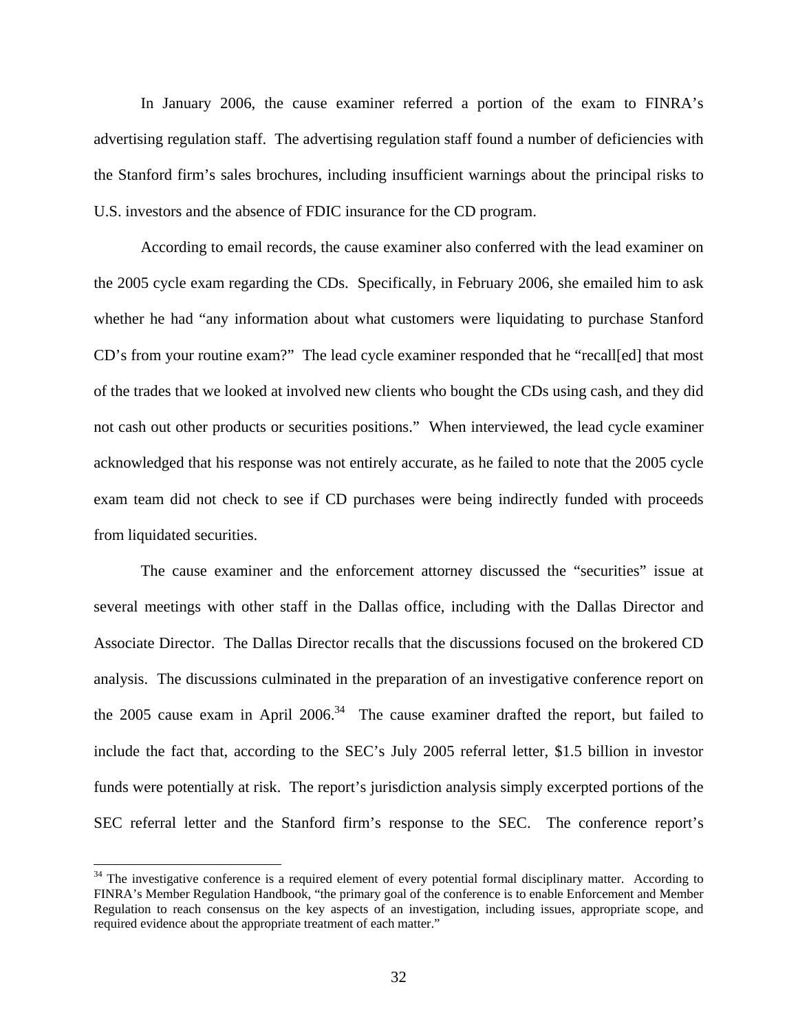In January 2006, the cause examiner referred a portion of the exam to FINRA's advertising regulation staff. The advertising regulation staff found a number of deficiencies with the Stanford firm's sales brochures, including insufficient warnings about the principal risks to U.S. investors and the absence of FDIC insurance for the CD program.

According to email records, the cause examiner also conferred with the lead examiner on the 2005 cycle exam regarding the CDs. Specifically, in February 2006, she emailed him to ask whether he had "any information about what customers were liquidating to purchase Stanford CD's from your routine exam?" The lead cycle examiner responded that he "recall[ed] that most of the trades that we looked at involved new clients who bought the CDs using cash, and they did not cash out other products or securities positions." When interviewed, the lead cycle examiner acknowledged that his response was not entirely accurate, as he failed to note that the 2005 cycle exam team did not check to see if CD purchases were being indirectly funded with proceeds from liquidated securities.

The cause examiner and the enforcement attorney discussed the "securities" issue at several meetings with other staff in the Dallas office, including with the Dallas Director and Associate Director. The Dallas Director recalls that the discussions focused on the brokered CD analysis. The discussions culminated in the preparation of an investigative conference report on the 2005 cause exam in April 2006.[34] The cause examiner drafted the report, but failed to include the fact that, according to the SEC's July 2005 referral letter, \$1.5 billion in investor funds were potentially at risk. The report's jurisdiction analysis simply excerpted portions of the SEC referral letter and the Stanford firm's response to the SEC. The conference report's

[34] The investigative conference is a required element of every potential formal disciplinary matter. According to FINRA's Member Regulation Handbook, "the primary goal of the conference is to enable Enforcement and Member Regulation to reach consensus on the key aspects of an investigation, including issues, appropriate scope, and required evidence about the appropriate treatment of each matter."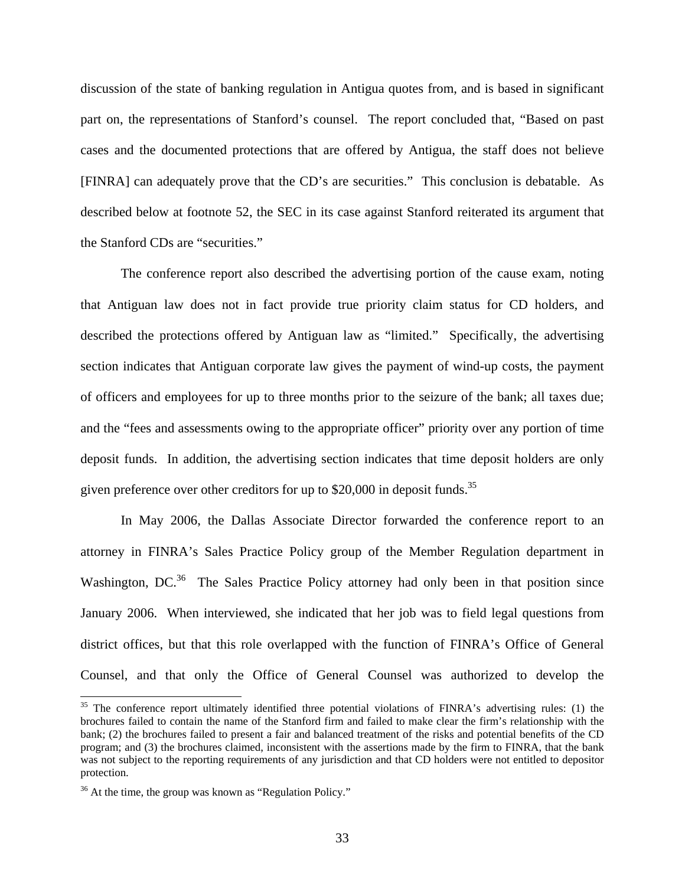discussion of the state of banking regulation in Antigua quotes from, and is based in significant part on, the representations of Stanford's counsel. The report concluded that, "Based on past cases and the documented protections that are offered by Antigua, the staff does not believe [FINRA] can adequately prove that the CD's are securities." This conclusion is debatable. As described below at footnote 52, the SEC in its case against Stanford reiterated its argument that the Stanford CDs are "securities."

The conference report also described the advertising portion of the cause exam, noting that Antiguan law does not in fact provide true priority claim status for CD holders, and described the protections offered by Antiguan law as "limited." Specifically, the advertising section indicates that Antiguan corporate law gives the payment of wind-up costs, the payment of officers and employees for up to three months prior to the seizure of the bank; all taxes due; and the "fees and assessments owing to the appropriate officer" priority over any portion of time deposit funds. In addition, the advertising section indicates that time deposit holders are only given preference over other creditors for up to $20,000 in deposit funds.[35]

In May 2006, the Dallas Associate Director forwarded the conference report to an attorney in FINRA's Sales Practice Policy group of the Member Regulation department in Washington, DC.[36] The Sales Practice Policy attorney had only been in that position since January 2006. When interviewed, she indicated that her job was to field legal questions from district offices, but that this role overlapped with the function of FINRA's Office of General Counsel, and that only the Office of General Counsel was authorized to develop the

[35] The conference report ultimately identified three potential violations of FINRA's advertising rules: (1) the brochures failed to contain the name of the Stanford firm and failed to make clear the firm's relationship with the bank; (2) the brochures failed to present a fair and balanced treatment of the risks and potential benefits of the CD program; and (3) the brochures claimed, inconsistent with the assertions made by the firm to FINRA, that the bank was not subject to the reporting requirements of any jurisdiction and that CD holders were not entitled to depositor protection.

[36] At the time, the group was known as "Regulation Policy."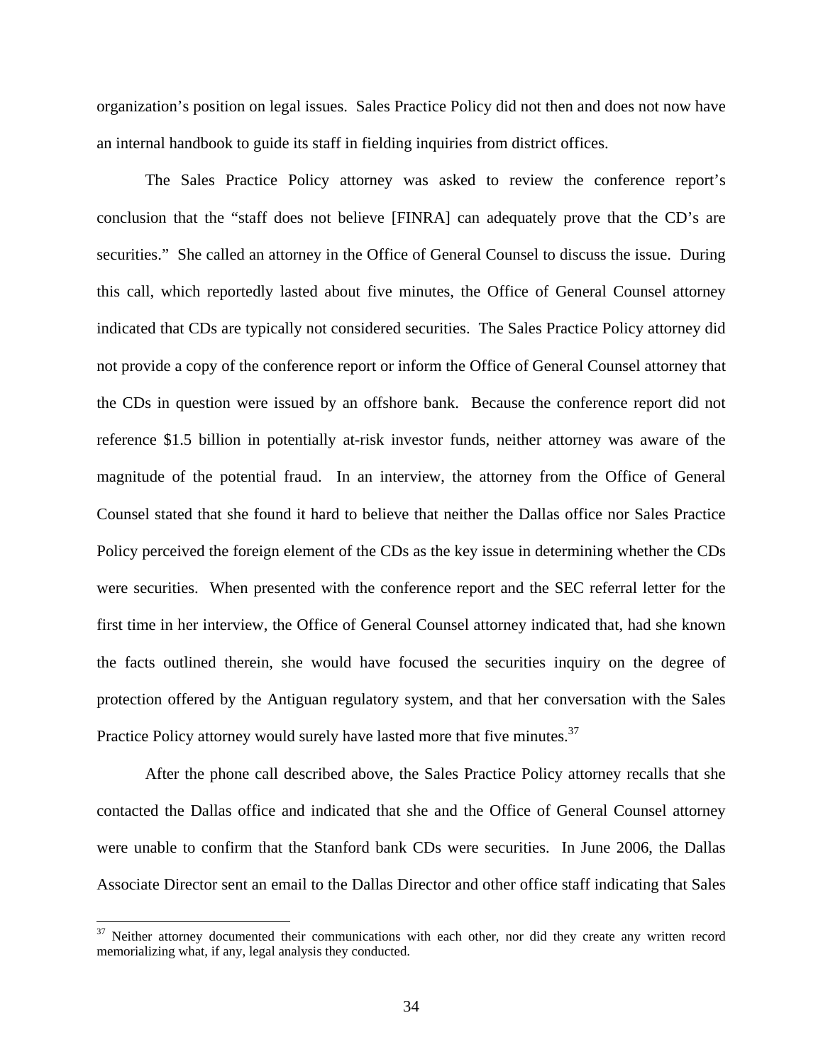organization's position on legal issues. Sales Practice Policy did not then and does not now have an internal handbook to guide its staff in fielding inquiries from district offices.

The Sales Practice Policy attorney was asked to review the conference report's conclusion that the "staff does not believe [FINRA] can adequately prove that the CD's are securities." She called an attorney in the Office of General Counsel to discuss the issue. During this call, which reportedly lasted about five minutes, the Office of General Counsel attorney indicated that CDs are typically not considered securities. The Sales Practice Policy attorney did not provide a copy of the conference report or inform the Office of General Counsel attorney that the CDs in question were issued by an offshore bank. Because the conference report did not reference $1.5 billion in potentially at-risk investor funds, neither attorney was aware of the magnitude of the potential fraud. In an interview, the attorney from the Office of General Counsel stated that she found it hard to believe that neither the Dallas office nor Sales Practice Policy perceived the foreign element of the CDs as the key issue in determining whether the CDs were securities. When presented with the conference report and the SEC referral letter for the first time in her interview, the Office of General Counsel attorney indicated that, had she known the facts outlined therein, she would have focused the securities inquiry on the degree of protection offered by the Antiguan regulatory system, and that her conversation with the Sales Practice Policy attorney would surely have lasted more that five minutes.[37]

After the phone call described above, the Sales Practice Policy attorney recalls that she contacted the Dallas office and indicated that she and the Office of General Counsel attorney were unable to confirm that the Stanford bank CDs were securities. In June 2006, the Dallas Associate Director sent an email to the Dallas Director and other office staff indicating that Sales

[37] Neither attorney documented their communications with each other, nor did they create any written record memorializing what, if any, legal analysis they conducted.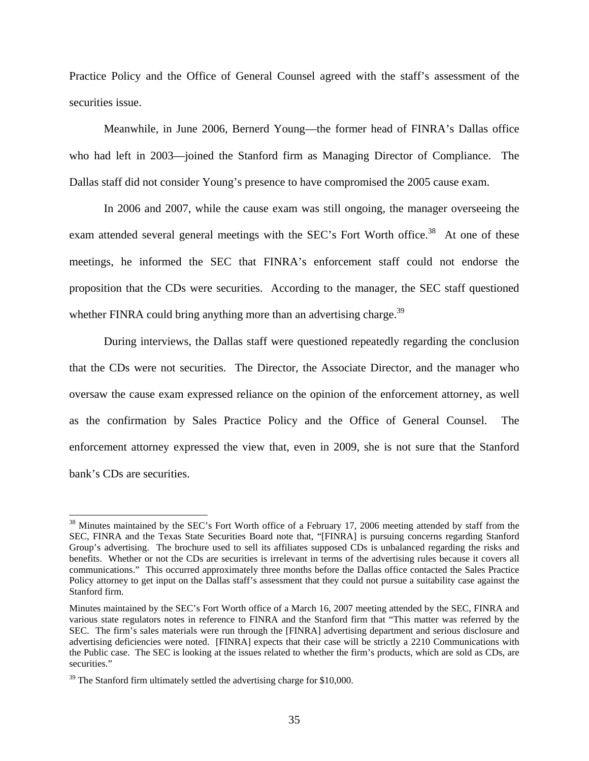Practice Policy and the Office of General Counsel agreed with the staff's assessment of the securities issue.

Meanwhile, in June 2006, Bernerd Young—the former head of FINRA's Dallas office who had left in 2003—joined the Stanford firm as Managing Director of Compliance. The Dallas staff did not consider Young's presence to have compromised the 2005 cause exam.

In 2006 and 2007, while the cause exam was still ongoing, the manager overseeing the exam attended several general meetings with the SEC's Fort Worth office.[38] At one of these meetings, he informed the SEC that FINRA's enforcement staff could not endorse the proposition that the CDs were securities. According to the manager, the SEC staff questioned whether FINRA could bring anything more than an advertising charge.[39]

During interviews, the Dallas staff were questioned repeatedly regarding the conclusion that the CDs were not securities. The Director, the Associate Director, and the manager who oversaw the cause exam expressed reliance on the opinion of the enforcement attorney, as well as the confirmation by Sales Practice Policy and the Office of General Counsel. The enforcement attorney expressed the view that, even in 2009, she is not sure that the Stanford bank's CDs are securities.

---

[38] Minutes maintained by the SEC's Fort Worth office of a February 17, 2006 meeting attended by staff from the SEC, FINRA and the Texas State Securities Board note that, "[FINRA] is pursuing concerns regarding Stanford Group's advertising. The brochure used to sell its affiliates supposed CDs is unbalanced regarding the risks and benefits. Whether or not the CDs are securities is irrelevant in terms of the advertising rules because it covers all communications." This occurred approximately three months before the Dallas office contacted the Sales Practice Policy attorney to get input on the Dallas staff's assessment that they could not pursue a suitability case against the Stanford firm.

Minutes maintained by the SEC's Fort Worth office of a March 16, 2007 meeting attended by the SEC, FINRA and various state regulators notes in reference to FINRA and the Stanford firm that "This matter was referred by the SEC. The firm's sales materials were run through the [FINRA] advertising department and serious disclosure and advertising deficiencies were noted. [FINRA] expects that their case will be strictly a 2210 Communications with the Public case. The SEC is looking at the issues related to whether the firm's products, which are sold as CDs, are securities."

[39] The Stanford firm ultimately settled the advertising charge for $10,000.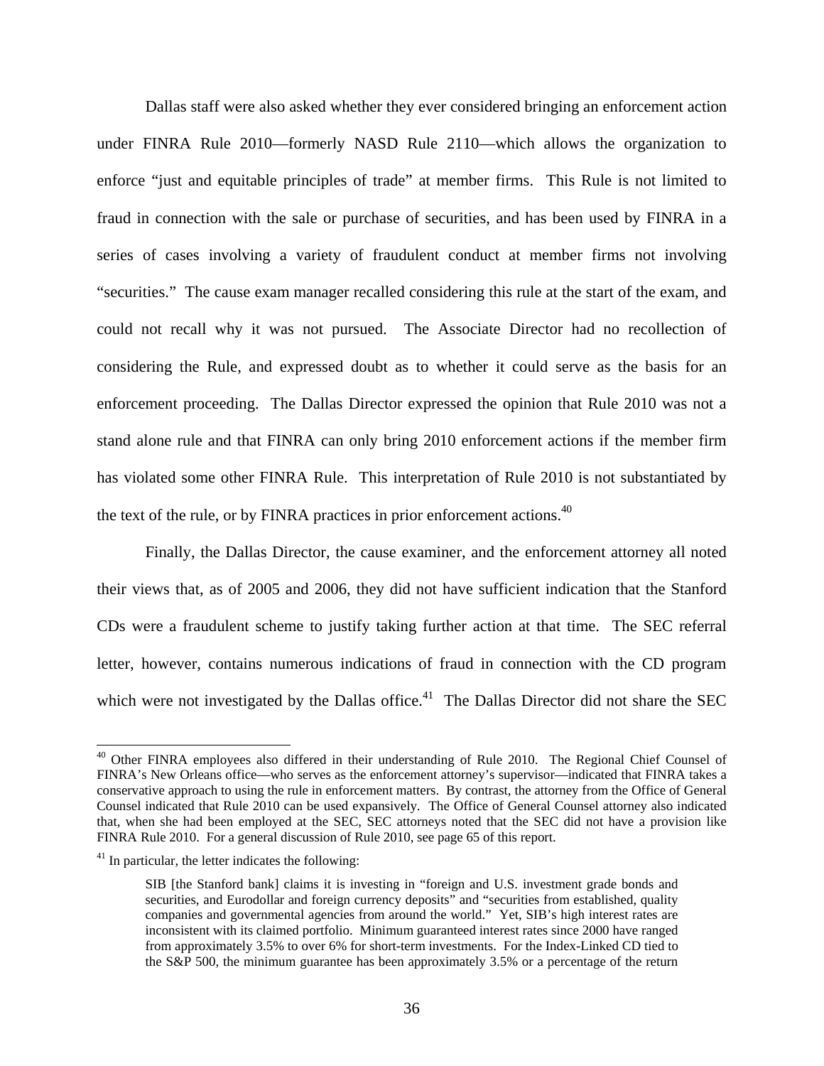Dallas staff were also asked whether they ever considered bringing an enforcement action under FINRA Rule 2010—formerly NASD Rule 2110—which allows the organization to enforce "just and equitable principles of trade" at member firms. This Rule is not limited to fraud in connection with the sale or purchase of securities, and has been used by FINRA in a series of cases involving a variety of fraudulent conduct at member firms not involving "securities." The cause exam manager recalled considering this rule at the start of the exam, and could not recall why it was not pursued. The Associate Director had no recollection of considering the Rule, and expressed doubt as to whether it could serve as the basis for an enforcement proceeding. The Dallas Director expressed the opinion that Rule 2010 was not a stand alone rule and that FINRA can only bring 2010 enforcement actions if the member firm has violated some other FINRA Rule. This interpretation of Rule 2010 is not substantiated by the text of the rule, or by FINRA practices in prior enforcement actions.[40]

Finally, the Dallas Director, the cause examiner, and the enforcement attorney all noted their views that, as of 2005 and 2006, they did not have sufficient indication that the Stanford CDs were a fraudulent scheme to justify taking further action at that time. The SEC referral letter, however, contains numerous indications of fraud in connection with the CD program which were not investigated by the Dallas office.[41] The Dallas Director did not share the SEC

---

[40] Other FINRA employees also differed in their understanding of Rule 2010. The Regional Chief Counsel of FINRA's New Orleans office—who serves as the enforcement attorney's supervisor—indicated that FINRA takes a conservative approach to using the rule in enforcement matters. By contrast, the attorney from the Office of General Counsel indicated that Rule 2010 can be used expansively. The Office of General Counsel attorney also indicated that, when she had been employed at the SEC, SEC attorneys noted that the SEC did not have a provision like FINRA Rule 2010. For a general discussion of Rule 2010, see page 65 of this report.

[41] In particular, the letter indicates the following:

> SIB [the Stanford bank] claims it is investing in "foreign and U.S. investment grade bonds and securities, and Eurodollar and foreign currency deposits" and "securities from established, quality companies and governmental agencies from around the world." Yet, SIB's high interest rates are inconsistent with its claimed portfolio. Minimum guaranteed interest rates since 2000 have ranged from approximately 3.5% to over 6% for short-term investments. For the Index-Linked CD tied to the S&P 500, the minimum guarantee has been approximately 3.5% or a percentage of the return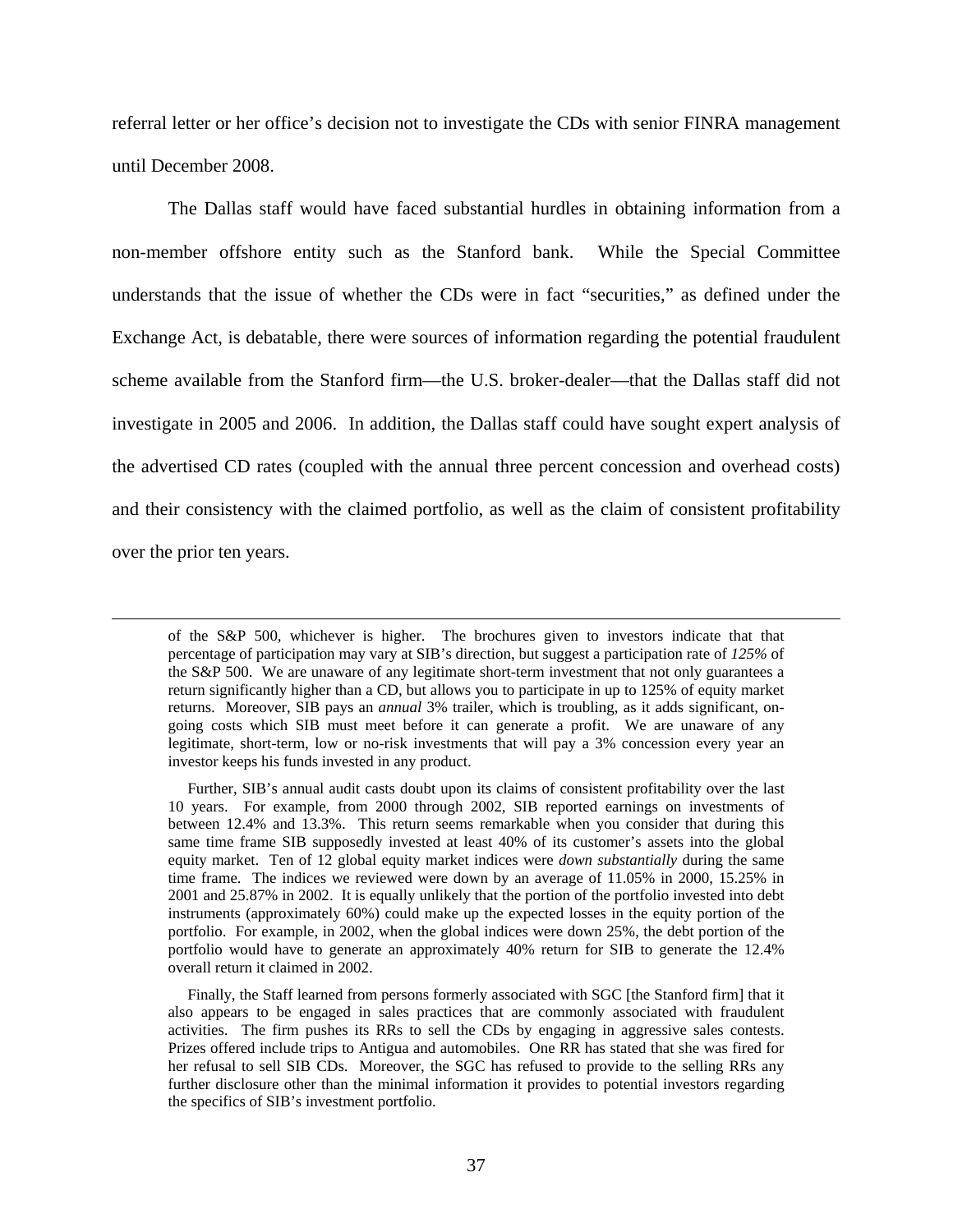referral letter or her office's decision not to investigate the CDs with senior FINRA management until December 2008.

The Dallas staff would have faced substantial hurdles in obtaining information from a non-member offshore entity such as the Stanford bank. While the Special Committee understands that the issue of whether the CDs were in fact "securities," as defined under the Exchange Act, is debatable, there were sources of information regarding the potential fraudulent scheme available from the Stanford firm—the U.S. broker-dealer—that the Dallas staff did not investigate in 2005 and 2006. In addition, the Dallas staff could have sought expert analysis of the advertised CD rates (coupled with the annual three percent concession and overhead costs) and their consistency with the claimed portfolio, as well as the claim of consistent profitability over the prior ten years.

---

of the S&P 500, whichever is higher. The brochures given to investors indicate that that percentage of participation may vary at SIB's direction, but suggest a participation rate of *125%* of the S&P 500. We are unaware of any legitimate short-term investment that not only guarantees a return significantly higher than a CD, but allows you to participate in up to 125% of equity market returns. Moreover, SIB pays an *annual* 3% trailer, which is troubling, as it adds significant, on-going costs which SIB must meet before it can generate a profit. We are unaware of any legitimate, short-term, low or no-risk investments that will pay a 3% concession every year an investor keeps his funds invested in any product.

Further, SIB's annual audit casts doubt upon its claims of consistent profitability over the last 10 years. For example, from 2000 through 2002, SIB reported earnings on investments of between 12.4% and 13.3%. This return seems remarkable when you consider that during this same time frame SIB supposedly invested at least 40% of its customer's assets into the global equity market. Ten of 12 global equity market indices were *down substantially* during the same time frame. The indices we reviewed were down by an average of 11.05% in 2000, 15.25% in 2001 and 25.87% in 2002. It is equally unlikely that the portion of the portfolio invested into debt instruments (approximately 60%) could make up the expected losses in the equity portion of the portfolio. For example, in 2002, when the global indices were down 25%, the debt portion of the portfolio would have to generate an approximately 40% return for SIB to generate the 12.4% overall return it claimed in 2002.

Finally, the Staff learned from persons formerly associated with SGC [the Stanford firm] that it also appears to be engaged in sales practices that are commonly associated with fraudulent activities. The firm pushes its RRs to sell the CDs by engaging in aggressive sales contests. Prizes offered include trips to Antigua and automobiles. One RR has stated that she was fired for her refusal to sell SIB CDs. Moreover, the SGC has refused to provide to the selling RRs any further disclosure other than the minimal information it provides to potential investors regarding the specifics of SIB's investment portfolio.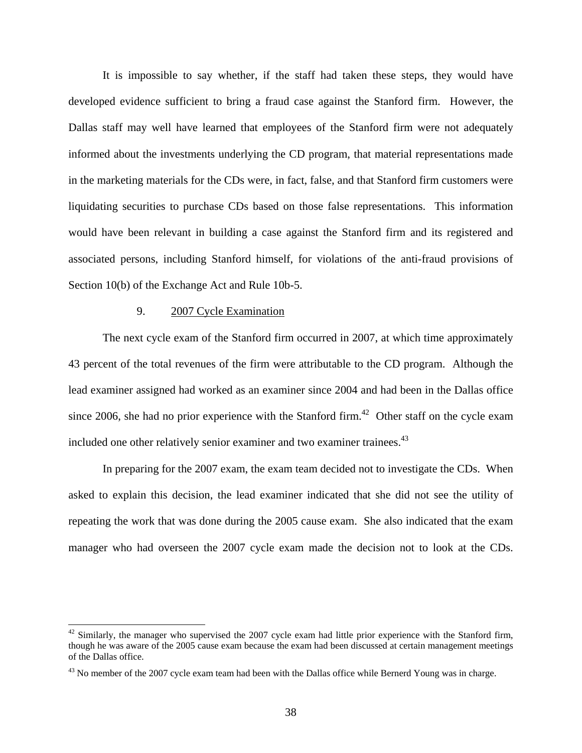It is impossible to say whether, if the staff had taken these steps, they would have developed evidence sufficient to bring a fraud case against the Stanford firm. However, the Dallas staff may well have learned that employees of the Stanford firm were not adequately informed about the investments underlying the CD program, that material representations made in the marketing materials for the CDs were, in fact, false, and that Stanford firm customers were liquidating securities to purchase CDs based on those false representations. This information would have been relevant in building a case against the Stanford firm and its registered and associated persons, including Stanford himself, for violations of the anti-fraud provisions of Section 10(b) of the Exchange Act and Rule 10b-5.

9. 2007 Cycle Examination

The next cycle exam of the Stanford firm occurred in 2007, at which time approximately 43 percent of the total revenues of the firm were attributable to the CD program. Although the lead examiner assigned had worked as an examiner since 2004 and had been in the Dallas office since 2006, she had no prior experience with the Stanford firm.[42] Other staff on the cycle exam included one other relatively senior examiner and two examiner trainees.[43]

In preparing for the 2007 exam, the exam team decided not to investigate the CDs. When asked to explain this decision, the lead examiner indicated that she did not see the utility of repeating the work that was done during the 2005 cause exam. She also indicated that the exam manager who had overseen the 2007 cycle exam made the decision not to look at the CDs.

[42] Similarly, the manager who supervised the 2007 cycle exam had little prior experience with the Stanford firm, though he was aware of the 2005 cause exam because the exam had been discussed at certain management meetings of the Dallas office.

[43] No member of the 2007 cycle exam team had been with the Dallas office while Bernerd Young was in charge.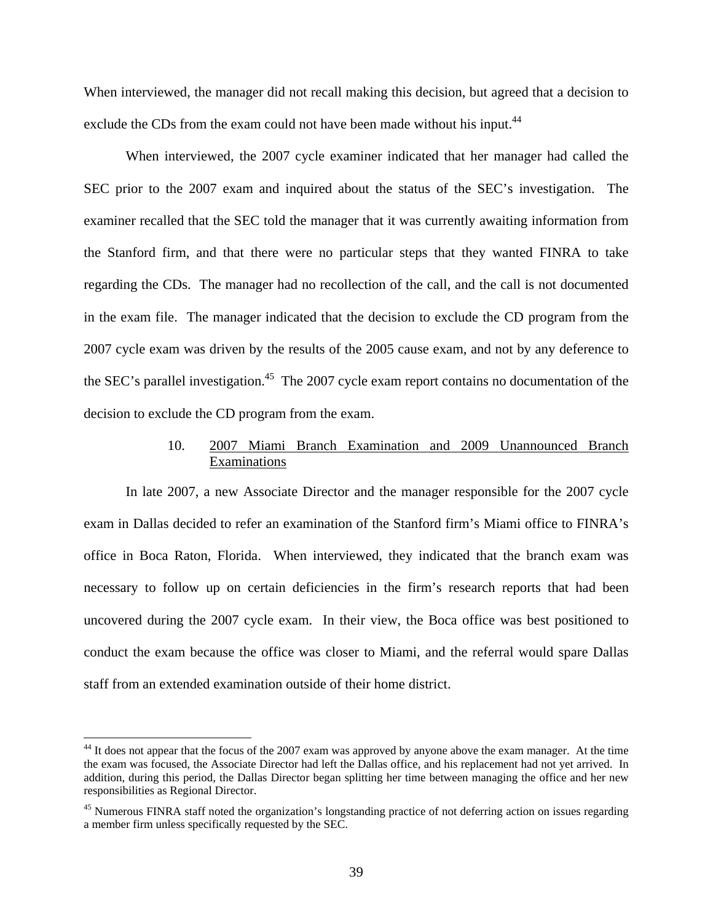When interviewed, the manager did not recall making this decision, but agreed that a decision to exclude the CDs from the exam could not have been made without his input.[44]

When interviewed, the 2007 cycle examiner indicated that her manager had called the SEC prior to the 2007 exam and inquired about the status of the SEC's investigation. The examiner recalled that the SEC told the manager that it was currently awaiting information from the Stanford firm, and that there were no particular steps that they wanted FINRA to take regarding the CDs. The manager had no recollection of the call, and the call is not documented in the exam file. The manager indicated that the decision to exclude the CD program from the 2007 cycle exam was driven by the results of the 2005 cause exam, and not by any deference to the SEC's parallel investigation.[45] The 2007 cycle exam report contains no documentation of the decision to exclude the CD program from the exam.

### 10. 2007 Miami Branch Examination and 2009 Unannounced Branch Examinations

In late 2007, a new Associate Director and the manager responsible for the 2007 cycle exam in Dallas decided to refer an examination of the Stanford firm's Miami office to FINRA's office in Boca Raton, Florida. When interviewed, they indicated that the branch exam was necessary to follow up on certain deficiencies in the firm's research reports that had been uncovered during the 2007 cycle exam. In their view, the Boca office was best positioned to conduct the exam because the office was closer to Miami, and the referral would spare Dallas staff from an extended examination outside of their home district.

---

[44] It does not appear that the focus of the 2007 exam was approved by anyone above the exam manager. At the time the exam was focused, the Associate Director had left the Dallas office, and his replacement had not yet arrived. In addition, during this period, the Dallas Director began splitting her time between managing the office and her new responsibilities as Regional Director.

[45] Numerous FINRA staff noted the organization's longstanding practice of not deferring action on issues regarding a member firm unless specifically requested by the SEC.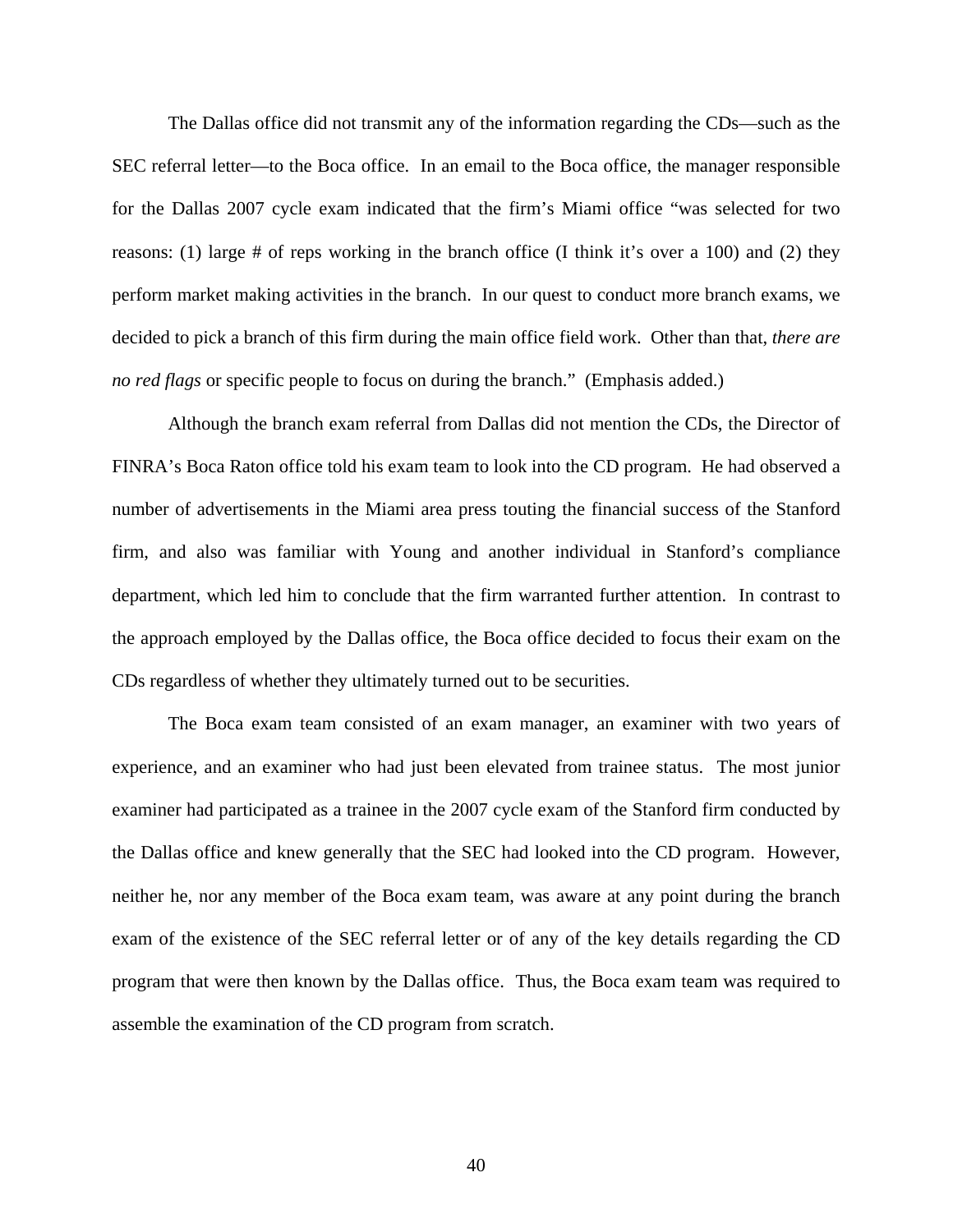The Dallas office did not transmit any of the information regarding the CDs—such as the SEC referral letter—to the Boca office. In an email to the Boca office, the manager responsible for the Dallas 2007 cycle exam indicated that the firm's Miami office "was selected for two reasons: (1) large # of reps working in the branch office (I think it's over a 100) and (2) they perform market making activities in the branch. In our quest to conduct more branch exams, we decided to pick a branch of this firm during the main office field work. Other than that, *there are no red flags* or specific people to focus on during the branch." (Emphasis added.)

Although the branch exam referral from Dallas did not mention the CDs, the Director of FINRA's Boca Raton office told his exam team to look into the CD program. He had observed a number of advertisements in the Miami area press touting the financial success of the Stanford firm, and also was familiar with Young and another individual in Stanford's compliance department, which led him to conclude that the firm warranted further attention. In contrast to the approach employed by the Dallas office, the Boca office decided to focus their exam on the CDs regardless of whether they ultimately turned out to be securities.

The Boca exam team consisted of an exam manager, an examiner with two years of experience, and an examiner who had just been elevated from trainee status. The most junior examiner had participated as a trainee in the 2007 cycle exam of the Stanford firm conducted by the Dallas office and knew generally that the SEC had looked into the CD program. However, neither he, nor any member of the Boca exam team, was aware at any point during the branch exam of the existence of the SEC referral letter or of any of the key details regarding the CD program that were then known by the Dallas office. Thus, the Boca exam team was required to assemble the examination of the CD program from scratch.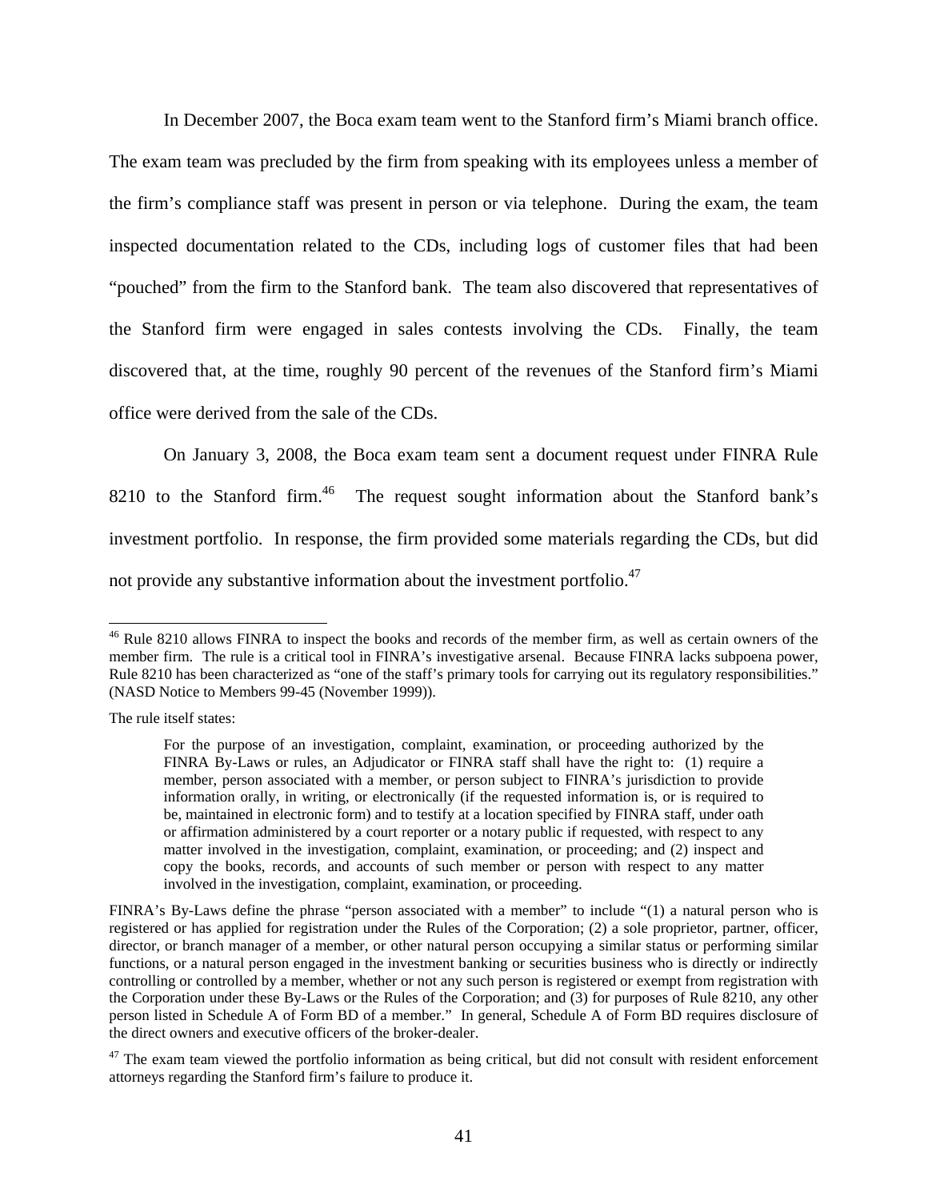In December 2007, the Boca exam team went to the Stanford firm's Miami branch office. The exam team was precluded by the firm from speaking with its employees unless a member of the firm's compliance staff was present in person or via telephone. During the exam, the team inspected documentation related to the CDs, including logs of customer files that had been "pouched" from the firm to the Stanford bank. The team also discovered that representatives of the Stanford firm were engaged in sales contests involving the CDs. Finally, the team discovered that, at the time, roughly 90 percent of the revenues of the Stanford firm's Miami office were derived from the sale of the CDs.

On January 3, 2008, the Boca exam team sent a document request under FINRA Rule 8210 to the Stanford firm.[46] The request sought information about the Stanford bank's investment portfolio. In response, the firm provided some materials regarding the CDs, but did not provide any substantive information about the investment portfolio.[47]

---

[46] Rule 8210 allows FINRA to inspect the books and records of the member firm, as well as certain owners of the member firm. The rule is a critical tool in FINRA's investigative arsenal. Because FINRA lacks subpoena power, Rule 8210 has been characterized as "one of the staff's primary tools for carrying out its regulatory responsibilities." (NASD Notice to Members 99-45 (November 1999)).

The rule itself states:

> For the purpose of an investigation, complaint, examination, or proceeding authorized by the FINRA By-Laws or rules, an Adjudicator or FINRA staff shall have the right to: (1) require a member, person associated with a member, or person subject to FINRA's jurisdiction to provide information orally, in writing, or electronically (if the requested information is, or is required to be, maintained in electronic form) and to testify at a location specified by FINRA staff, under oath or affirmation administered by a court reporter or a notary public if requested, with respect to any matter involved in the investigation, complaint, examination, or proceeding; and (2) inspect and copy the books, records, and accounts of such member or person with respect to any matter involved in the investigation, complaint, examination, or proceeding.

FINRA's By-Laws define the phrase "person associated with a member" to include "(1) a natural person who is registered or has applied for registration under the Rules of the Corporation; (2) a sole proprietor, partner, officer, director, or branch manager of a member, or other natural person occupying a similar status or performing similar functions, or a natural person engaged in the investment banking or securities business who is directly or indirectly controlling or controlled by a member, whether or not any such person is registered or exempt from registration with the Corporation under these By-Laws or the Rules of the Corporation; and (3) for purposes of Rule 8210, any other person listed in Schedule A of Form BD of a member." In general, Schedule A of Form BD requires disclosure of the direct owners and executive officers of the broker-dealer.

[47] The exam team viewed the portfolio information as being critical, but did not consult with resident enforcement attorneys regarding the Stanford firm's failure to produce it.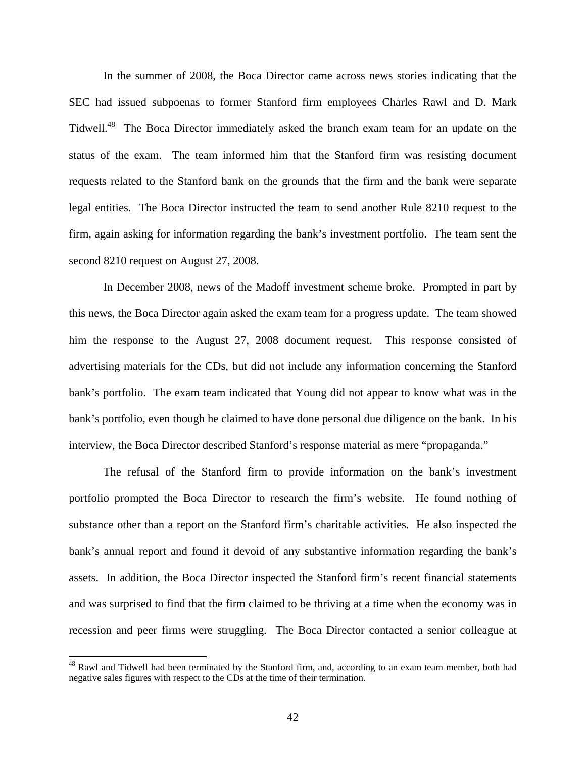In the summer of 2008, the Boca Director came across news stories indicating that the SEC had issued subpoenas to former Stanford firm employees Charles Rawl and D. Mark Tidwell.[48] The Boca Director immediately asked the branch exam team for an update on the status of the exam. The team informed him that the Stanford firm was resisting document requests related to the Stanford bank on the grounds that the firm and the bank were separate legal entities. The Boca Director instructed the team to send another Rule 8210 request to the firm, again asking for information regarding the bank's investment portfolio. The team sent the second 8210 request on August 27, 2008.

In December 2008, news of the Madoff investment scheme broke. Prompted in part by this news, the Boca Director again asked the exam team for a progress update. The team showed him the response to the August 27, 2008 document request. This response consisted of advertising materials for the CDs, but did not include any information concerning the Stanford bank's portfolio. The exam team indicated that Young did not appear to know what was in the bank's portfolio, even though he claimed to have done personal due diligence on the bank. In his interview, the Boca Director described Stanford's response material as mere "propaganda."

The refusal of the Stanford firm to provide information on the bank's investment portfolio prompted the Boca Director to research the firm's website. He found nothing of substance other than a report on the Stanford firm's charitable activities. He also inspected the bank's annual report and found it devoid of any substantive information regarding the bank's assets. In addition, the Boca Director inspected the Stanford firm's recent financial statements and was surprised to find that the firm claimed to be thriving at a time when the economy was in recession and peer firms were struggling. The Boca Director contacted a senior colleague at

[48] Rawl and Tidwell had been terminated by the Stanford firm, and, according to an exam team member, both had negative sales figures with respect to the CDs at the time of their termination.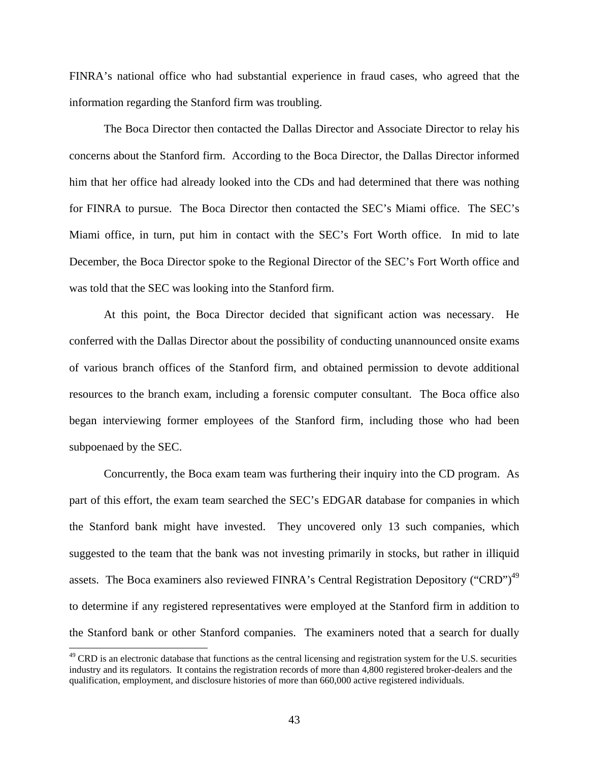FINRA's national office who had substantial experience in fraud cases, who agreed that the information regarding the Stanford firm was troubling.

The Boca Director then contacted the Dallas Director and Associate Director to relay his concerns about the Stanford firm. According to the Boca Director, the Dallas Director informed him that her office had already looked into the CDs and had determined that there was nothing for FINRA to pursue. The Boca Director then contacted the SEC's Miami office. The SEC's Miami office, in turn, put him in contact with the SEC's Fort Worth office. In mid to late December, the Boca Director spoke to the Regional Director of the SEC's Fort Worth office and was told that the SEC was looking into the Stanford firm.

At this point, the Boca Director decided that significant action was necessary. He conferred with the Dallas Director about the possibility of conducting unannounced onsite exams of various branch offices of the Stanford firm, and obtained permission to devote additional resources to the branch exam, including a forensic computer consultant. The Boca office also began interviewing former employees of the Stanford firm, including those who had been subpoenaed by the SEC.

Concurrently, the Boca exam team was furthering their inquiry into the CD program. As part of this effort, the exam team searched the SEC's EDGAR database for companies in which the Stanford bank might have invested. They uncovered only 13 such companies, which suggested to the team that the bank was not investing primarily in stocks, but rather in illiquid assets. The Boca examiners also reviewed FINRA's Central Registration Depository ("CRD")[49] to determine if any registered representatives were employed at the Stanford firm in addition to the Stanford bank or other Stanford companies. The examiners noted that a search for dually

[49] CRD is an electronic database that functions as the central licensing and registration system for the U.S. securities industry and its regulators. It contains the registration records of more than 4,800 registered broker-dealers and the qualification, employment, and disclosure histories of more than 660,000 active registered individuals.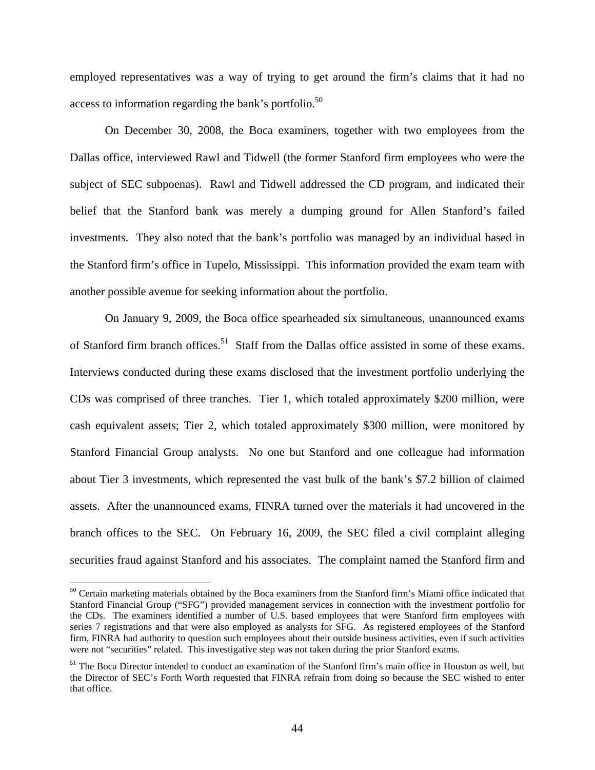employed representatives was a way of trying to get around the firm's claims that it had no access to information regarding the bank's portfolio.[50]

On December 30, 2008, the Boca examiners, together with two employees from the Dallas office, interviewed Rawl and Tidwell (the former Stanford firm employees who were the subject of SEC subpoenas). Rawl and Tidwell addressed the CD program, and indicated their belief that the Stanford bank was merely a dumping ground for Allen Stanford's failed investments. They also noted that the bank's portfolio was managed by an individual based in the Stanford firm's office in Tupelo, Mississippi. This information provided the exam team with another possible avenue for seeking information about the portfolio.

On January 9, 2009, the Boca office spearheaded six simultaneous, unannounced exams of Stanford firm branch offices.[51] Staff from the Dallas office assisted in some of these exams. Interviews conducted during these exams disclosed that the investment portfolio underlying the CDs was comprised of three tranches. Tier 1, which totaled approximately $200 million, were cash equivalent assets; Tier 2, which totaled approximately $300 million, were monitored by Stanford Financial Group analysts. No one but Stanford and one colleague had information about Tier 3 investments, which represented the vast bulk of the bank's $7.2 billion of claimed assets. After the unannounced exams, FINRA turned over the materials it had uncovered in the branch offices to the SEC. On February 16, 2009, the SEC filed a civil complaint alleging securities fraud against Stanford and his associates. The complaint named the Stanford firm and

---

[50] Certain marketing materials obtained by the Boca examiners from the Stanford firm's Miami office indicated that Stanford Financial Group ("SFG") provided management services in connection with the investment portfolio for the CDs. The examiners identified a number of U.S. based employees that were Stanford firm employees with series 7 registrations and that were also employed as analysts for SFG. As registered employees of the Stanford firm, FINRA had authority to question such employees about their outside business activities, even if such activities were not "securities" related. This investigative step was not taken during the prior Stanford exams.

[51] The Boca Director intended to conduct an examination of the Stanford firm's main office in Houston as well, but the Director of SEC's Forth Worth requested that FINRA refrain from doing so because the SEC wished to enter that office.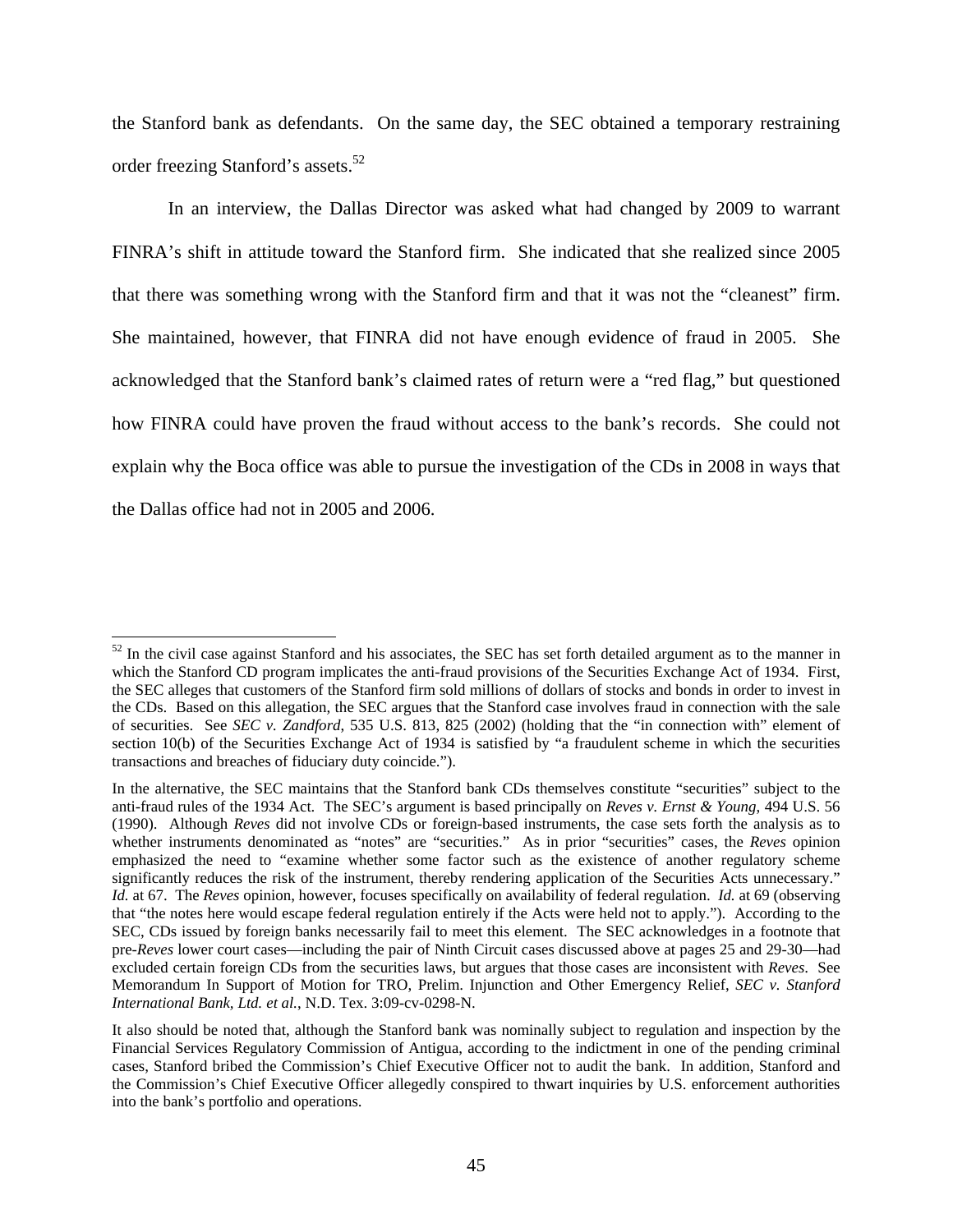the Stanford bank as defendants. On the same day, the SEC obtained a temporary restraining order freezing Stanford's assets.[52]

In an interview, the Dallas Director was asked what had changed by 2009 to warrant FINRA's shift in attitude toward the Stanford firm. She indicated that she realized since 2005 that there was something wrong with the Stanford firm and that it was not the "cleanest" firm. She maintained, however, that FINRA did not have enough evidence of fraud in 2005. She acknowledged that the Stanford bank's claimed rates of return were a "red flag," but questioned how FINRA could have proven the fraud without access to the bank's records. She could not explain why the Boca office was able to pursue the investigation of the CDs in 2008 in ways that the Dallas office had not in 2005 and 2006.

---

[52] In the civil case against Stanford and his associates, the SEC has set forth detailed argument as to the manner in which the Stanford CD program implicates the anti-fraud provisions of the Securities Exchange Act of 1934. First, the SEC alleges that customers of the Stanford firm sold millions of dollars of stocks and bonds in order to invest in the CDs. Based on this allegation, the SEC argues that the Stanford case involves fraud in connection with the sale of securities. See *SEC v. Zandford*, 535 U.S. 813, 825 (2002) (holding that the "in connection with" element of section 10(b) of the Securities Exchange Act of 1934 is satisfied by "a fraudulent scheme in which the securities transactions and breaches of fiduciary duty coincide.").

In the alternative, the SEC maintains that the Stanford bank CDs themselves constitute "securities" subject to the anti-fraud rules of the 1934 Act. The SEC's argument is based principally on *Reves v. Ernst & Young*, 494 U.S. 56 (1990). Although *Reves* did not involve CDs or foreign-based instruments, the case sets forth the analysis as to whether instruments denominated as "notes" are "securities." As in prior "securities" cases, the *Reves* opinion emphasized the need to "examine whether some factor such as the existence of another regulatory scheme significantly reduces the risk of the instrument, thereby rendering application of the Securities Acts unnecessary." *Id.* at 67. The *Reves* opinion, however, focuses specifically on availability of federal regulation. *Id.* at 69 (observing that "the notes here would escape federal regulation entirely if the Acts were held not to apply."). According to the SEC, CDs issued by foreign banks necessarily fail to meet this element. The SEC acknowledges in a footnote that pre-*Reves* lower court cases—including the pair of Ninth Circuit cases discussed above at pages 25 and 29-30—had excluded certain foreign CDs from the securities laws, but argues that those cases are inconsistent with *Reves*. See Memorandum In Support of Motion for TRO, Prelim. Injunction and Other Emergency Relief, *SEC v. Stanford International Bank, Ltd. et al.*, N.D. Tex. 3:09-cv-0298-N.

It also should be noted that, although the Stanford bank was nominally subject to regulation and inspection by the Financial Services Regulatory Commission of Antigua, according to the indictment in one of the pending criminal cases, Stanford bribed the Commission's Chief Executive Officer not to audit the bank. In addition, Stanford and the Commission's Chief Executive Officer allegedly conspired to thwart inquiries by U.S. enforcement authorities into the bank's portfolio and operations.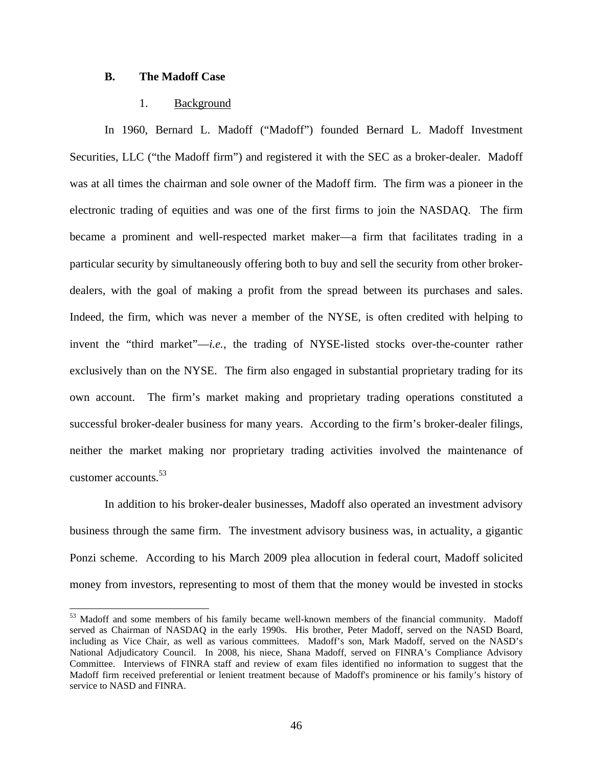### B. The Madoff Case

#### 1. Background

In 1960, Bernard L. Madoff ("Madoff") founded Bernard L. Madoff Investment Securities, LLC ("the Madoff firm") and registered it with the SEC as a broker-dealer. Madoff was at all times the chairman and sole owner of the Madoff firm. The firm was a pioneer in the electronic trading of equities and was one of the first firms to join the NASDAQ. The firm became a prominent and well-respected market maker—a firm that facilitates trading in a particular security by simultaneously offering both to buy and sell the security from other broker-dealers, with the goal of making a profit from the spread between its purchases and sales. Indeed, the firm, which was never a member of the NYSE, is often credited with helping to invent the "third market"—*i.e.*, the trading of NYSE-listed stocks over-the-counter rather exclusively than on the NYSE. The firm also engaged in substantial proprietary trading for its own account. The firm's market making and proprietary trading operations constituted a successful broker-dealer business for many years. According to the firm's broker-dealer filings, neither the market making nor proprietary trading activities involved the maintenance of customer accounts.[53]

In addition to his broker-dealer businesses, Madoff also operated an investment advisory business through the same firm. The investment advisory business was, in actuality, a gigantic Ponzi scheme. According to his March 2009 plea allocution in federal court, Madoff solicited money from investors, representing to most of them that the money would be invested in stocks

---

[53] Madoff and some members of his family became well-known members of the financial community. Madoff served as Chairman of NASDAQ in the early 1990s. His brother, Peter Madoff, served on the NASD Board, including as Vice Chair, as well as various committees. Madoff's son, Mark Madoff, served on the NASD's National Adjudicatory Council. In 2008, his niece, Shana Madoff, served on FINRA's Compliance Advisory Committee. Interviews of FINRA staff and review of exam files identified no information to suggest that the Madoff firm received preferential or lenient treatment because of Madoff's prominence or his family's history of service to NASD and FINRA.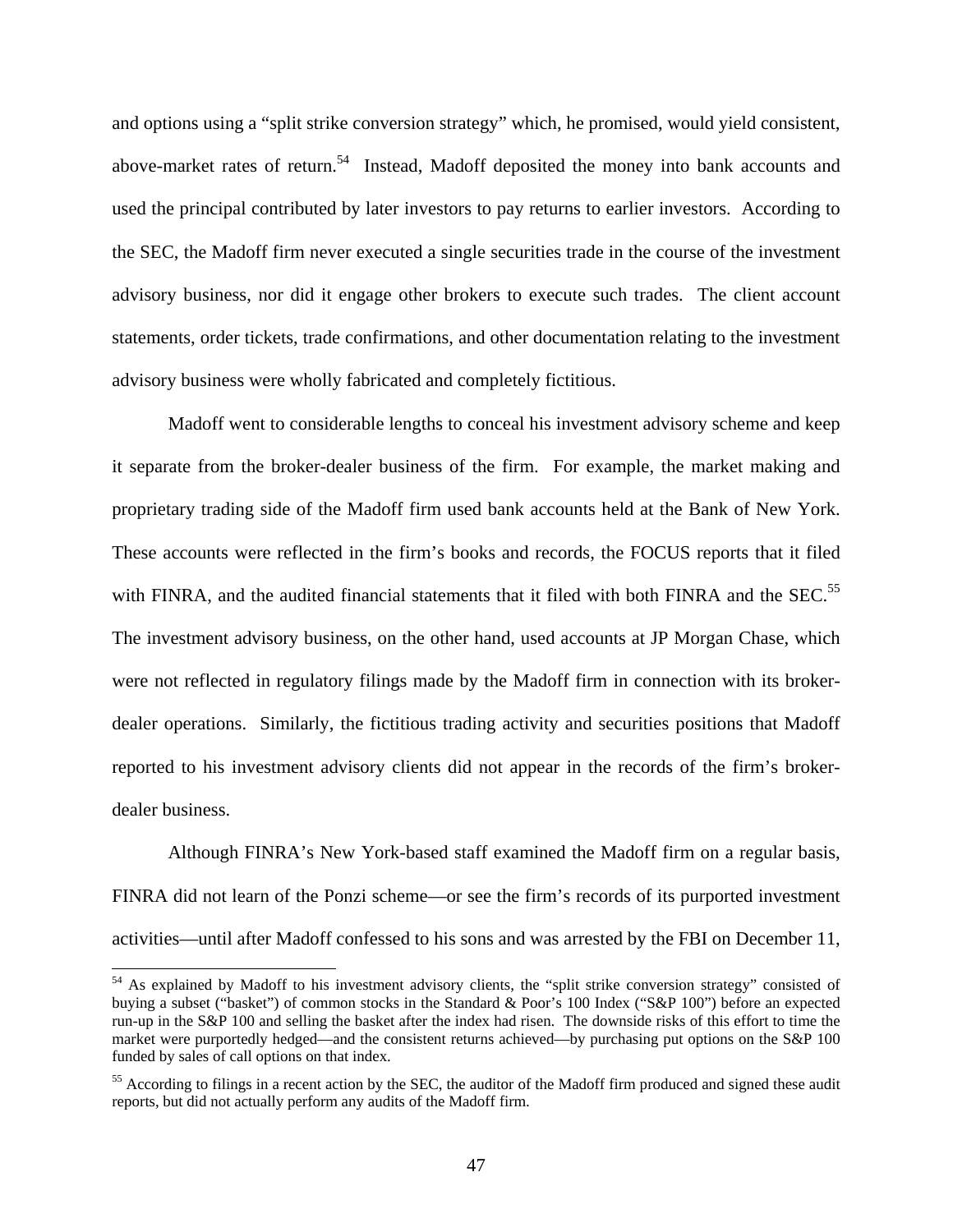and options using a "split strike conversion strategy" which, he promised, would yield consistent, above-market rates of return.[54] Instead, Madoff deposited the money into bank accounts and used the principal contributed by later investors to pay returns to earlier investors. According to the SEC, the Madoff firm never executed a single securities trade in the course of the investment advisory business, nor did it engage other brokers to execute such trades. The client account statements, order tickets, trade confirmations, and other documentation relating to the investment advisory business were wholly fabricated and completely fictitious.

Madoff went to considerable lengths to conceal his investment advisory scheme and keep it separate from the broker-dealer business of the firm. For example, the market making and proprietary trading side of the Madoff firm used bank accounts held at the Bank of New York. These accounts were reflected in the firm's books and records, the FOCUS reports that it filed with FINRA, and the audited financial statements that it filed with both FINRA and the SEC.[55] The investment advisory business, on the other hand, used accounts at JP Morgan Chase, which were not reflected in regulatory filings made by the Madoff firm in connection with its broker-dealer operations. Similarly, the fictitious trading activity and securities positions that Madoff reported to his investment advisory clients did not appear in the records of the firm's broker-dealer business.

Although FINRA's New York-based staff examined the Madoff firm on a regular basis, FINRA did not learn of the Ponzi scheme—or see the firm's records of its purported investment activities—until after Madoff confessed to his sons and was arrested by the FBI on December 11,

---

[54] As explained by Madoff to his investment advisory clients, the "split strike conversion strategy" consisted of buying a subset ("basket") of common stocks in the Standard & Poor's 100 Index ("S&P 100") before an expected run-up in the S&P 100 and selling the basket after the index had risen. The downside risks of this effort to time the market were purportedly hedged—and the consistent returns achieved—by purchasing put options on the S&P 100 funded by sales of call options on that index.

[55] According to filings in a recent action by the SEC, the auditor of the Madoff firm produced and signed these audit reports, but did not actually perform any audits of the Madoff firm.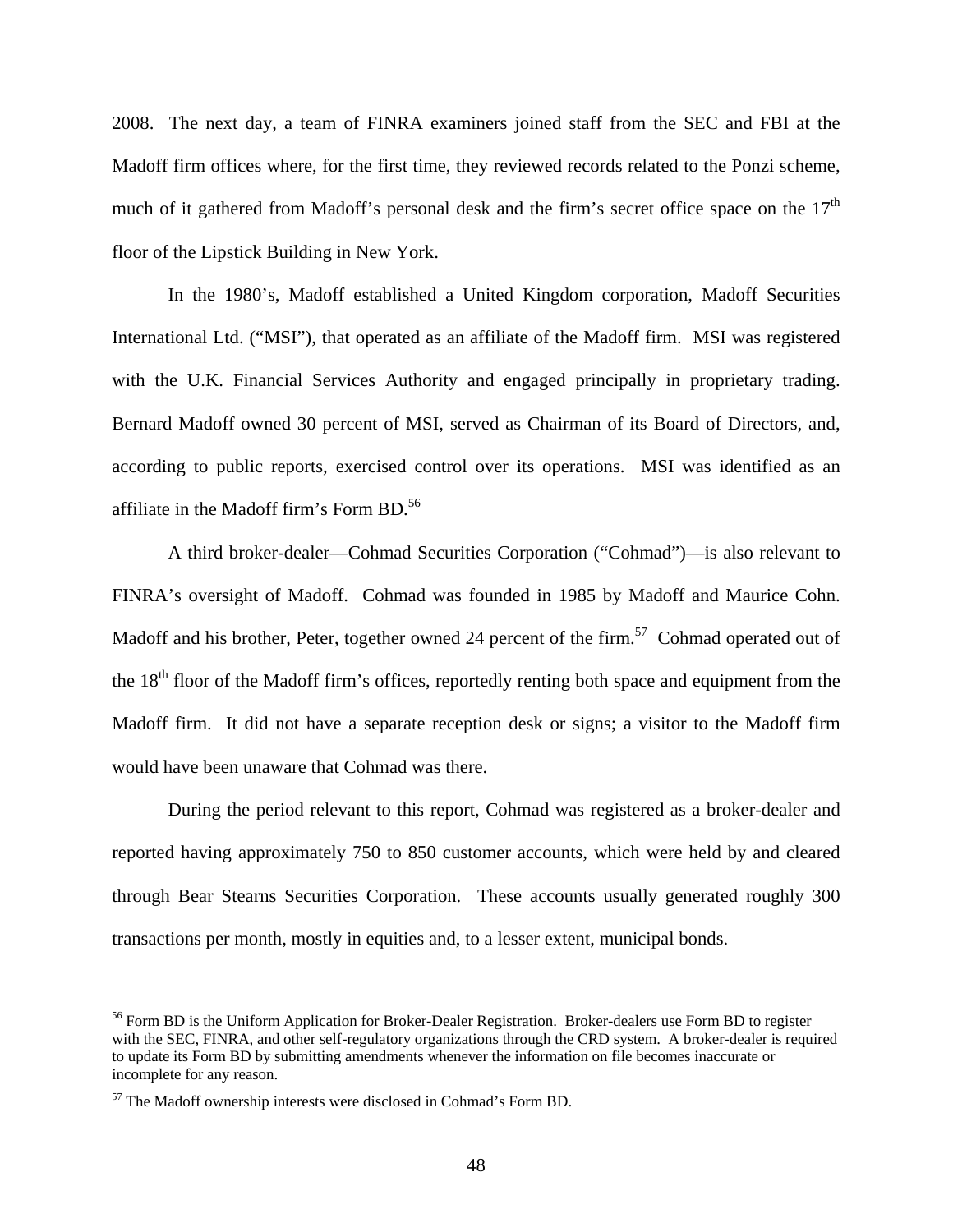2008. The next day, a team of FINRA examiners joined staff from the SEC and FBI at the Madoff firm offices where, for the first time, they reviewed records related to the Ponzi scheme, much of it gathered from Madoff's personal desk and the firm's secret office space on the 17th floor of the Lipstick Building in New York.

In the 1980's, Madoff established a United Kingdom corporation, Madoff Securities International Ltd. ("MSI"), that operated as an affiliate of the Madoff firm. MSI was registered with the U.K. Financial Services Authority and engaged principally in proprietary trading. Bernard Madoff owned 30 percent of MSI, served as Chairman of its Board of Directors, and, according to public reports, exercised control over its operations. MSI was identified as an affiliate in the Madoff firm's Form BD.[56]

A third broker-dealer—Cohmad Securities Corporation ("Cohmad")—is also relevant to FINRA's oversight of Madoff. Cohmad was founded in 1985 by Madoff and Maurice Cohn. Madoff and his brother, Peter, together owned 24 percent of the firm.[57] Cohmad operated out of the 18th floor of the Madoff firm's offices, reportedly renting both space and equipment from the Madoff firm. It did not have a separate reception desk or signs; a visitor to the Madoff firm would have been unaware that Cohmad was there.

During the period relevant to this report, Cohmad was registered as a broker-dealer and reported having approximately 750 to 850 customer accounts, which were held by and cleared through Bear Stearns Securities Corporation. These accounts usually generated roughly 300 transactions per month, mostly in equities and, to a lesser extent, municipal bonds.

---

[56] Form BD is the Uniform Application for Broker-Dealer Registration. Broker-dealers use Form BD to register with the SEC, FINRA, and other self-regulatory organizations through the CRD system. A broker-dealer is required to update its Form BD by submitting amendments whenever the information on file becomes inaccurate or incomplete for any reason.

[57] The Madoff ownership interests were disclosed in Cohmad's Form BD.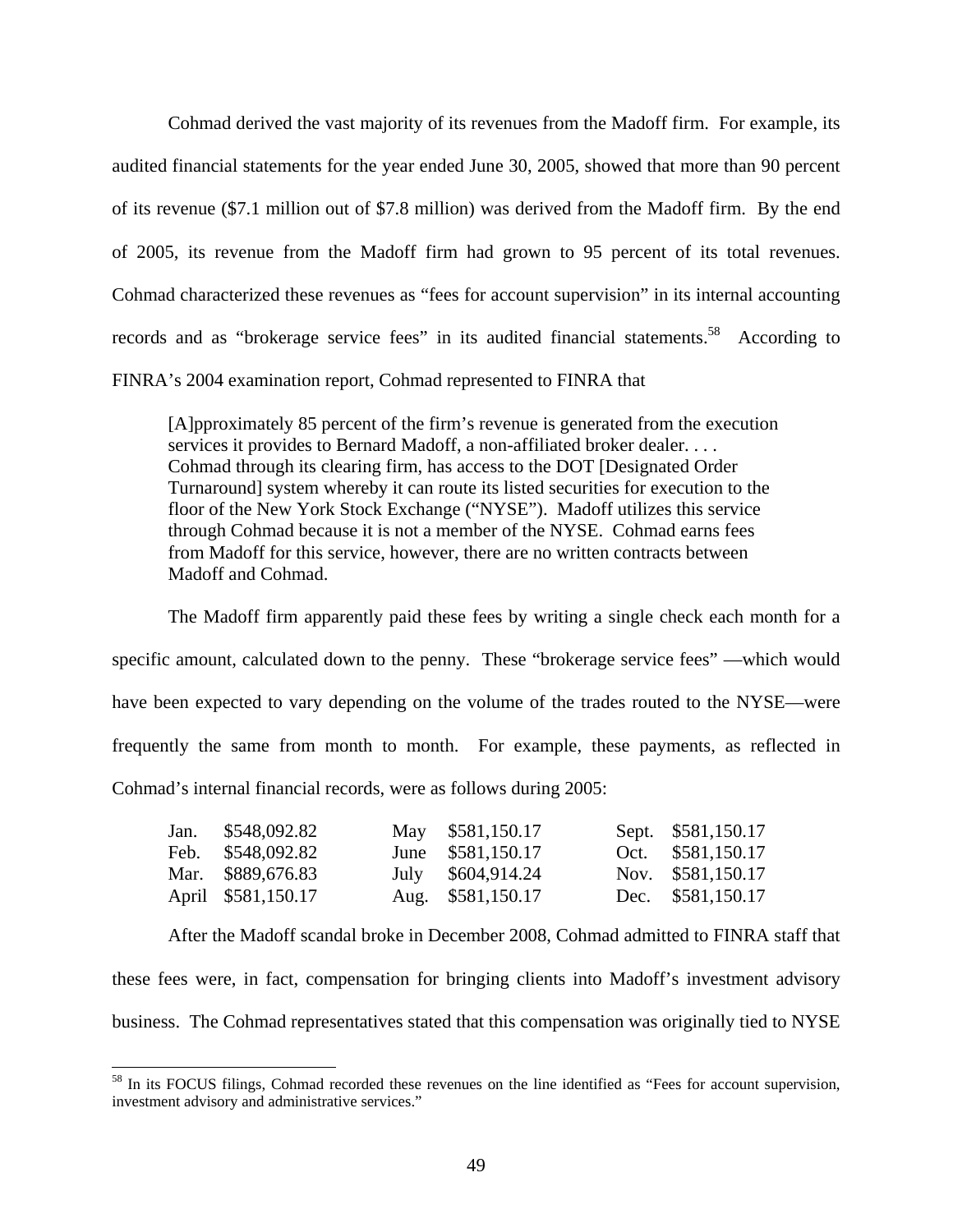Cohmad derived the vast majority of its revenues from the Madoff firm. For example, its audited financial statements for the year ended June 30, 2005, showed that more than 90 percent of its revenue ($7.1 million out of $7.8 million) was derived from the Madoff firm. By the end of 2005, its revenue from the Madoff firm had grown to 95 percent of its total revenues. Cohmad characterized these revenues as "fees for account supervision" in its internal accounting records and as "brokerage service fees" in its audited financial statements.[58] According to FINRA's 2004 examination report, Cohmad represented to FINRA that

> [A]pproximately 85 percent of the firm's revenue is generated from the execution services it provides to Bernard Madoff, a non-affiliated broker dealer. . . . Cohmad through its clearing firm, has access to the DOT [Designated Order Turnaround] system whereby it can route its listed securities for execution to the floor of the New York Stock Exchange ("NYSE"). Madoff utilizes this service through Cohmad because it is not a member of the NYSE. Cohmad earns fees from Madoff for this service, however, there are no written contracts between Madoff and Cohmad.

The Madoff firm apparently paid these fees by writing a single check each month for a specific amount, calculated down to the penny. These "brokerage service fees" —which would have been expected to vary depending on the volume of the trades routed to the NYSE—were frequently the same from month to month. For example, these payments, as reflected in Cohmad's internal financial records, were as follows during 2005:

| | | | | | |
|---|---|---|---|---|---|
| Jan. | $548,092.82 | May | $581,150.17 | Sept. | $581,150.17 |
| Feb. | $548,092.82 | June | $581,150.17 | Oct. | $581,150.17 |
| Mar. | $889,676.83 | July | $604,914.24 | Nov. | $581,150.17 |
| April | $581,150.17 | Aug. | $581,150.17 | Dec. | $581,150.17 |

After the Madoff scandal broke in December 2008, Cohmad admitted to FINRA staff that these fees were, in fact, compensation for bringing clients into Madoff's investment advisory business. The Cohmad representatives stated that this compensation was originally tied to NYSE

[58] In its FOCUS filings, Cohmad recorded these revenues on the line identified as "Fees for account supervision, investment advisory and administrative services."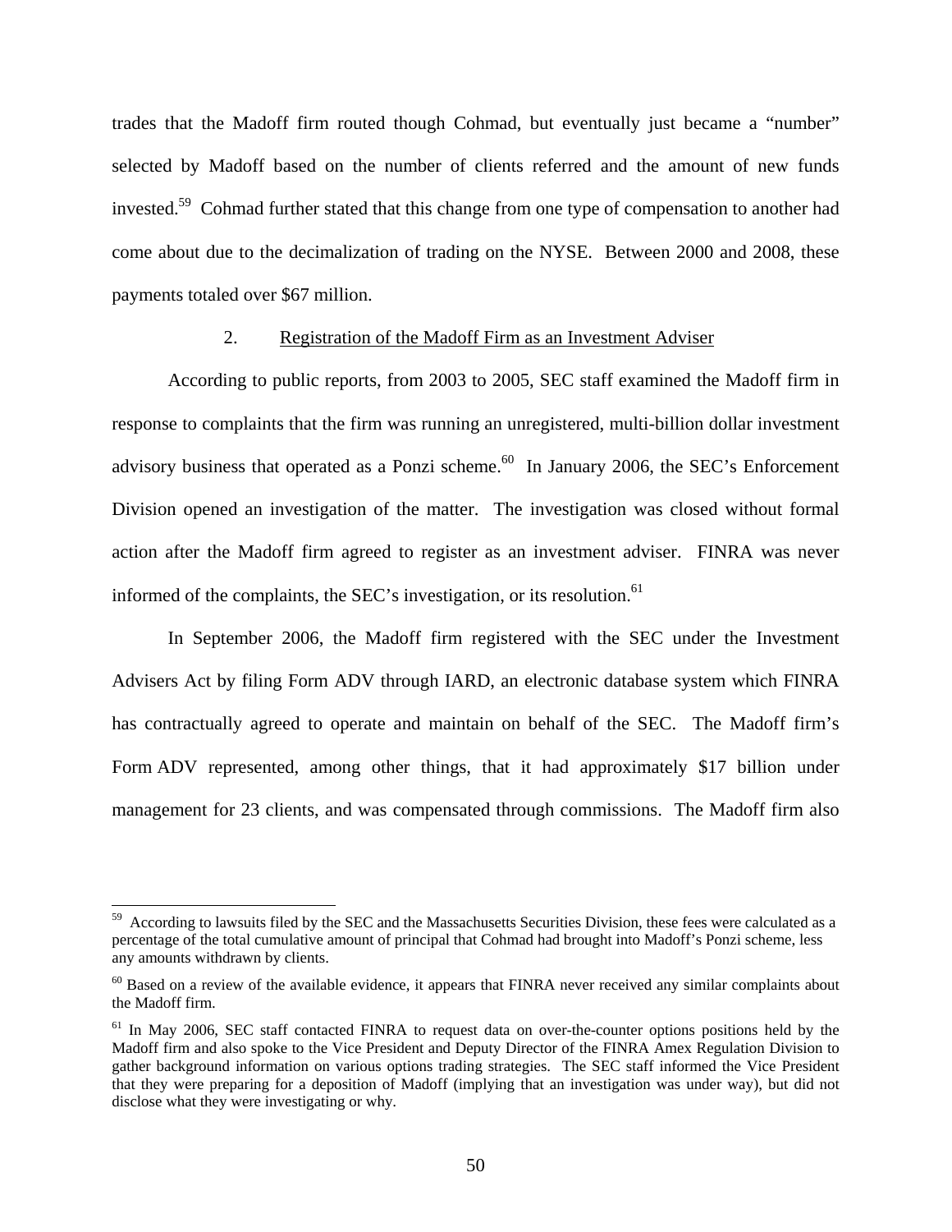trades that the Madoff firm routed though Cohmad, but eventually just became a "number" selected by Madoff based on the number of clients referred and the amount of new funds invested.[59] Cohmad further stated that this change from one type of compensation to another had come about due to the decimalization of trading on the NYSE. Between 2000 and 2008, these payments totaled over $67 million.

### 2. Registration of the Madoff Firm as an Investment Adviser

According to public reports, from 2003 to 2005, SEC staff examined the Madoff firm in response to complaints that the firm was running an unregistered, multi-billion dollar investment advisory business that operated as a Ponzi scheme.[60] In January 2006, the SEC's Enforcement Division opened an investigation of the matter. The investigation was closed without formal action after the Madoff firm agreed to register as an investment adviser. FINRA was never informed of the complaints, the SEC's investigation, or its resolution.[61]

In September 2006, the Madoff firm registered with the SEC under the Investment Advisers Act by filing Form ADV through IARD, an electronic database system which FINRA has contractually agreed to operate and maintain on behalf of the SEC. The Madoff firm's Form ADV represented, among other things, that it had approximately $17 billion under management for 23 clients, and was compensated through commissions. The Madoff firm also

---

[59] According to lawsuits filed by the SEC and the Massachusetts Securities Division, these fees were calculated as a percentage of the total cumulative amount of principal that Cohmad had brought into Madoff's Ponzi scheme, less any amounts withdrawn by clients.

[60] Based on a review of the available evidence, it appears that FINRA never received any similar complaints about the Madoff firm.

[61] In May 2006, SEC staff contacted FINRA to request data on over-the-counter options positions held by the Madoff firm and also spoke to the Vice President and Deputy Director of the FINRA Amex Regulation Division to gather background information on various options trading strategies. The SEC staff informed the Vice President that they were preparing for a deposition of Madoff (implying that an investigation was under way), but did not disclose what they were investigating or why.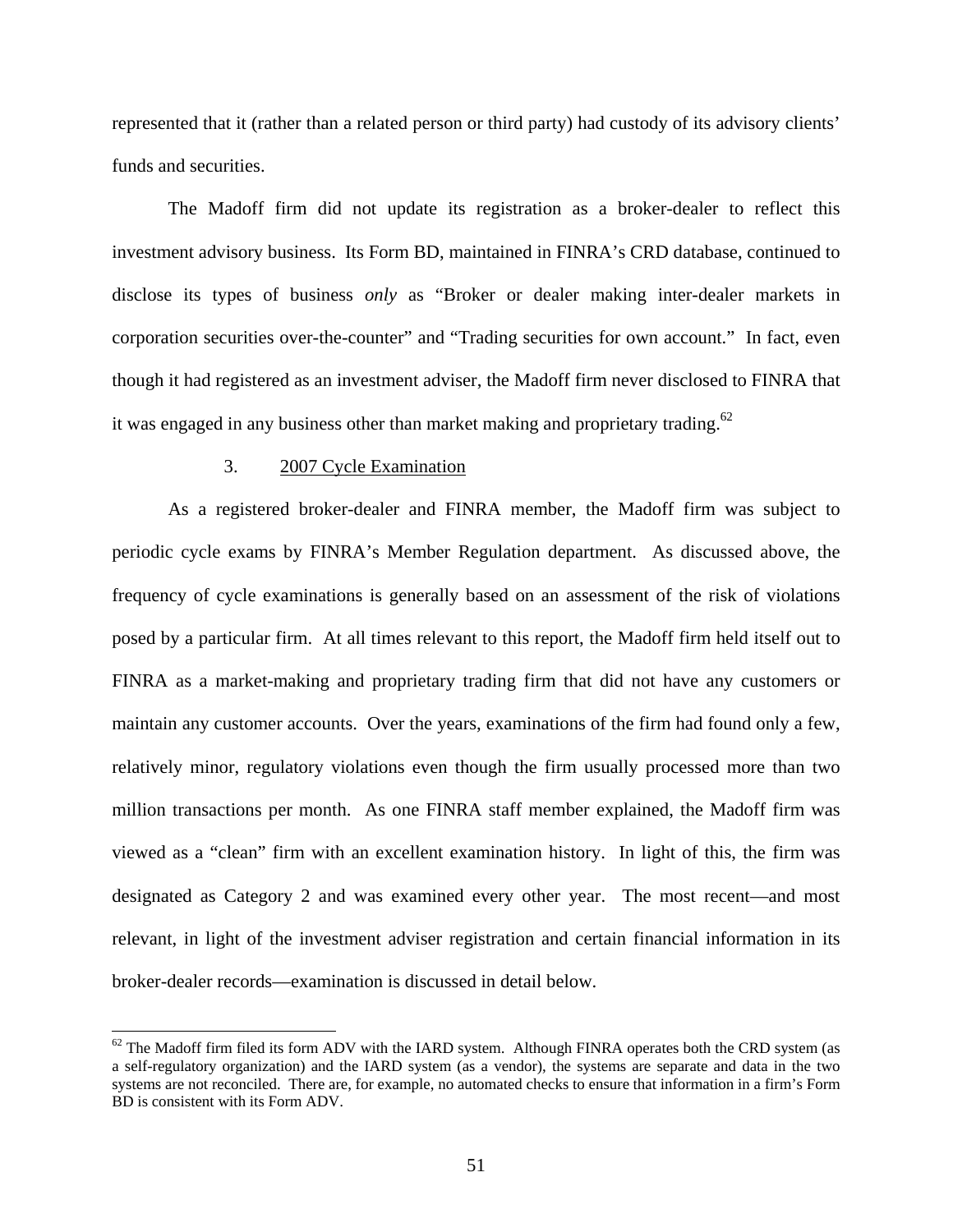represented that it (rather than a related person or third party) had custody of its advisory clients' funds and securities.

The Madoff firm did not update its registration as a broker-dealer to reflect this investment advisory business. Its Form BD, maintained in FINRA's CRD database, continued to disclose its types of business *only* as "Broker or dealer making inter-dealer markets in corporation securities over-the-counter" and "Trading securities for own account." In fact, even though it had registered as an investment adviser, the Madoff firm never disclosed to FINRA that it was engaged in any business other than market making and proprietary trading.[62]

### 3. 2007 Cycle Examination

As a registered broker-dealer and FINRA member, the Madoff firm was subject to periodic cycle exams by FINRA's Member Regulation department. As discussed above, the frequency of cycle examinations is generally based on an assessment of the risk of violations posed by a particular firm. At all times relevant to this report, the Madoff firm held itself out to FINRA as a market-making and proprietary trading firm that did not have any customers or maintain any customer accounts. Over the years, examinations of the firm had found only a few, relatively minor, regulatory violations even though the firm usually processed more than two million transactions per month. As one FINRA staff member explained, the Madoff firm was viewed as a "clean" firm with an excellent examination history. In light of this, the firm was designated as Category 2 and was examined every other year. The most recent—and most relevant, in light of the investment adviser registration and certain financial information in its broker-dealer records—examination is discussed in detail below.

[62] The Madoff firm filed its form ADV with the IARD system. Although FINRA operates both the CRD system (as a self-regulatory organization) and the IARD system (as a vendor), the systems are separate and data in the two systems are not reconciled. There are, for example, no automated checks to ensure that information in a firm's Form BD is consistent with its Form ADV.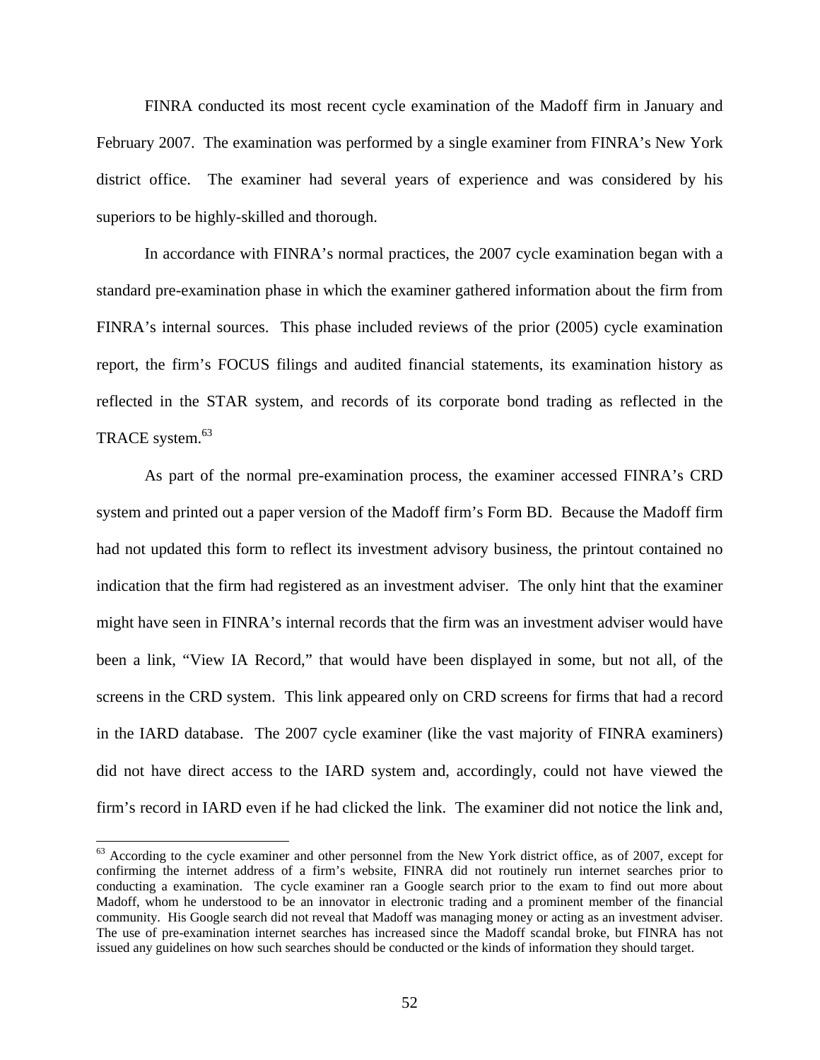FINRA conducted its most recent cycle examination of the Madoff firm in January and February 2007. The examination was performed by a single examiner from FINRA's New York district office. The examiner had several years of experience and was considered by his superiors to be highly-skilled and thorough.

In accordance with FINRA's normal practices, the 2007 cycle examination began with a standard pre-examination phase in which the examiner gathered information about the firm from FINRA's internal sources. This phase included reviews of the prior (2005) cycle examination report, the firm's FOCUS filings and audited financial statements, its examination history as reflected in the STAR system, and records of its corporate bond trading as reflected in the TRACE system.[63]

As part of the normal pre-examination process, the examiner accessed FINRA's CRD system and printed out a paper version of the Madoff firm's Form BD. Because the Madoff firm had not updated this form to reflect its investment advisory business, the printout contained no indication that the firm had registered as an investment adviser. The only hint that the examiner might have seen in FINRA's internal records that the firm was an investment adviser would have been a link, "View IA Record," that would have been displayed in some, but not all, of the screens in the CRD system. This link appeared only on CRD screens for firms that had a record in the IARD database. The 2007 cycle examiner (like the vast majority of FINRA examiners) did not have direct access to the IARD system and, accordingly, could not have viewed the firm's record in IARD even if he had clicked the link. The examiner did not notice the link and,

[63] According to the cycle examiner and other personnel from the New York district office, as of 2007, except for confirming the internet address of a firm's website, FINRA did not routinely run internet searches prior to conducting a examination. The cycle examiner ran a Google search prior to the exam to find out more about Madoff, whom he understood to be an innovator in electronic trading and a prominent member of the financial community. His Google search did not reveal that Madoff was managing money or acting as an investment adviser. The use of pre-examination internet searches has increased since the Madoff scandal broke, but FINRA has not issued any guidelines on how such searches should be conducted or the kinds of information they should target.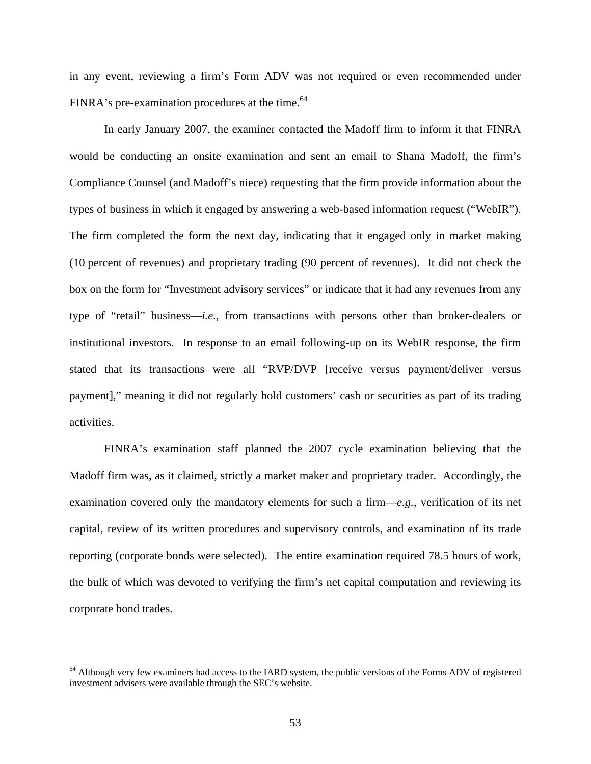in any event, reviewing a firm's Form ADV was not required or even recommended under FINRA's pre-examination procedures at the time.[64]

In early January 2007, the examiner contacted the Madoff firm to inform it that FINRA would be conducting an onsite examination and sent an email to Shana Madoff, the firm's Compliance Counsel (and Madoff's niece) requesting that the firm provide information about the types of business in which it engaged by answering a web-based information request ("WebIR"). The firm completed the form the next day, indicating that it engaged only in market making (10 percent of revenues) and proprietary trading (90 percent of revenues). It did not check the box on the form for "Investment advisory services" or indicate that it had any revenues from any type of "retail" business—*i.e.*, from transactions with persons other than broker-dealers or institutional investors. In response to an email following-up on its WebIR response, the firm stated that its transactions were all "RVP/DVP [receive versus payment/deliver versus payment]," meaning it did not regularly hold customers' cash or securities as part of its trading activities.

FINRA's examination staff planned the 2007 cycle examination believing that the Madoff firm was, as it claimed, strictly a market maker and proprietary trader. Accordingly, the examination covered only the mandatory elements for such a firm—*e.g.*, verification of its net capital, review of its written procedures and supervisory controls, and examination of its trade reporting (corporate bonds were selected). The entire examination required 78.5 hours of work, the bulk of which was devoted to verifying the firm's net capital computation and reviewing its corporate bond trades.

[64] Although very few examiners had access to the IARD system, the public versions of the Forms ADV of registered investment advisers were available through the SEC's website.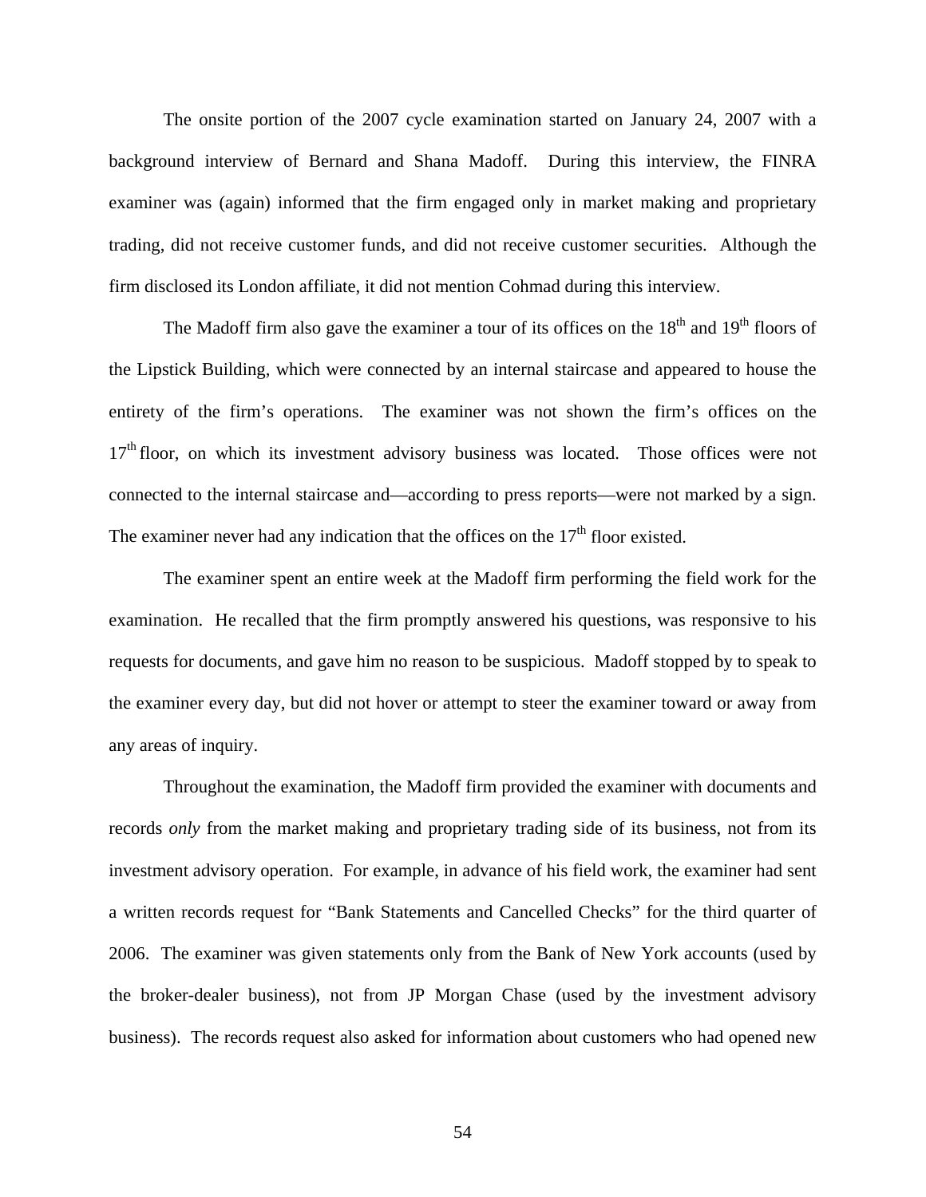The onsite portion of the 2007 cycle examination started on January 24, 2007 with a background interview of Bernard and Shana Madoff. During this interview, the FINRA examiner was (again) informed that the firm engaged only in market making and proprietary trading, did not receive customer funds, and did not receive customer securities. Although the firm disclosed its London affiliate, it did not mention Cohmad during this interview.

The Madoff firm also gave the examiner a tour of its offices on the 18th and 19th floors of the Lipstick Building, which were connected by an internal staircase and appeared to house the entirety of the firm's operations. The examiner was not shown the firm's offices on the 17th floor, on which its investment advisory business was located. Those offices were not connected to the internal staircase and—according to press reports—were not marked by a sign. The examiner never had any indication that the offices on the 17th floor existed.

The examiner spent an entire week at the Madoff firm performing the field work for the examination. He recalled that the firm promptly answered his questions, was responsive to his requests for documents, and gave him no reason to be suspicious. Madoff stopped by to speak to the examiner every day, but did not hover or attempt to steer the examiner toward or away from any areas of inquiry.

Throughout the examination, the Madoff firm provided the examiner with documents and records *only* from the market making and proprietary trading side of its business, not from its investment advisory operation. For example, in advance of his field work, the examiner had sent a written records request for "Bank Statements and Cancelled Checks" for the third quarter of 2006. The examiner was given statements only from the Bank of New York accounts (used by the broker-dealer business), not from JP Morgan Chase (used by the investment advisory business). The records request also asked for information about customers who had opened new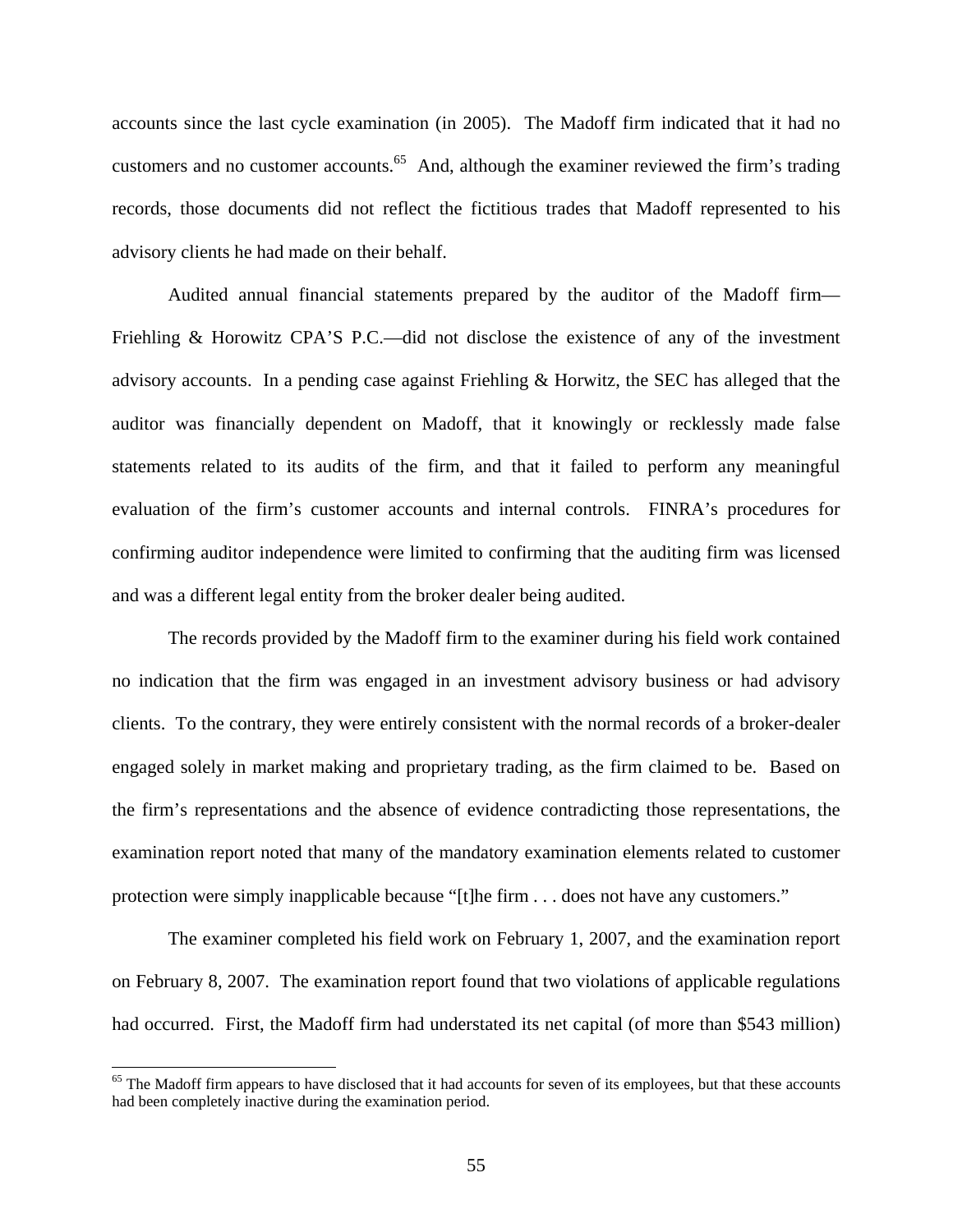accounts since the last cycle examination (in 2005). The Madoff firm indicated that it had no customers and no customer accounts.[65] And, although the examiner reviewed the firm's trading records, those documents did not reflect the fictitious trades that Madoff represented to his advisory clients he had made on their behalf.

Audited annual financial statements prepared by the auditor of the Madoff firm—Friehling & Horowitz CPA'S P.C.—did not disclose the existence of any of the investment advisory accounts. In a pending case against Friehling & Horwitz, the SEC has alleged that the auditor was financially dependent on Madoff, that it knowingly or recklessly made false statements related to its audits of the firm, and that it failed to perform any meaningful evaluation of the firm's customer accounts and internal controls. FINRA's procedures for confirming auditor independence were limited to confirming that the auditing firm was licensed and was a different legal entity from the broker dealer being audited.

The records provided by the Madoff firm to the examiner during his field work contained no indication that the firm was engaged in an investment advisory business or had advisory clients. To the contrary, they were entirely consistent with the normal records of a broker-dealer engaged solely in market making and proprietary trading, as the firm claimed to be. Based on the firm's representations and the absence of evidence contradicting those representations, the examination report noted that many of the mandatory examination elements related to customer protection were simply inapplicable because "[t]he firm . . . does not have any customers."

The examiner completed his field work on February 1, 2007, and the examination report on February 8, 2007. The examination report found that two violations of applicable regulations had occurred. First, the Madoff firm had understated its net capital (of more than \$543 million)

[65] The Madoff firm appears to have disclosed that it had accounts for seven of its employees, but that these accounts had been completely inactive during the examination period.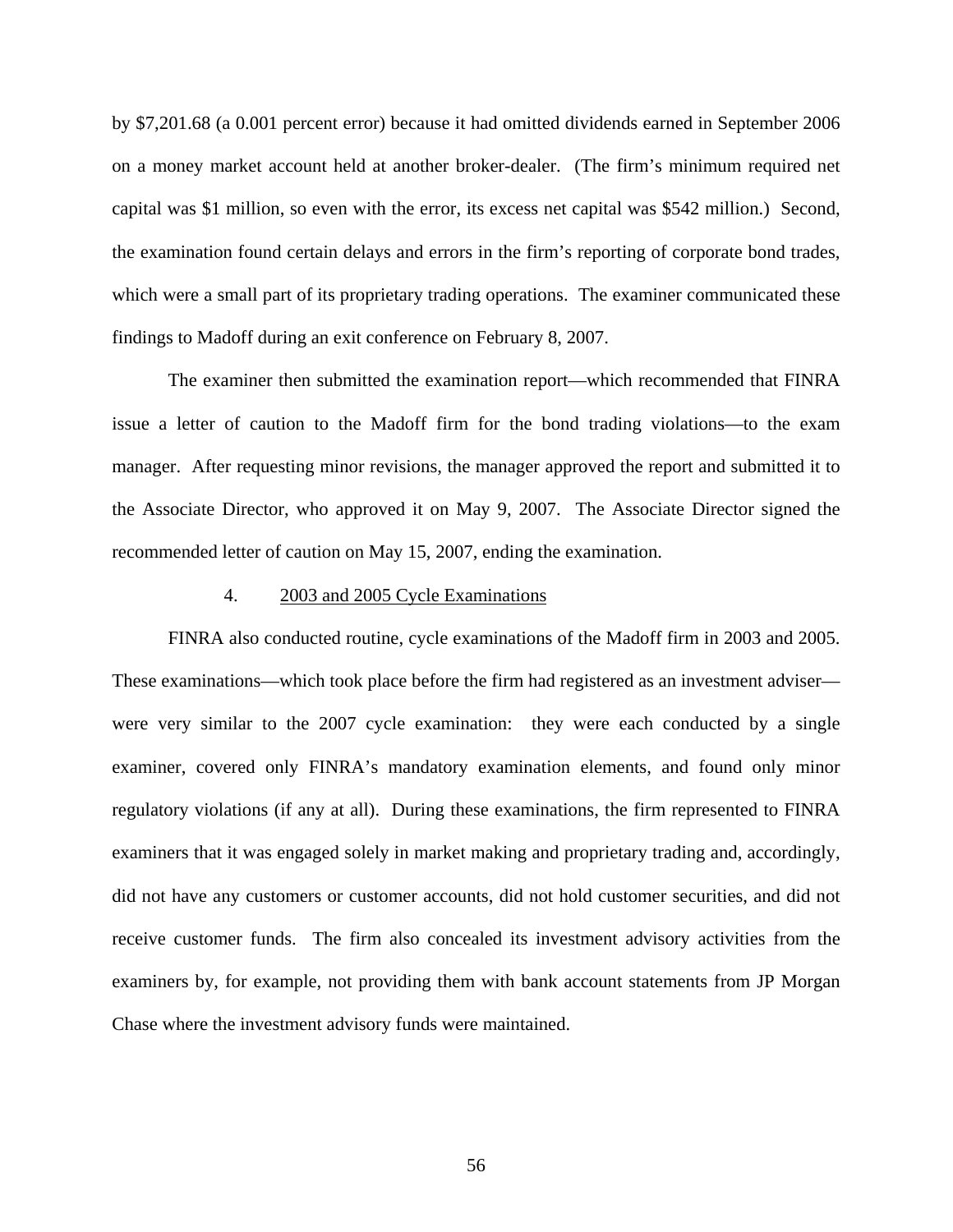by $7,201.68 (a 0.001 percent error) because it had omitted dividends earned in September 2006 on a money market account held at another broker-dealer. (The firm's minimum required net capital was $1 million, so even with the error, its excess net capital was $542 million.) Second, the examination found certain delays and errors in the firm's reporting of corporate bond trades, which were a small part of its proprietary trading operations. The examiner communicated these findings to Madoff during an exit conference on February 8, 2007.

The examiner then submitted the examination report—which recommended that FINRA issue a letter of caution to the Madoff firm for the bond trading violations—to the exam manager. After requesting minor revisions, the manager approved the report and submitted it to the Associate Director, who approved it on May 9, 2007. The Associate Director signed the recommended letter of caution on May 15, 2007, ending the examination.

#### 4. 2003 and 2005 Cycle Examinations

FINRA also conducted routine, cycle examinations of the Madoff firm in 2003 and 2005. These examinations—which took place before the firm had registered as an investment adviser—were very similar to the 2007 cycle examination: they were each conducted by a single examiner, covered only FINRA's mandatory examination elements, and found only minor regulatory violations (if any at all). During these examinations, the firm represented to FINRA examiners that it was engaged solely in market making and proprietary trading and, accordingly, did not have any customers or customer accounts, did not hold customer securities, and did not receive customer funds. The firm also concealed its investment advisory activities from the examiners by, for example, not providing them with bank account statements from JP Morgan Chase where the investment advisory funds were maintained.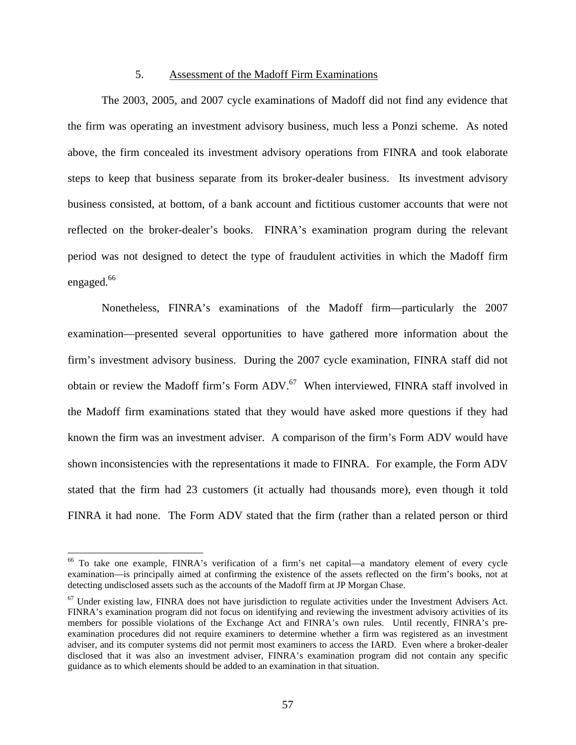### 5. Assessment of the Madoff Firm Examinations

The 2003, 2005, and 2007 cycle examinations of Madoff did not find any evidence that the firm was operating an investment advisory business, much less a Ponzi scheme. As noted above, the firm concealed its investment advisory operations from FINRA and took elaborate steps to keep that business separate from its broker-dealer business. Its investment advisory business consisted, at bottom, of a bank account and fictitious customer accounts that were not reflected on the broker-dealer's books. FINRA's examination program during the relevant period was not designed to detect the type of fraudulent activities in which the Madoff firm engaged.[66]

Nonetheless, FINRA's examinations of the Madoff firm—particularly the 2007 examination—presented several opportunities to have gathered more information about the firm's investment advisory business. During the 2007 cycle examination, FINRA staff did not obtain or review the Madoff firm's Form ADV.[67] When interviewed, FINRA staff involved in the Madoff firm examinations stated that they would have asked more questions if they had known the firm was an investment adviser. A comparison of the firm's Form ADV would have shown inconsistencies with the representations it made to FINRA. For example, the Form ADV stated that the firm had 23 customers (it actually had thousands more), even though it told FINRA it had none. The Form ADV stated that the firm (rather than a related person or third

---

[66] To take one example, FINRA's verification of a firm's net capital—a mandatory element of every cycle examination—is principally aimed at confirming the existence of the assets reflected on the firm's books, not at detecting undisclosed assets such as the accounts of the Madoff firm at JP Morgan Chase.

[67] Under existing law, FINRA does not have jurisdiction to regulate activities under the Investment Advisers Act. FINRA's examination program did not focus on identifying and reviewing the investment advisory activities of its members for possible violations of the Exchange Act and FINRA's own rules. Until recently, FINRA's pre-examination procedures did not require examiners to determine whether a firm was registered as an investment adviser, and its computer systems did not permit most examiners to access the IARD. Even where a broker-dealer disclosed that it was also an investment adviser, FINRA's examination program did not contain any specific guidance as to which elements should be added to an examination in that situation.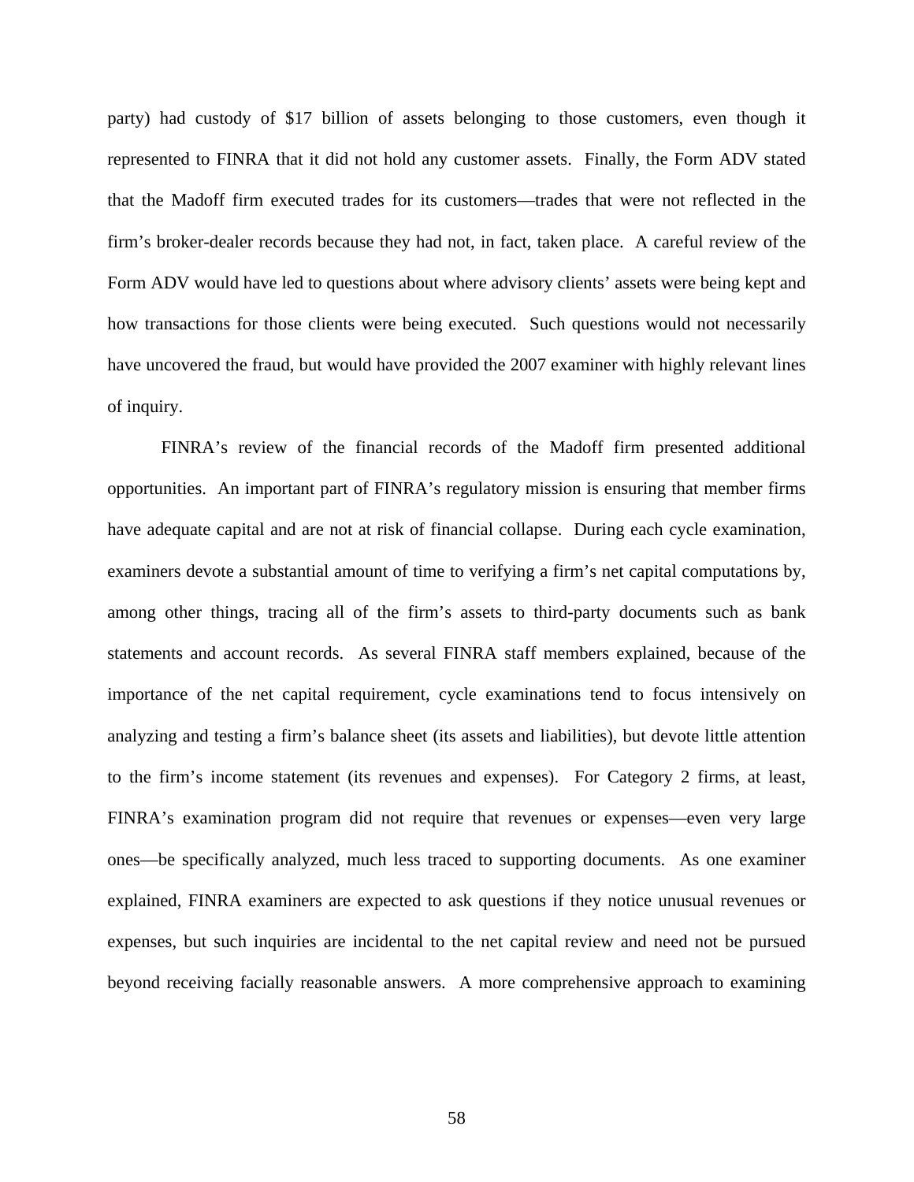party) had custody of $17 billion of assets belonging to those customers, even though it represented to FINRA that it did not hold any customer assets. Finally, the Form ADV stated that the Madoff firm executed trades for its customers—trades that were not reflected in the firm's broker-dealer records because they had not, in fact, taken place. A careful review of the Form ADV would have led to questions about where advisory clients' assets were being kept and how transactions for those clients were being executed. Such questions would not necessarily have uncovered the fraud, but would have provided the 2007 examiner with highly relevant lines of inquiry.

FINRA's review of the financial records of the Madoff firm presented additional opportunities. An important part of FINRA's regulatory mission is ensuring that member firms have adequate capital and are not at risk of financial collapse. During each cycle examination, examiners devote a substantial amount of time to verifying a firm's net capital computations by, among other things, tracing all of the firm's assets to third-party documents such as bank statements and account records. As several FINRA staff members explained, because of the importance of the net capital requirement, cycle examinations tend to focus intensively on analyzing and testing a firm's balance sheet (its assets and liabilities), but devote little attention to the firm's income statement (its revenues and expenses). For Category 2 firms, at least, FINRA's examination program did not require that revenues or expenses—even very large ones—be specifically analyzed, much less traced to supporting documents. As one examiner explained, FINRA examiners are expected to ask questions if they notice unusual revenues or expenses, but such inquiries are incidental to the net capital review and need not be pursued beyond receiving facially reasonable answers. A more comprehensive approach to examining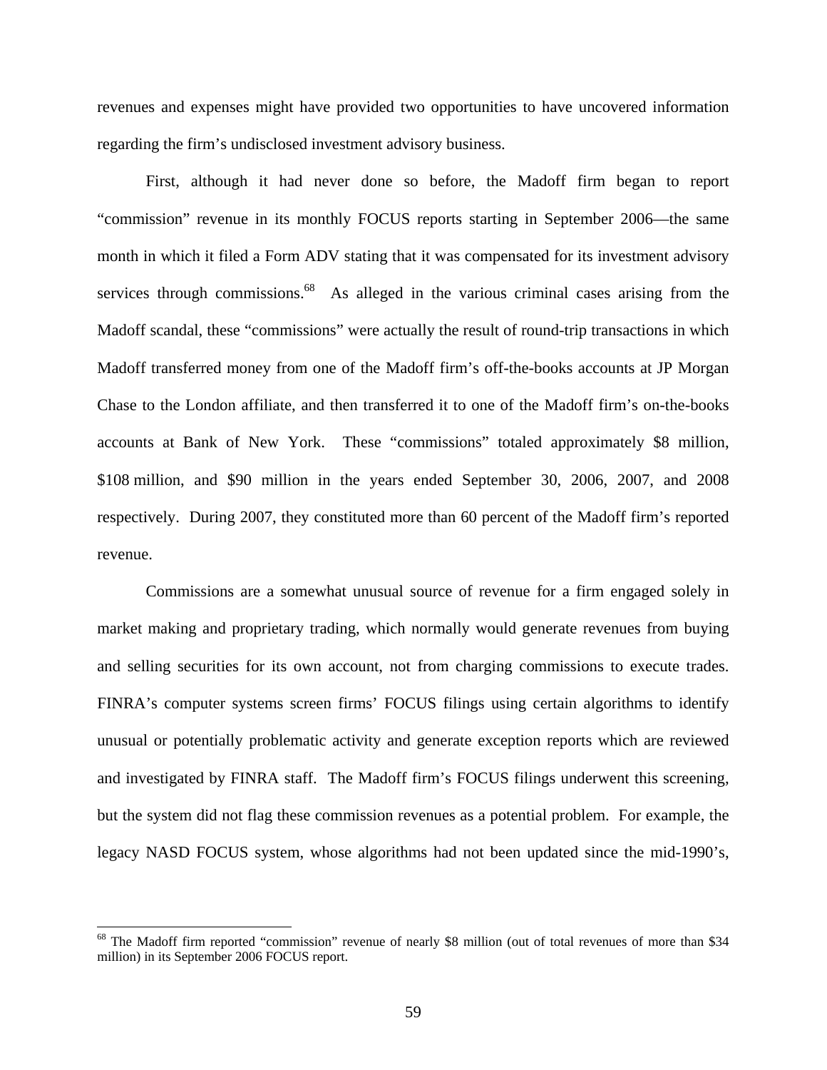revenues and expenses might have provided two opportunities to have uncovered information regarding the firm's undisclosed investment advisory business.

First, although it had never done so before, the Madoff firm began to report "commission" revenue in its monthly FOCUS reports starting in September 2006—the same month in which it filed a Form ADV stating that it was compensated for its investment advisory services through commissions.[68] As alleged in the various criminal cases arising from the Madoff scandal, these "commissions" were actually the result of round-trip transactions in which Madoff transferred money from one of the Madoff firm's off-the-books accounts at JP Morgan Chase to the London affiliate, and then transferred it to one of the Madoff firm's on-the-books accounts at Bank of New York. These "commissions" totaled approximately \$8 million, \$108 million, and \$90 million in the years ended September 30, 2006, 2007, and 2008 respectively. During 2007, they constituted more than 60 percent of the Madoff firm's reported revenue.

Commissions are a somewhat unusual source of revenue for a firm engaged solely in market making and proprietary trading, which normally would generate revenues from buying and selling securities for its own account, not from charging commissions to execute trades. FINRA's computer systems screen firms' FOCUS filings using certain algorithms to identify unusual or potentially problematic activity and generate exception reports which are reviewed and investigated by FINRA staff. The Madoff firm's FOCUS filings underwent this screening, but the system did not flag these commission revenues as a potential problem. For example, the legacy NASD FOCUS system, whose algorithms had not been updated since the mid-1990's,

[68] The Madoff firm reported "commission" revenue of nearly \$8 million (out of total revenues of more than \$34 million) in its September 2006 FOCUS report.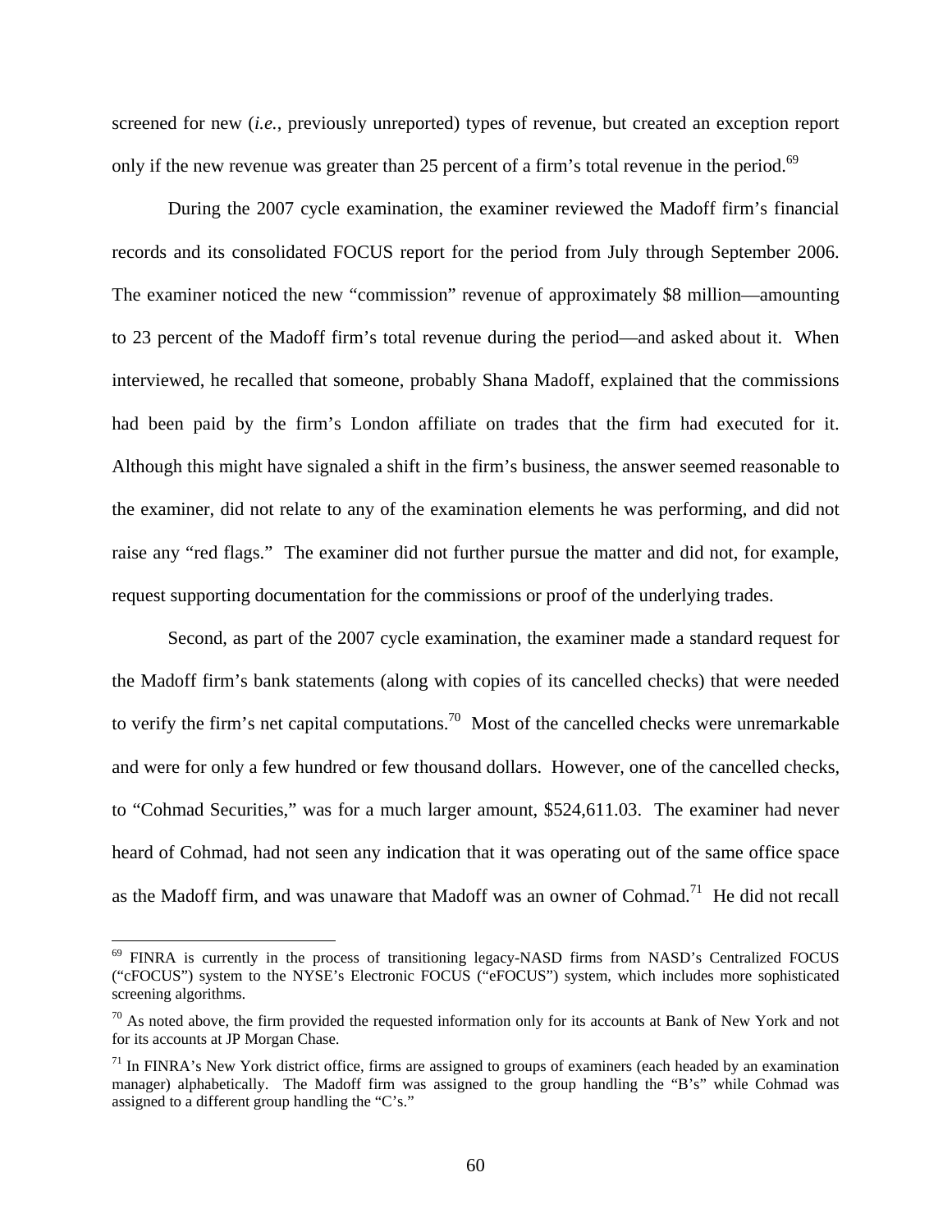screened for new (*i.e.*, previously unreported) types of revenue, but created an exception report only if the new revenue was greater than 25 percent of a firm's total revenue in the period.[69]

During the 2007 cycle examination, the examiner reviewed the Madoff firm's financial records and its consolidated FOCUS report for the period from July through September 2006. The examiner noticed the new "commission" revenue of approximately $8 million—amounting to 23 percent of the Madoff firm's total revenue during the period—and asked about it. When interviewed, he recalled that someone, probably Shana Madoff, explained that the commissions had been paid by the firm's London affiliate on trades that the firm had executed for it. Although this might have signaled a shift in the firm's business, the answer seemed reasonable to the examiner, did not relate to any of the examination elements he was performing, and did not raise any "red flags." The examiner did not further pursue the matter and did not, for example, request supporting documentation for the commissions or proof of the underlying trades.

Second, as part of the 2007 cycle examination, the examiner made a standard request for the Madoff firm's bank statements (along with copies of its cancelled checks) that were needed to verify the firm's net capital computations.[70] Most of the cancelled checks were unremarkable and were for only a few hundred or few thousand dollars. However, one of the cancelled checks, to "Cohmad Securities," was for a much larger amount, $524,611.03. The examiner had never heard of Cohmad, had not seen any indication that it was operating out of the same office space as the Madoff firm, and was unaware that Madoff was an owner of Cohmad.[71] He did not recall

---

[69] FINRA is currently in the process of transitioning legacy-NASD firms from NASD's Centralized FOCUS ("cFOCUS") system to the NYSE's Electronic FOCUS ("eFOCUS") system, which includes more sophisticated screening algorithms.

[70] As noted above, the firm provided the requested information only for its accounts at Bank of New York and not for its accounts at JP Morgan Chase.

[71] In FINRA's New York district office, firms are assigned to groups of examiners (each headed by an examination manager) alphabetically. The Madoff firm was assigned to the group handling the "B's" while Cohmad was assigned to a different group handling the "C's."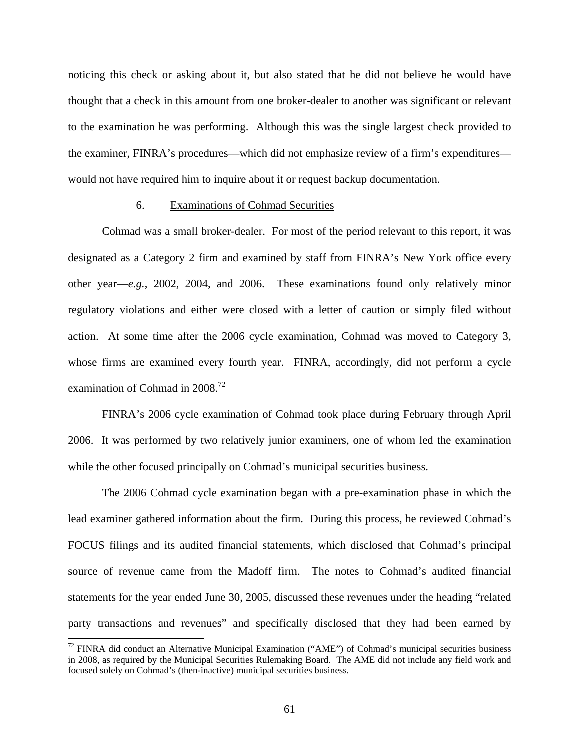noticing this check or asking about it, but also stated that he did not believe he would have thought that a check in this amount from one broker-dealer to another was significant or relevant to the examination he was performing. Although this was the single largest check provided to the examiner, FINRA's procedures—which did not emphasize review of a firm's expenditures—would not have required him to inquire about it or request backup documentation.

### 6. Examinations of Cohmad Securities

Cohmad was a small broker-dealer. For most of the period relevant to this report, it was designated as a Category 2 firm and examined by staff from FINRA's New York office every other year—*e.g.*, 2002, 2004, and 2006. These examinations found only relatively minor regulatory violations and either were closed with a letter of caution or simply filed without action. At some time after the 2006 cycle examination, Cohmad was moved to Category 3, whose firms are examined every fourth year. FINRA, accordingly, did not perform a cycle examination of Cohmad in 2008.[72]

FINRA's 2006 cycle examination of Cohmad took place during February through April 2006. It was performed by two relatively junior examiners, one of whom led the examination while the other focused principally on Cohmad's municipal securities business.

The 2006 Cohmad cycle examination began with a pre-examination phase in which the lead examiner gathered information about the firm. During this process, he reviewed Cohmad's FOCUS filings and its audited financial statements, which disclosed that Cohmad's principal source of revenue came from the Madoff firm. The notes to Cohmad's audited financial statements for the year ended June 30, 2005, discussed these revenues under the heading "related party transactions and revenues" and specifically disclosed that they had been earned by

[72] FINRA did conduct an Alternative Municipal Examination ("AME") of Cohmad's municipal securities business in 2008, as required by the Municipal Securities Rulemaking Board. The AME did not include any field work and focused solely on Cohmad's (then-inactive) municipal securities business.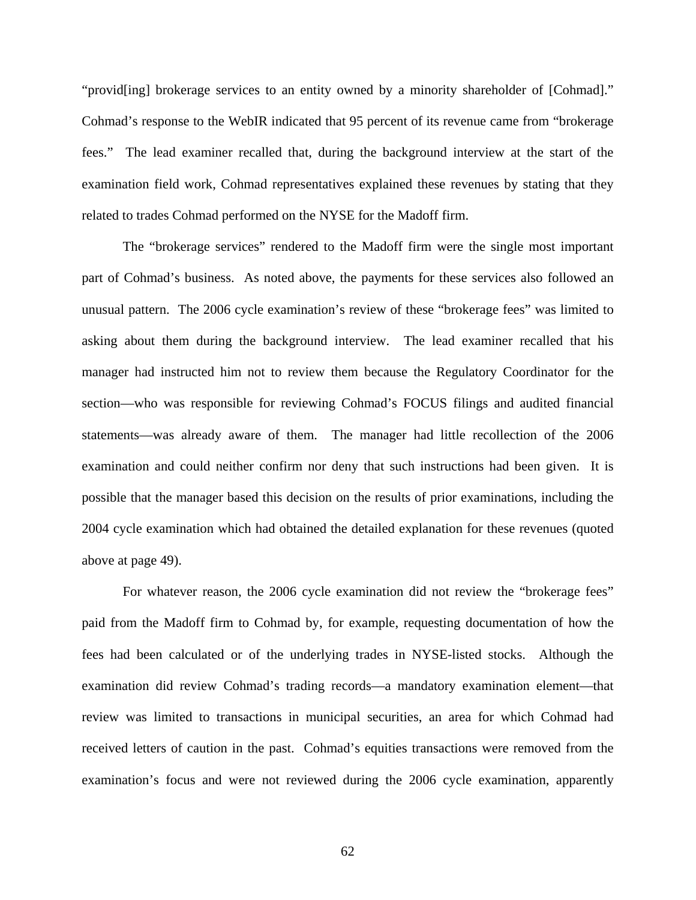"provid[ing] brokerage services to an entity owned by a minority shareholder of [Cohmad]." Cohmad's response to the WebIR indicated that 95 percent of its revenue came from "brokerage fees." The lead examiner recalled that, during the background interview at the start of the examination field work, Cohmad representatives explained these revenues by stating that they related to trades Cohmad performed on the NYSE for the Madoff firm.

The "brokerage services" rendered to the Madoff firm were the single most important part of Cohmad's business. As noted above, the payments for these services also followed an unusual pattern. The 2006 cycle examination's review of these "brokerage fees" was limited to asking about them during the background interview. The lead examiner recalled that his manager had instructed him not to review them because the Regulatory Coordinator for the section—who was responsible for reviewing Cohmad's FOCUS filings and audited financial statements—was already aware of them. The manager had little recollection of the 2006 examination and could neither confirm nor deny that such instructions had been given. It is possible that the manager based this decision on the results of prior examinations, including the 2004 cycle examination which had obtained the detailed explanation for these revenues (quoted above at page 49).

For whatever reason, the 2006 cycle examination did not review the "brokerage fees" paid from the Madoff firm to Cohmad by, for example, requesting documentation of how the fees had been calculated or of the underlying trades in NYSE-listed stocks. Although the examination did review Cohmad's trading records—a mandatory examination element—that review was limited to transactions in municipal securities, an area for which Cohmad had received letters of caution in the past. Cohmad's equities transactions were removed from the examination's focus and were not reviewed during the 2006 cycle examination, apparently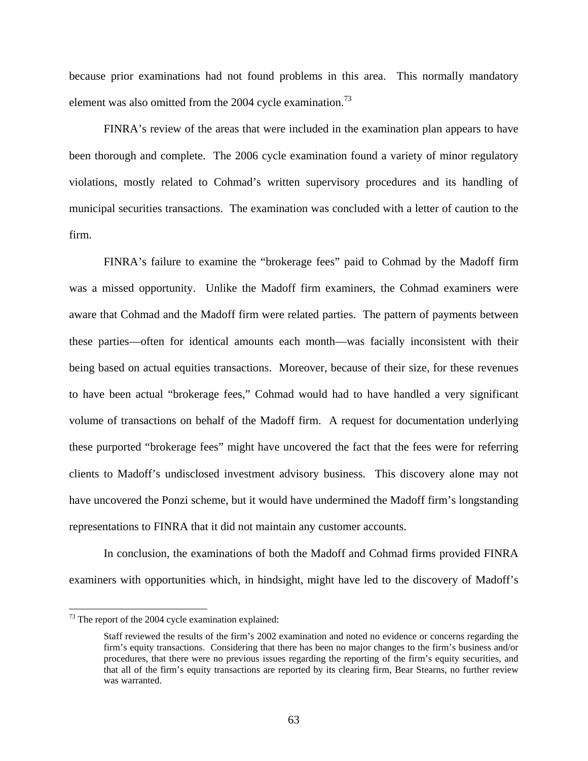because prior examinations had not found problems in this area. This normally mandatory element was also omitted from the 2004 cycle examination.[73]

FINRA's review of the areas that were included in the examination plan appears to have been thorough and complete. The 2006 cycle examination found a variety of minor regulatory violations, mostly related to Cohmad's written supervisory procedures and its handling of municipal securities transactions. The examination was concluded with a letter of caution to the firm.

FINRA's failure to examine the "brokerage fees" paid to Cohmad by the Madoff firm was a missed opportunity. Unlike the Madoff firm examiners, the Cohmad examiners were aware that Cohmad and the Madoff firm were related parties. The pattern of payments between these parties—often for identical amounts each month—was facially inconsistent with their being based on actual equities transactions. Moreover, because of their size, for these revenues to have been actual "brokerage fees," Cohmad would had to have handled a very significant volume of transactions on behalf of the Madoff firm. A request for documentation underlying these purported "brokerage fees" might have uncovered the fact that the fees were for referring clients to Madoff's undisclosed investment advisory business. This discovery alone may not have uncovered the Ponzi scheme, but it would have undermined the Madoff firm's longstanding representations to FINRA that it did not maintain any customer accounts.

In conclusion, the examinations of both the Madoff and Cohmad firms provided FINRA examiners with opportunities which, in hindsight, might have led to the discovery of Madoff's

---

[73] The report of the 2004 cycle examination explained:

> Staff reviewed the results of the firm's 2002 examination and noted no evidence or concerns regarding the firm's equity transactions. Considering that there has been no major changes to the firm's business and/or procedures, that there were no previous issues regarding the reporting of the firm's equity securities, and that all of the firm's equity transactions are reported by its clearing firm, Bear Stearns, no further review was warranted.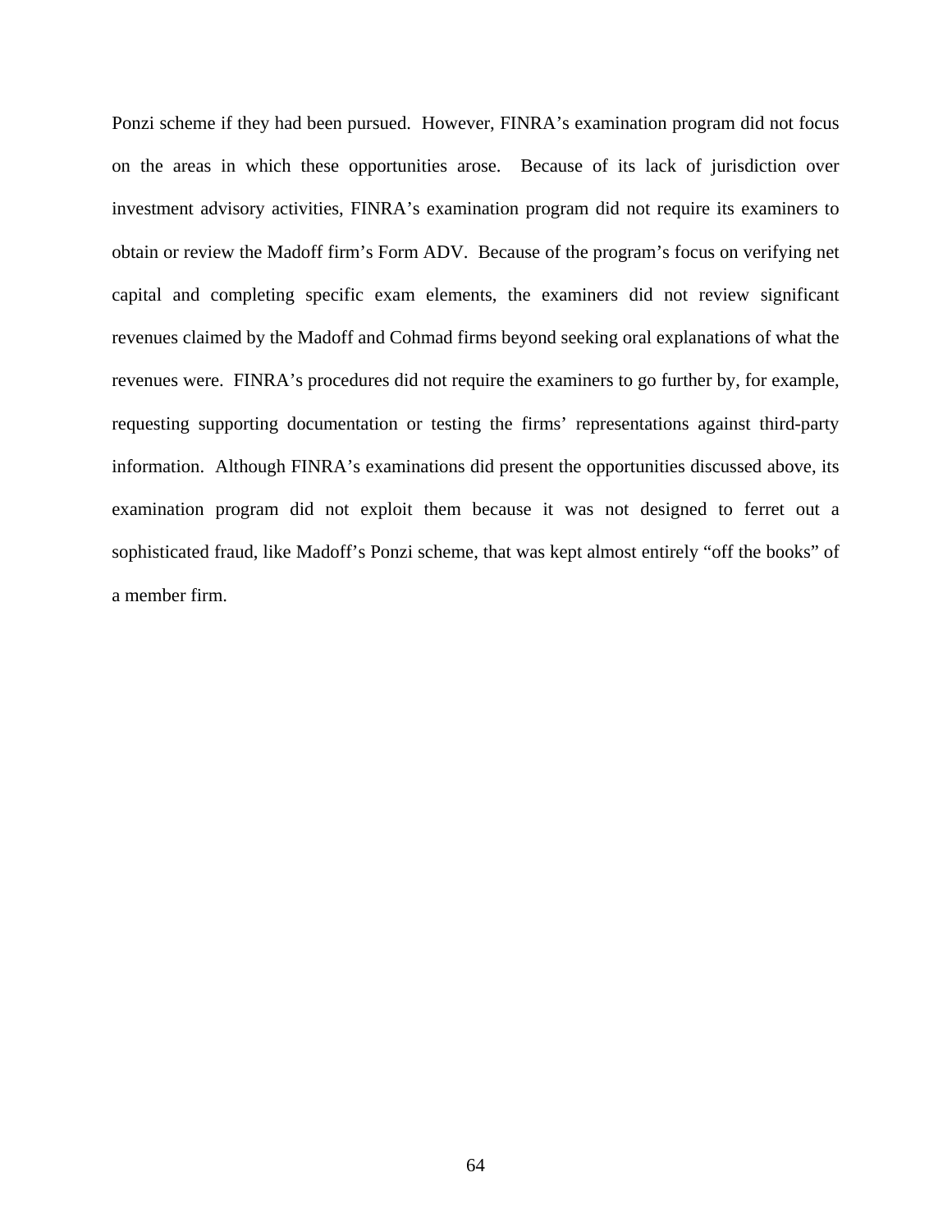Ponzi scheme if they had been pursued. However, FINRA's examination program did not focus on the areas in which these opportunities arose. Because of its lack of jurisdiction over investment advisory activities, FINRA's examination program did not require its examiners to obtain or review the Madoff firm's Form ADV. Because of the program's focus on verifying net capital and completing specific exam elements, the examiners did not review significant revenues claimed by the Madoff and Cohmad firms beyond seeking oral explanations of what the revenues were. FINRA's procedures did not require the examiners to go further by, for example, requesting supporting documentation or testing the firms' representations against third-party information. Although FINRA's examinations did present the opportunities discussed above, its examination program did not exploit them because it was not designed to ferret out a sophisticated fraud, like Madoff's Ponzi scheme, that was kept almost entirely "off the books" of a member firm.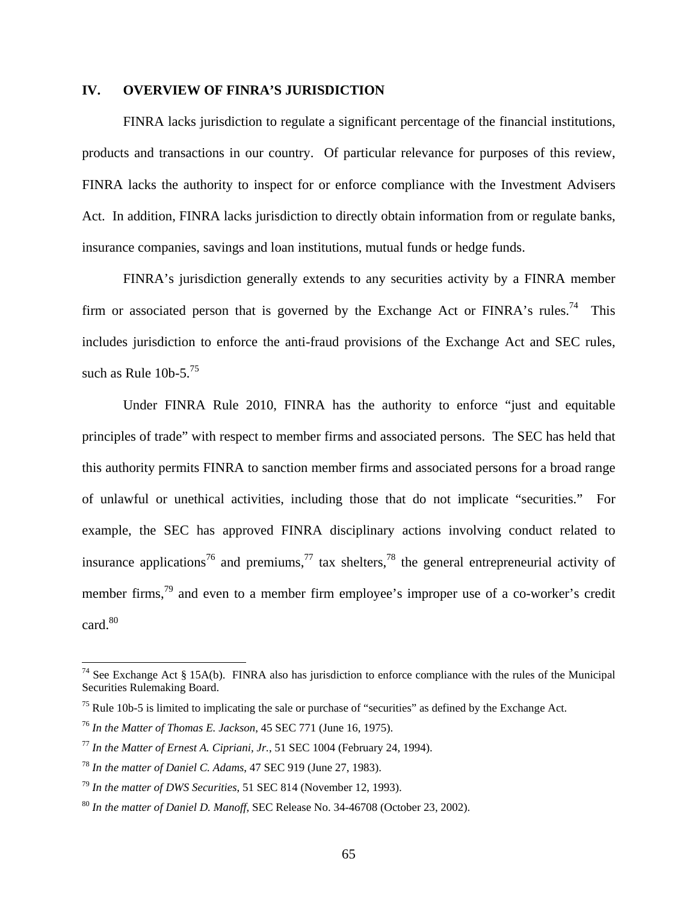## IV. OVERVIEW OF FINRA'S JURISDICTION

FINRA lacks jurisdiction to regulate a significant percentage of the financial institutions, products and transactions in our country. Of particular relevance for purposes of this review, FINRA lacks the authority to inspect for or enforce compliance with the Investment Advisers Act. In addition, FINRA lacks jurisdiction to directly obtain information from or regulate banks, insurance companies, savings and loan institutions, mutual funds or hedge funds.

FINRA's jurisdiction generally extends to any securities activity by a FINRA member firm or associated person that is governed by the Exchange Act or FINRA's rules.[74] This includes jurisdiction to enforce the anti-fraud provisions of the Exchange Act and SEC rules, such as Rule 10b-5.[75]

Under FINRA Rule 2010, FINRA has the authority to enforce "just and equitable principles of trade" with respect to member firms and associated persons. The SEC has held that this authority permits FINRA to sanction member firms and associated persons for a broad range of unlawful or unethical activities, including those that do not implicate "securities." For example, the SEC has approved FINRA disciplinary actions involving conduct related to insurance applications[76] and premiums,[77] tax shelters,[78] the general entrepreneurial activity of member firms,[79] and even to a member firm employee's improper use of a co-worker's credit card.[80]

---

[74] See Exchange Act § 15A(b). FINRA also has jurisdiction to enforce compliance with the rules of the Municipal Securities Rulemaking Board.

[75] Rule 10b-5 is limited to implicating the sale or purchase of "securities" as defined by the Exchange Act.

[76] *In the Matter of Thomas E. Jackson*, 45 SEC 771 (June 16, 1975).

[77] *In the Matter of Ernest A. Cipriani, Jr.*, 51 SEC 1004 (February 24, 1994).

[78] *In the matter of Daniel C. Adams*, 47 SEC 919 (June 27, 1983).

[79] *In the matter of DWS Securities*, 51 SEC 814 (November 12, 1993).

[80] *In the matter of Daniel D. Manoff*, SEC Release No. 34-46708 (October 23, 2002).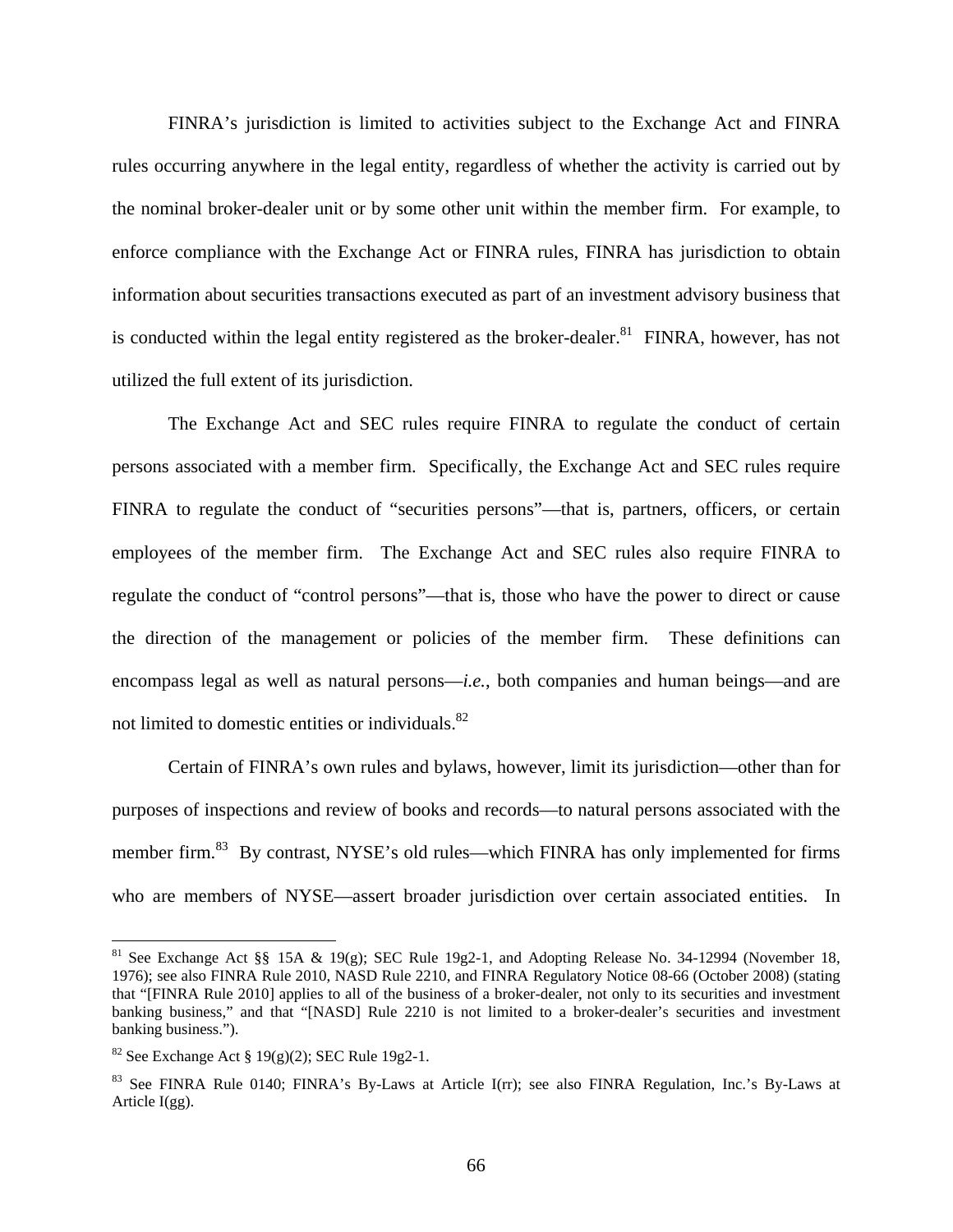FINRA's jurisdiction is limited to activities subject to the Exchange Act and FINRA rules occurring anywhere in the legal entity, regardless of whether the activity is carried out by the nominal broker-dealer unit or by some other unit within the member firm. For example, to enforce compliance with the Exchange Act or FINRA rules, FINRA has jurisdiction to obtain information about securities transactions executed as part of an investment advisory business that is conducted within the legal entity registered as the broker-dealer.[81] FINRA, however, has not utilized the full extent of its jurisdiction.

The Exchange Act and SEC rules require FINRA to regulate the conduct of certain persons associated with a member firm. Specifically, the Exchange Act and SEC rules require FINRA to regulate the conduct of "securities persons"—that is, partners, officers, or certain employees of the member firm. The Exchange Act and SEC rules also require FINRA to regulate the conduct of "control persons"—that is, those who have the power to direct or cause the direction of the management or policies of the member firm. These definitions can encompass legal as well as natural persons—*i.e.*, both companies and human beings—and are not limited to domestic entities or individuals.[82]

Certain of FINRA's own rules and bylaws, however, limit its jurisdiction—other than for purposes of inspections and review of books and records—to natural persons associated with the member firm.[83] By contrast, NYSE's old rules—which FINRA has only implemented for firms who are members of NYSE—assert broader jurisdiction over certain associated entities. In

---

[81] See Exchange Act §§ 15A & 19(g); SEC Rule 19g2-1, and Adopting Release No. 34-12994 (November 18, 1976); see also FINRA Rule 2010, NASD Rule 2210, and FINRA Regulatory Notice 08-66 (October 2008) (stating that "[FINRA Rule 2010] applies to all of the business of a broker-dealer, not only to its securities and investment banking business," and that "[NASD] Rule 2210 is not limited to a broker-dealer's securities and investment banking business.").

[82] See Exchange Act § 19(g)(2); SEC Rule 19g2-1.

[83] See FINRA Rule 0140; FINRA's By-Laws at Article I(rr); see also FINRA Regulation, Inc.'s By-Laws at Article I(gg).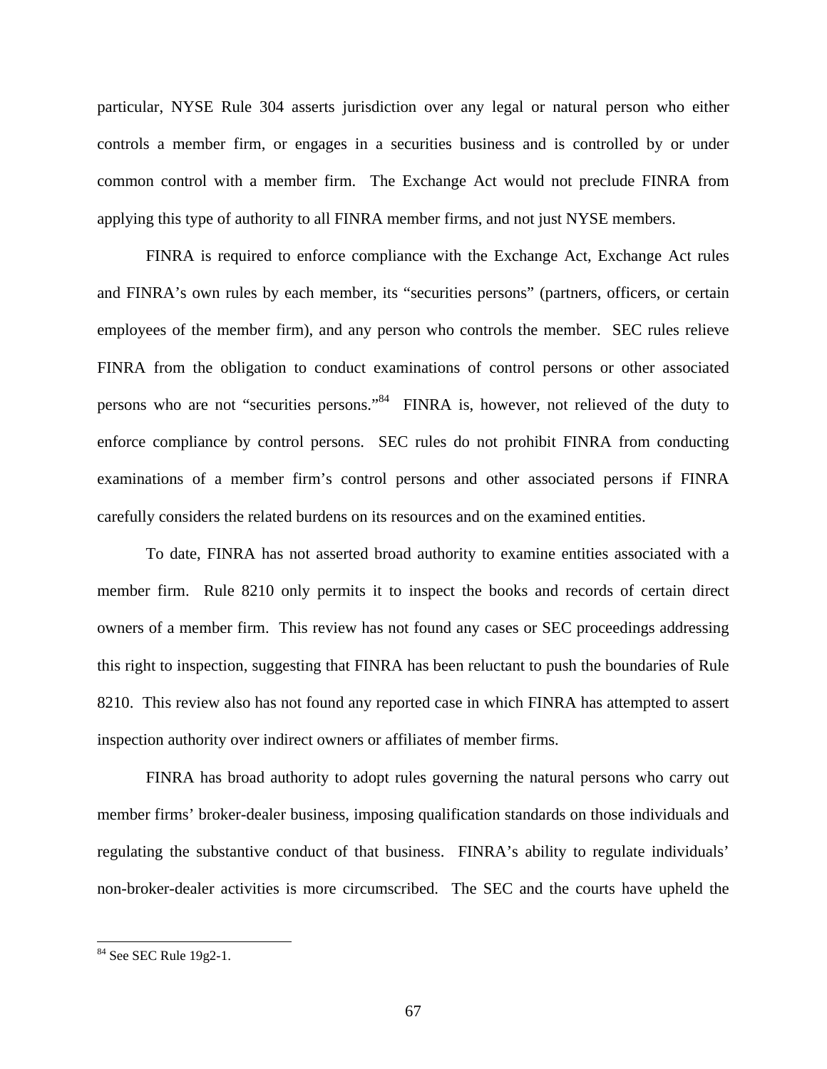particular, NYSE Rule 304 asserts jurisdiction over any legal or natural person who either controls a member firm, or engages in a securities business and is controlled by or under common control with a member firm. The Exchange Act would not preclude FINRA from applying this type of authority to all FINRA member firms, and not just NYSE members.

FINRA is required to enforce compliance with the Exchange Act, Exchange Act rules and FINRA's own rules by each member, its "securities persons" (partners, officers, or certain employees of the member firm), and any person who controls the member. SEC rules relieve FINRA from the obligation to conduct examinations of control persons or other associated persons who are not "securities persons."[84] FINRA is, however, not relieved of the duty to enforce compliance by control persons. SEC rules do not prohibit FINRA from conducting examinations of a member firm's control persons and other associated persons if FINRA carefully considers the related burdens on its resources and on the examined entities.

To date, FINRA has not asserted broad authority to examine entities associated with a member firm. Rule 8210 only permits it to inspect the books and records of certain direct owners of a member firm. This review has not found any cases or SEC proceedings addressing this right to inspection, suggesting that FINRA has been reluctant to push the boundaries of Rule 8210. This review also has not found any reported case in which FINRA has attempted to assert inspection authority over indirect owners or affiliates of member firms.

FINRA has broad authority to adopt rules governing the natural persons who carry out member firms' broker-dealer business, imposing qualification standards on those individuals and regulating the substantive conduct of that business. FINRA's ability to regulate individuals' non-broker-dealer activities is more circumscribed. The SEC and the courts have upheld the

[84] See SEC Rule 19g2-1.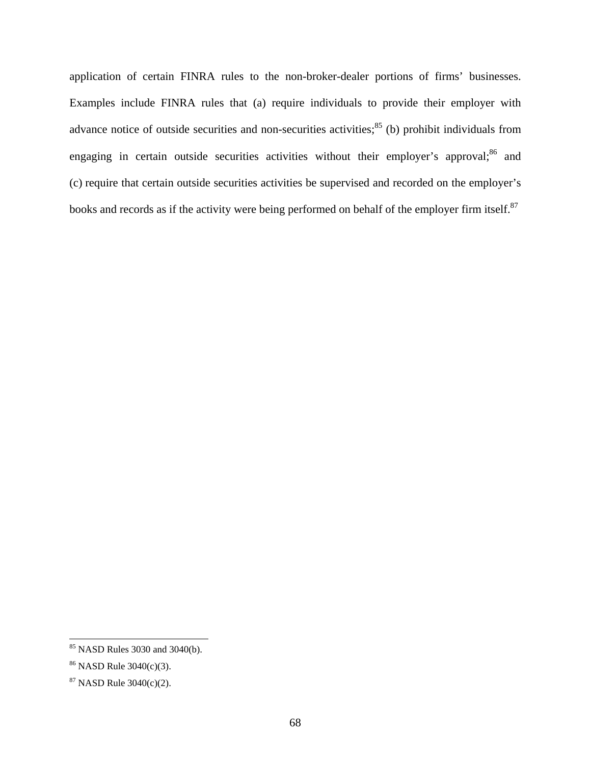application of certain FINRA rules to the non-broker-dealer portions of firms' businesses. Examples include FINRA rules that (a) require individuals to provide their employer with advance notice of outside securities and non-securities activities;[85] (b) prohibit individuals from engaging in certain outside securities activities without their employer's approval;[86] and (c) require that certain outside securities activities be supervised and recorded on the employer's books and records as if the activity were being performed on behalf of the employer firm itself.[87]

---

[85] NASD Rules 3030 and 3040(b).

[86] NASD Rule 3040(c)(3).

[87] NASD Rule 3040(c)(2).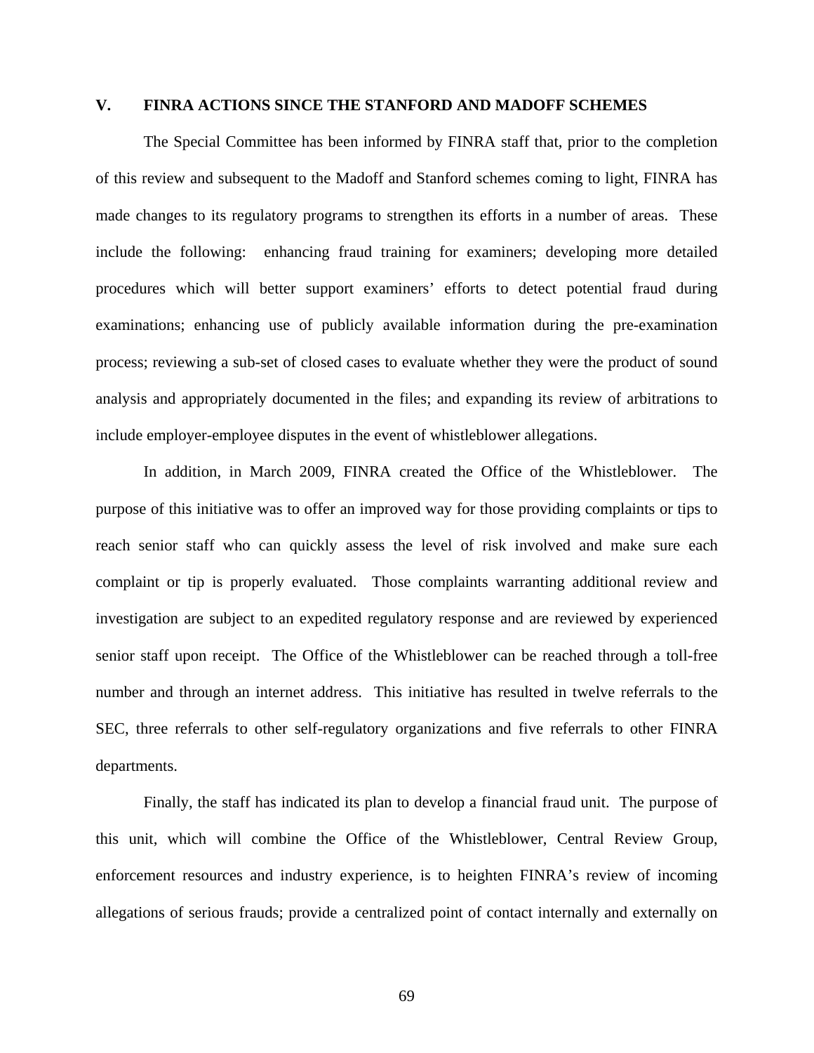## V. FINRA ACTIONS SINCE THE STANFORD AND MADOFF SCHEMES

The Special Committee has been informed by FINRA staff that, prior to the completion of this review and subsequent to the Madoff and Stanford schemes coming to light, FINRA has made changes to its regulatory programs to strengthen its efforts in a number of areas. These include the following: enhancing fraud training for examiners; developing more detailed procedures which will better support examiners' efforts to detect potential fraud during examinations; enhancing use of publicly available information during the pre-examination process; reviewing a sub-set of closed cases to evaluate whether they were the product of sound analysis and appropriately documented in the files; and expanding its review of arbitrations to include employer-employee disputes in the event of whistleblower allegations.

In addition, in March 2009, FINRA created the Office of the Whistleblower. The purpose of this initiative was to offer an improved way for those providing complaints or tips to reach senior staff who can quickly assess the level of risk involved and make sure each complaint or tip is properly evaluated. Those complaints warranting additional review and investigation are subject to an expedited regulatory response and are reviewed by experienced senior staff upon receipt. The Office of the Whistleblower can be reached through a toll-free number and through an internet address. This initiative has resulted in twelve referrals to the SEC, three referrals to other self-regulatory organizations and five referrals to other FINRA departments.

Finally, the staff has indicated its plan to develop a financial fraud unit. The purpose of this unit, which will combine the Office of the Whistleblower, Central Review Group, enforcement resources and industry experience, is to heighten FINRA's review of incoming allegations of serious frauds; provide a centralized point of contact internally and externally on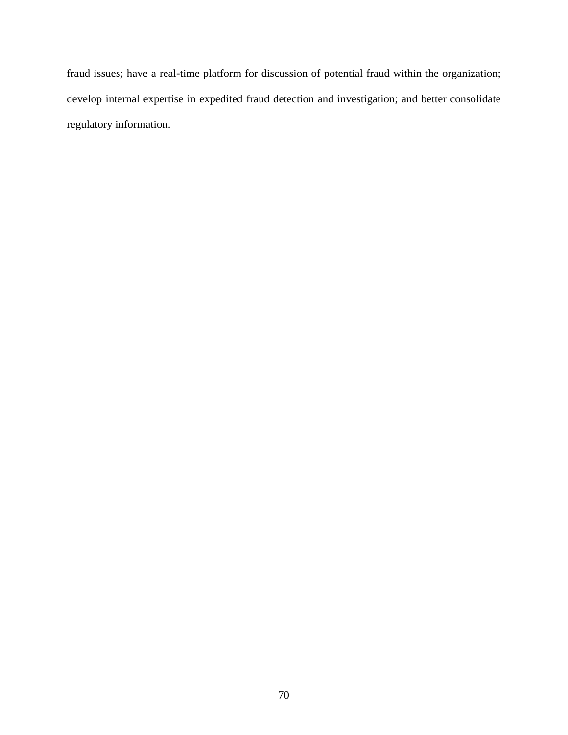fraud issues; have a real-time platform for discussion of potential fraud within the organization; develop internal expertise in expedited fraud detection and investigation; and better consolidate regulatory information.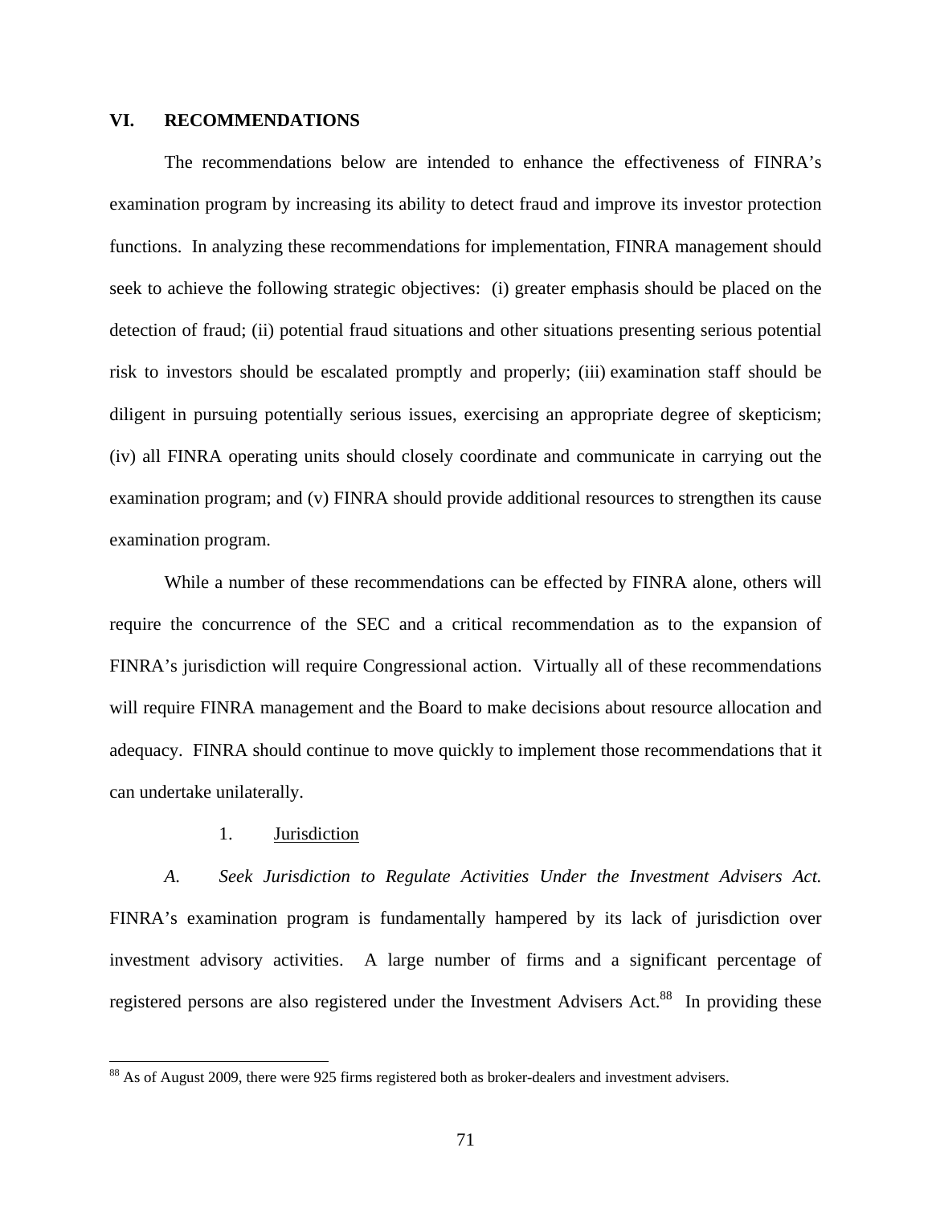## VI. RECOMMENDATIONS

The recommendations below are intended to enhance the effectiveness of FINRA's examination program by increasing its ability to detect fraud and improve its investor protection functions. In analyzing these recommendations for implementation, FINRA management should seek to achieve the following strategic objectives: (i) greater emphasis should be placed on the detection of fraud; (ii) potential fraud situations and other situations presenting serious potential risk to investors should be escalated promptly and properly; (iii) examination staff should be diligent in pursuing potentially serious issues, exercising an appropriate degree of skepticism; (iv) all FINRA operating units should closely coordinate and communicate in carrying out the examination program; and (v) FINRA should provide additional resources to strengthen its cause examination program.

While a number of these recommendations can be effected by FINRA alone, others will require the concurrence of the SEC and a critical recommendation as to the expansion of FINRA's jurisdiction will require Congressional action. Virtually all of these recommendations will require FINRA management and the Board to make decisions about resource allocation and adequacy. FINRA should continue to move quickly to implement those recommendations that it can undertake unilaterally.

### 1. Jurisdiction

*A. Seek Jurisdiction to Regulate Activities Under the Investment Advisers Act.* FINRA's examination program is fundamentally hampered by its lack of jurisdiction over investment advisory activities. A large number of firms and a significant percentage of registered persons are also registered under the Investment Advisers Act.[88] In providing these

[88] As of August 2009, there were 925 firms registered both as broker-dealers and investment advisers.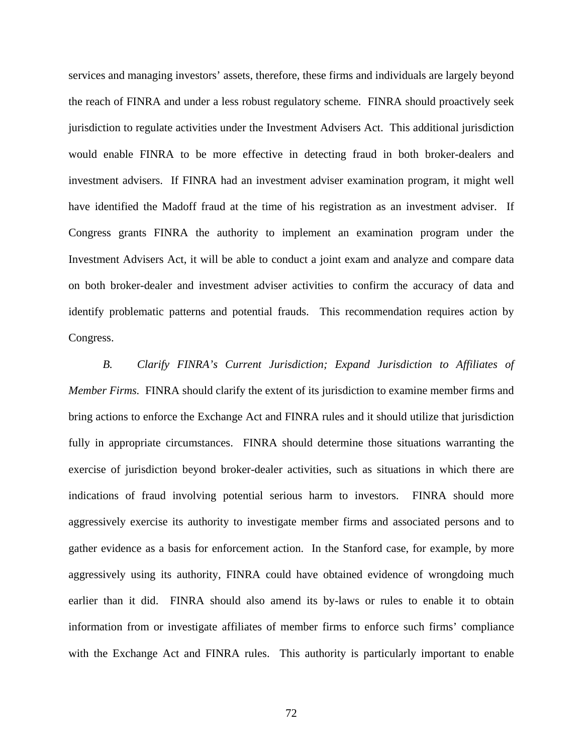services and managing investors' assets, therefore, these firms and individuals are largely beyond the reach of FINRA and under a less robust regulatory scheme. FINRA should proactively seek jurisdiction to regulate activities under the Investment Advisers Act. This additional jurisdiction would enable FINRA to be more effective in detecting fraud in both broker-dealers and investment advisers. If FINRA had an investment adviser examination program, it might well have identified the Madoff fraud at the time of his registration as an investment adviser. If Congress grants FINRA the authority to implement an examination program under the Investment Advisers Act, it will be able to conduct a joint exam and analyze and compare data on both broker-dealer and investment adviser activities to confirm the accuracy of data and identify problematic patterns and potential frauds. This recommendation requires action by Congress.

*B. Clarify FINRA's Current Jurisdiction; Expand Jurisdiction to Affiliates of Member Firms.* FINRA should clarify the extent of its jurisdiction to examine member firms and bring actions to enforce the Exchange Act and FINRA rules and it should utilize that jurisdiction fully in appropriate circumstances. FINRA should determine those situations warranting the exercise of jurisdiction beyond broker-dealer activities, such as situations in which there are indications of fraud involving potential serious harm to investors. FINRA should more aggressively exercise its authority to investigate member firms and associated persons and to gather evidence as a basis for enforcement action. In the Stanford case, for example, by more aggressively using its authority, FINRA could have obtained evidence of wrongdoing much earlier than it did. FINRA should also amend its by-laws or rules to enable it to obtain information from or investigate affiliates of member firms to enforce such firms' compliance with the Exchange Act and FINRA rules. This authority is particularly important to enable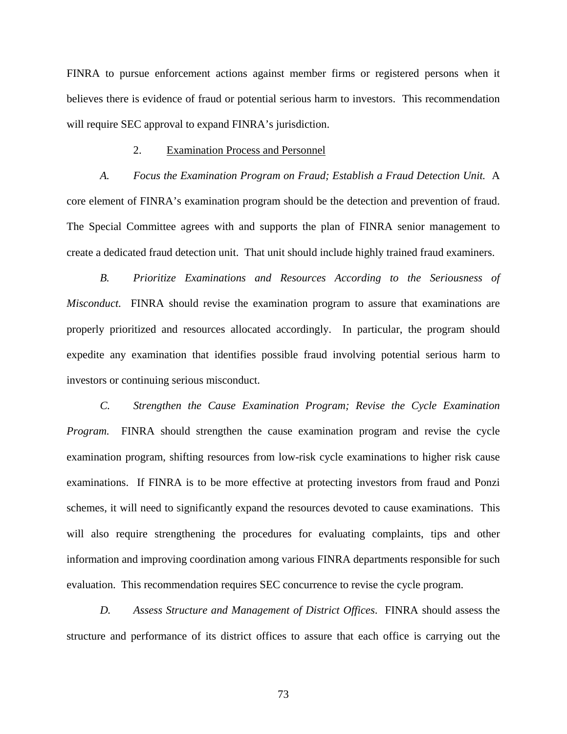FINRA to pursue enforcement actions against member firms or registered persons when it believes there is evidence of fraud or potential serious harm to investors. This recommendation will require SEC approval to expand FINRA's jurisdiction.

2. <u>Examination Process and Personnel</u>

*A. Focus the Examination Program on Fraud; Establish a Fraud Detection Unit.* A core element of FINRA's examination program should be the detection and prevention of fraud. The Special Committee agrees with and supports the plan of FINRA senior management to create a dedicated fraud detection unit. That unit should include highly trained fraud examiners.

*B. Prioritize Examinations and Resources According to the Seriousness of Misconduct.* FINRA should revise the examination program to assure that examinations are properly prioritized and resources allocated accordingly. In particular, the program should expedite any examination that identifies possible fraud involving potential serious harm to investors or continuing serious misconduct.

*C. Strengthen the Cause Examination Program; Revise the Cycle Examination Program.* FINRA should strengthen the cause examination program and revise the cycle examination program, shifting resources from low-risk cycle examinations to higher risk cause examinations. If FINRA is to be more effective at protecting investors from fraud and Ponzi schemes, it will need to significantly expand the resources devoted to cause examinations. This will also require strengthening the procedures for evaluating complaints, tips and other information and improving coordination among various FINRA departments responsible for such evaluation. This recommendation requires SEC concurrence to revise the cycle program.

*D. Assess Structure and Management of District Offices.* FINRA should assess the structure and performance of its district offices to assure that each office is carrying out the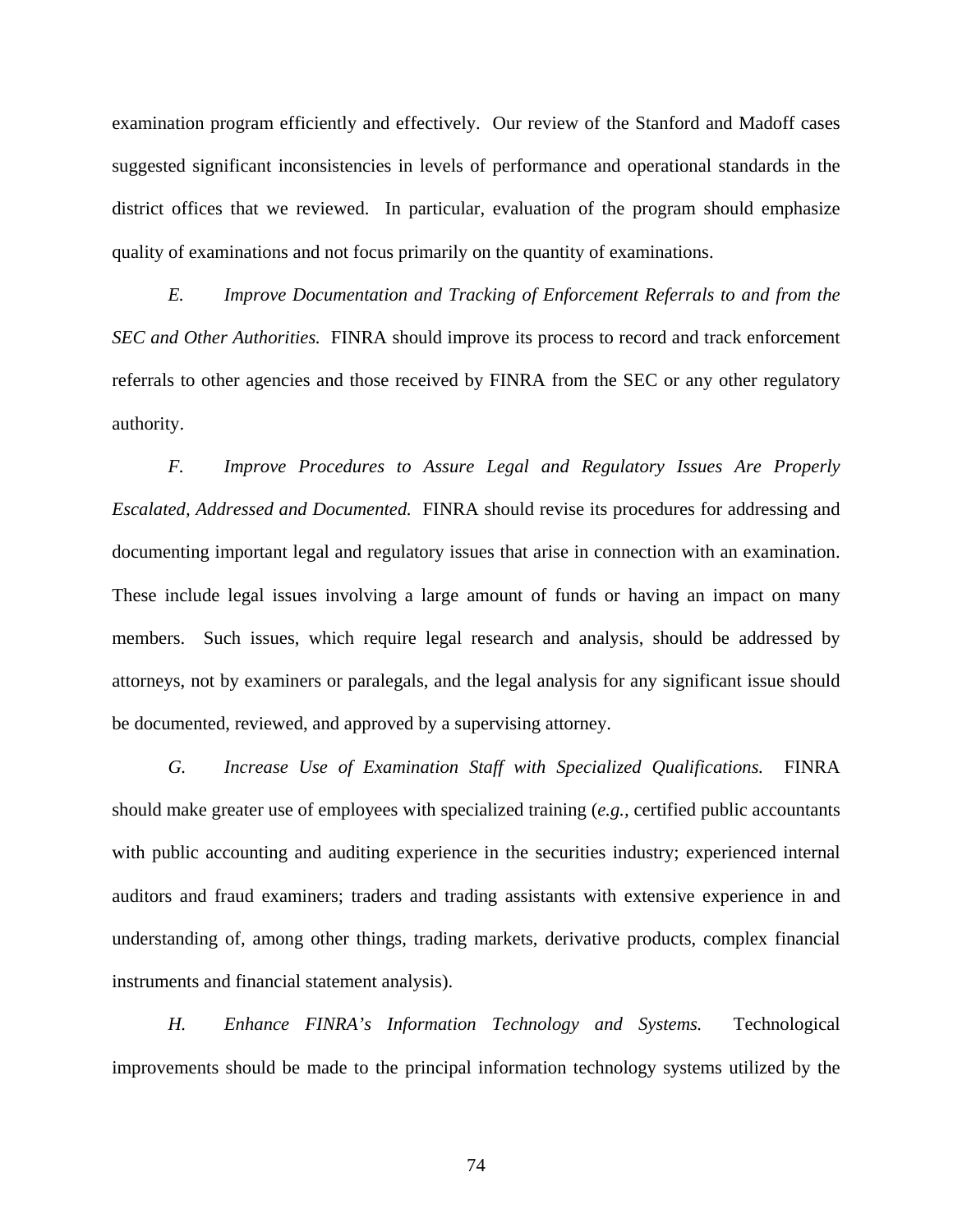examination program efficiently and effectively. Our review of the Stanford and Madoff cases suggested significant inconsistencies in levels of performance and operational standards in the district offices that we reviewed. In particular, evaluation of the program should emphasize quality of examinations and not focus primarily on the quantity of examinations.

*E. Improve Documentation and Tracking of Enforcement Referrals to and from the SEC and Other Authorities.* FINRA should improve its process to record and track enforcement referrals to other agencies and those received by FINRA from the SEC or any other regulatory authority.

*F. Improve Procedures to Assure Legal and Regulatory Issues Are Properly Escalated, Addressed and Documented.* FINRA should revise its procedures for addressing and documenting important legal and regulatory issues that arise in connection with an examination. These include legal issues involving a large amount of funds or having an impact on many members. Such issues, which require legal research and analysis, should be addressed by attorneys, not by examiners or paralegals, and the legal analysis for any significant issue should be documented, reviewed, and approved by a supervising attorney.

*G. Increase Use of Examination Staff with Specialized Qualifications.* FINRA should make greater use of employees with specialized training (*e.g.*, certified public accountants with public accounting and auditing experience in the securities industry; experienced internal auditors and fraud examiners; traders and trading assistants with extensive experience in and understanding of, among other things, trading markets, derivative products, complex financial instruments and financial statement analysis).

*H. Enhance FINRA's Information Technology and Systems.* Technological improvements should be made to the principal information technology systems utilized by the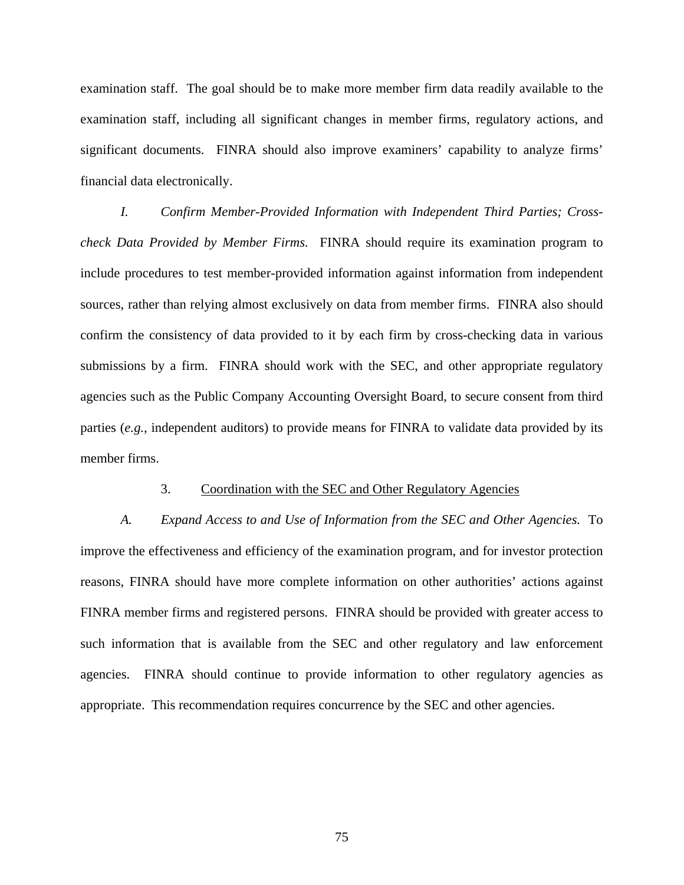examination staff. The goal should be to make more member firm data readily available to the examination staff, including all significant changes in member firms, regulatory actions, and significant documents. FINRA should also improve examiners' capability to analyze firms' financial data electronically.

*I. Confirm Member-Provided Information with Independent Third Parties; Cross-check Data Provided by Member Firms.* FINRA should require its examination program to include procedures to test member-provided information against information from independent sources, rather than relying almost exclusively on data from member firms. FINRA also should confirm the consistency of data provided to it by each firm by cross-checking data in various submissions by a firm. FINRA should work with the SEC, and other appropriate regulatory agencies such as the Public Company Accounting Oversight Board, to secure consent from third parties (*e.g.,* independent auditors) to provide means for FINRA to validate data provided by its member firms.

### 3. <u>Coordination with the SEC and Other Regulatory Agencies</u>

*A. Expand Access to and Use of Information from the SEC and Other Agencies.* To improve the effectiveness and efficiency of the examination program, and for investor protection reasons, FINRA should have more complete information on other authorities' actions against FINRA member firms and registered persons. FINRA should be provided with greater access to such information that is available from the SEC and other regulatory and law enforcement agencies. FINRA should continue to provide information to other regulatory agencies as appropriate. This recommendation requires concurrence by the SEC and other agencies.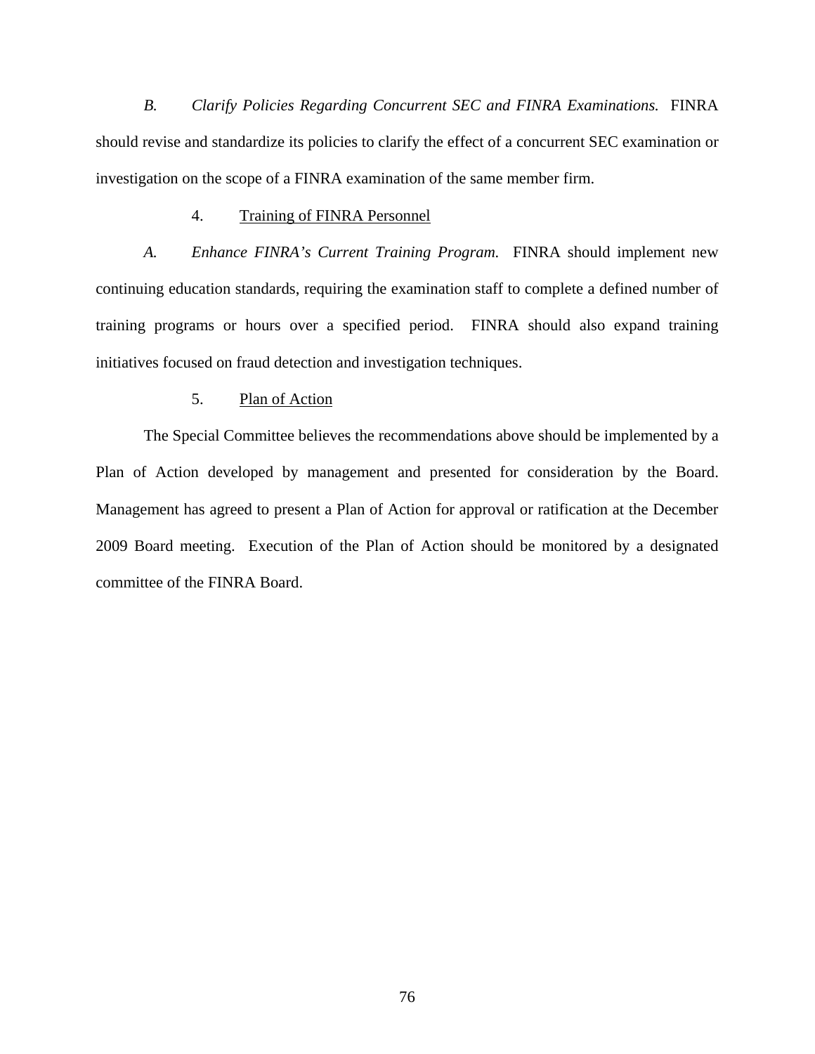*B. Clarify Policies Regarding Concurrent SEC and FINRA Examinations.* FINRA should revise and standardize its policies to clarify the effect of a concurrent SEC examination or investigation on the scope of a FINRA examination of the same member firm.

4. Training of FINRA Personnel

*A. Enhance FINRA's Current Training Program.* FINRA should implement new continuing education standards, requiring the examination staff to complete a defined number of training programs or hours over a specified period. FINRA should also expand training initiatives focused on fraud detection and investigation techniques.

5. Plan of Action

The Special Committee believes the recommendations above should be implemented by a Plan of Action developed by management and presented for consideration by the Board. Management has agreed to present a Plan of Action for approval or ratification at the December 2009 Board meeting. Execution of the Plan of Action should be monitored by a designated committee of the FINRA Board.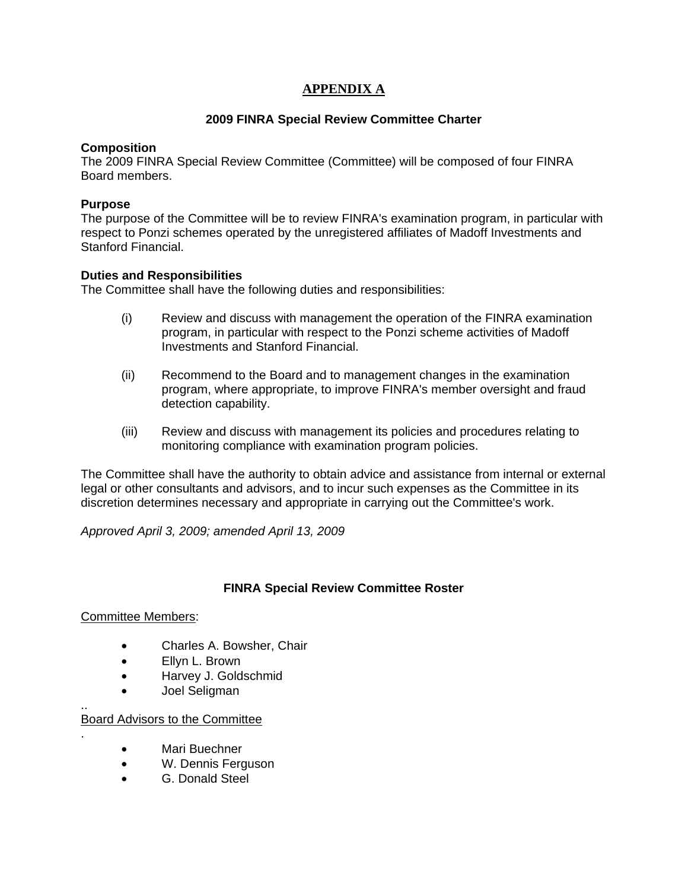# APPENDIX A

## 2009 FINRA Special Review Committee Charter

**Composition**
The 2009 FINRA Special Review Committee (Committee) will be composed of four FINRA Board members.

**Purpose**
The purpose of the Committee will be to review FINRA's examination program, in particular with respect to Ponzi schemes operated by the unregistered affiliates of Madoff Investments and Stanford Financial.

**Duties and Responsibilities**
The Committee shall have the following duties and responsibilities:

(i) Review and discuss with management the operation of the FINRA examination program, in particular with respect to the Ponzi scheme activities of Madoff Investments and Stanford Financial.

(ii) Recommend to the Board and to management changes in the examination program, where appropriate, to improve FINRA's member oversight and fraud detection capability.

(iii) Review and discuss with management its policies and procedures relating to monitoring compliance with examination program policies.

The Committee shall have the authority to obtain advice and assistance from internal or external legal or other consultants and advisors, and to incur such expenses as the Committee in its discretion determines necessary and appropriate in carrying out the Committee's work.

*Approved April 3, 2009; amended April 13, 2009*

## FINRA Special Review Committee Roster

Committee Members:

- Charles A. Bowsher, Chair
- Ellyn L. Brown
- Harvey J. Goldschmid
- Joel Seligman

Board Advisors to the Committee

- Mari Buechner
- W. Dennis Ferguson
- G. Donald Steel